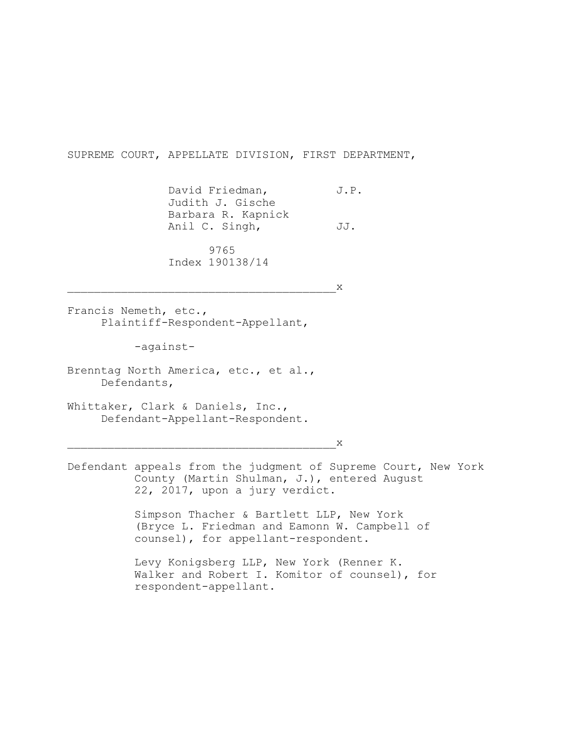SUPREME COURT, APPELLATE DIVISION, FIRST DEPARTMENT,

David Friedman, J.P.
Judith J. Gische
Barbara R. Kapnick
Anil C. Singh, JJ.

9765
Index 190138/14

_______________________________________x

Francis Nemeth, etc.,
Plaintiff-Respondent-Appellant,

-against-

Brenntag North America, etc., et al.,
Defendants,

Whittaker, Clark & Daniels, Inc.,
Defendant-Appellant-Respondent.

_______________________________________x

Defendant appeals from the judgment of Supreme Court, New York County (Martin Shulman, J.), entered August 22, 2017, upon a jury verdict.

Simpson Thacher & Bartlett LLP, New York (Bryce L. Friedman and Eamonn W. Campbell of counsel), for appellant-respondent.

Levy Konigsberg LLP, New York (Renner K. Walker and Robert I. Komitor of counsel), for respondent-appellant.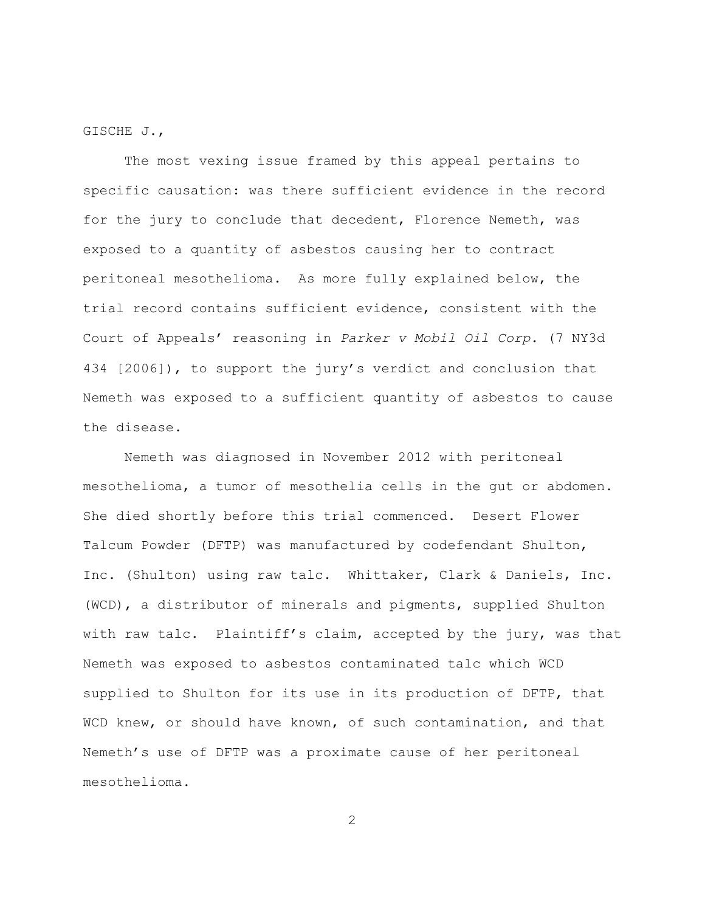GISCHE J.,

The most vexing issue framed by this appeal pertains to specific causation: was there sufficient evidence in the record for the jury to conclude that decedent, Florence Nemeth, was exposed to a quantity of asbestos causing her to contract peritoneal mesothelioma. As more fully explained below, the trial record contains sufficient evidence, consistent with the Court of Appeals' reasoning in *Parker v Mobil Oil Corp.* (7 NY3d 434 [2006]), to support the jury's verdict and conclusion that Nemeth was exposed to a sufficient quantity of asbestos to cause the disease.

Nemeth was diagnosed in November 2012 with peritoneal mesothelioma, a tumor of mesothelia cells in the gut or abdomen. She died shortly before this trial commenced. Desert Flower Talcum Powder (DFTP) was manufactured by codefendant Shulton, Inc. (Shulton) using raw talc. Whittaker, Clark & Daniels, Inc. (WCD), a distributor of minerals and pigments, supplied Shulton with raw talc. Plaintiff's claim, accepted by the jury, was that Nemeth was exposed to asbestos contaminated talc which WCD supplied to Shulton for its use in its production of DFTP, that WCD knew, or should have known, of such contamination, and that Nemeth's use of DFTP was a proximate cause of her peritoneal mesothelioma.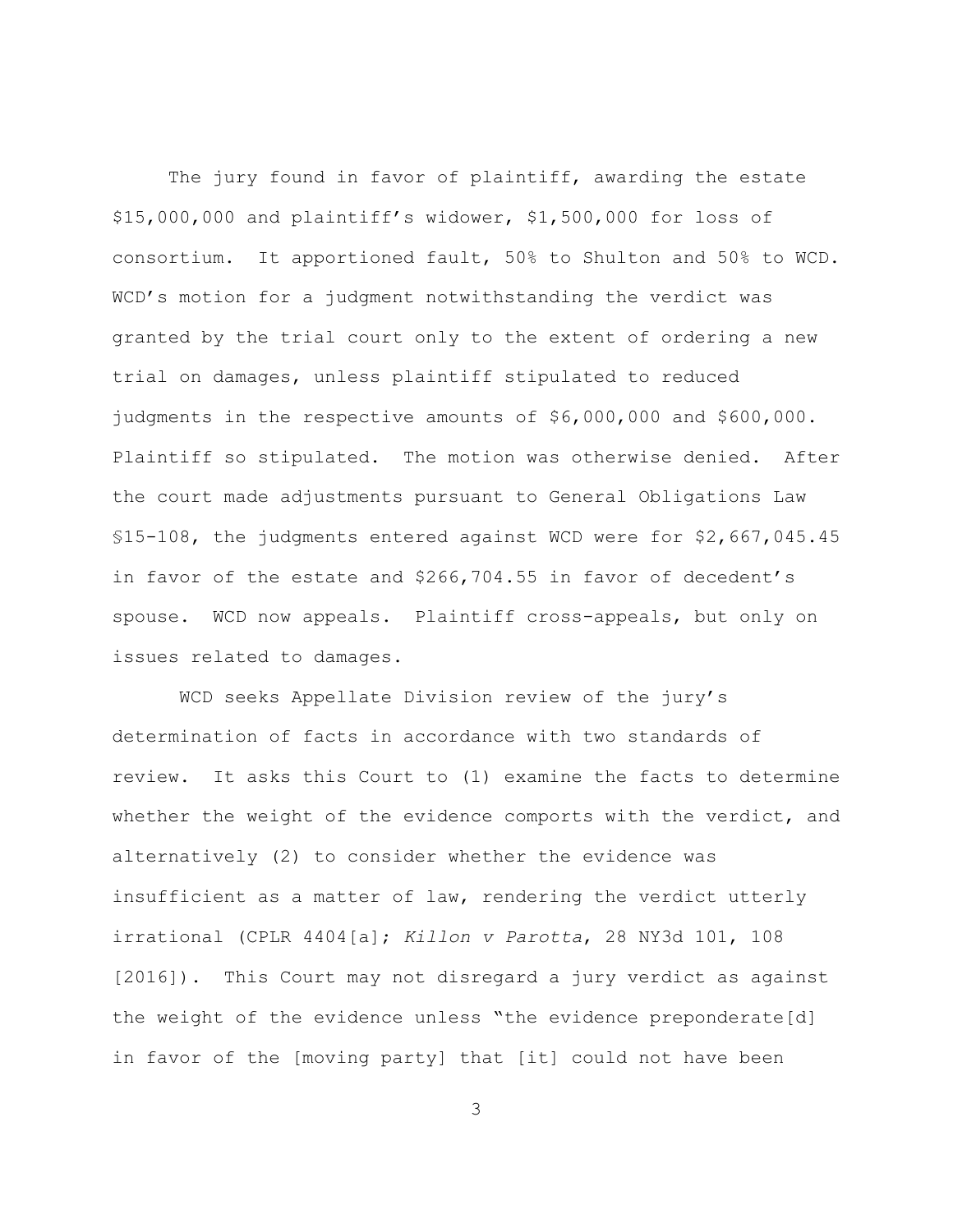The jury found in favor of plaintiff, awarding the estate $15,000,000 and plaintiff's widower, $1,500,000 for loss of consortium. It apportioned fault, 50% to Shulton and 50% to WCD. WCD's motion for a judgment notwithstanding the verdict was granted by the trial court only to the extent of ordering a new trial on damages, unless plaintiff stipulated to reduced judgments in the respective amounts of $6,000,000 and $600,000. Plaintiff so stipulated. The motion was otherwise denied. After the court made adjustments pursuant to General Obligations Law §15-108, the judgments entered against WCD were for $2,667,045.45 in favor of the estate and $266,704.55 in favor of decedent's spouse. WCD now appeals. Plaintiff cross-appeals, but only on issues related to damages.

WCD seeks Appellate Division review of the jury's determination of facts in accordance with two standards of review. It asks this Court to (1) examine the facts to determine whether the weight of the evidence comports with the verdict, and alternatively (2) to consider whether the evidence was insufficient as a matter of law, rendering the verdict utterly irrational (CPLR 4404[a]; *Killon v Parotta*, 28 NY3d 101, 108 [2016]). This Court may not disregard a jury verdict as against the weight of the evidence unless "the evidence preponderate[d] in favor of the [moving party] that [it] could not have been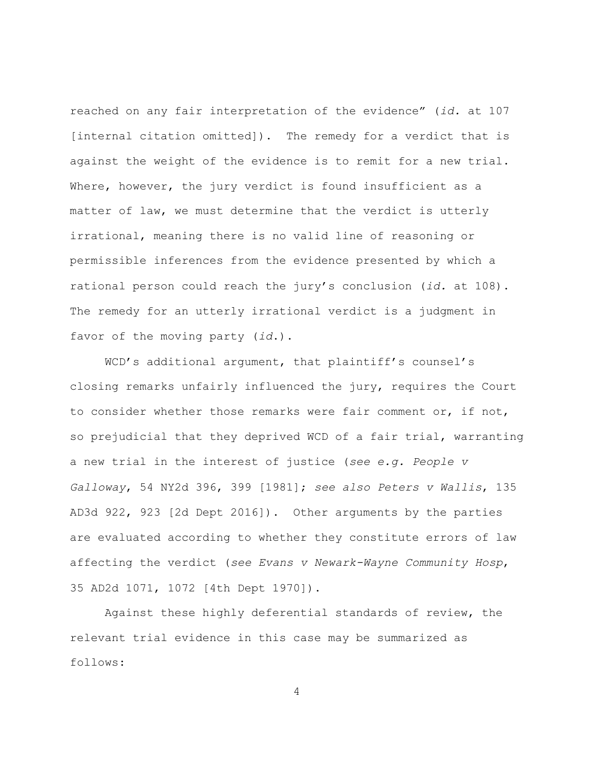reached on any fair interpretation of the evidence" (*id.* at 107 [internal citation omitted]). The remedy for a verdict that is against the weight of the evidence is to remit for a new trial. Where, however, the jury verdict is found insufficient as a matter of law, we must determine that the verdict is utterly irrational, meaning there is no valid line of reasoning or permissible inferences from the evidence presented by which a rational person could reach the jury's conclusion (*id.* at 108). The remedy for an utterly irrational verdict is a judgment in favor of the moving party (*id.*).

WCD's additional argument, that plaintiff's counsel's closing remarks unfairly influenced the jury, requires the Court to consider whether those remarks were fair comment or, if not, so prejudicial that they deprived WCD of a fair trial, warranting a new trial in the interest of justice (*see e.g. People v Galloway*, 54 NY2d 396, 399 [1981]; *see also Peters v Wallis*, 135 AD3d 922, 923 [2d Dept 2016]). Other arguments by the parties are evaluated according to whether they constitute errors of law affecting the verdict (*see Evans v Newark-Wayne Community Hosp*, 35 AD2d 1071, 1072 [4th Dept 1970]).

Against these highly deferential standards of review, the relevant trial evidence in this case may be summarized as follows: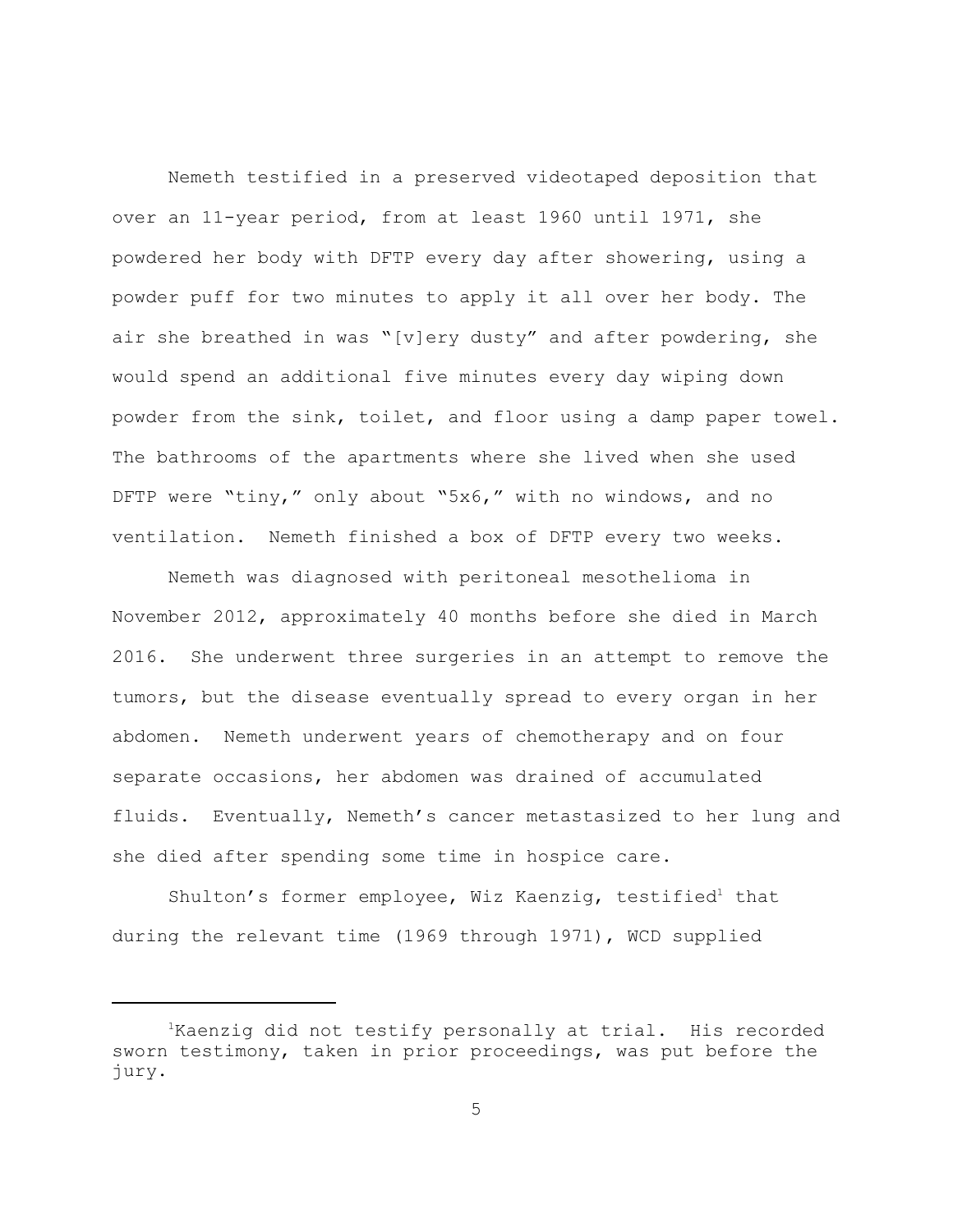Nemeth testified in a preserved videotaped deposition that over an 11-year period, from at least 1960 until 1971, she powdered her body with DFTP every day after showering, using a powder puff for two minutes to apply it all over her body. The air she breathed in was "[v]ery dusty" and after powdering, she would spend an additional five minutes every day wiping down powder from the sink, toilet, and floor using a damp paper towel. The bathrooms of the apartments where she lived when she used DFTP were "tiny," only about "5x6," with no windows, and no ventilation. Nemeth finished a box of DFTP every two weeks.

Nemeth was diagnosed with peritoneal mesothelioma in November 2012, approximately 40 months before she died in March 2016. She underwent three surgeries in an attempt to remove the tumors, but the disease eventually spread to every organ in her abdomen. Nemeth underwent years of chemotherapy and on four separate occasions, her abdomen was drained of accumulated fluids. Eventually, Nemeth's cancer metastasized to her lung and she died after spending some time in hospice care.

Shulton's former employee, Wiz Kaenzig, testified[1] that during the relevant time (1969 through 1971), WCD supplied

[1] Kaenzig did not testify personally at trial. His recorded sworn testimony, taken in prior proceedings, was put before the jury.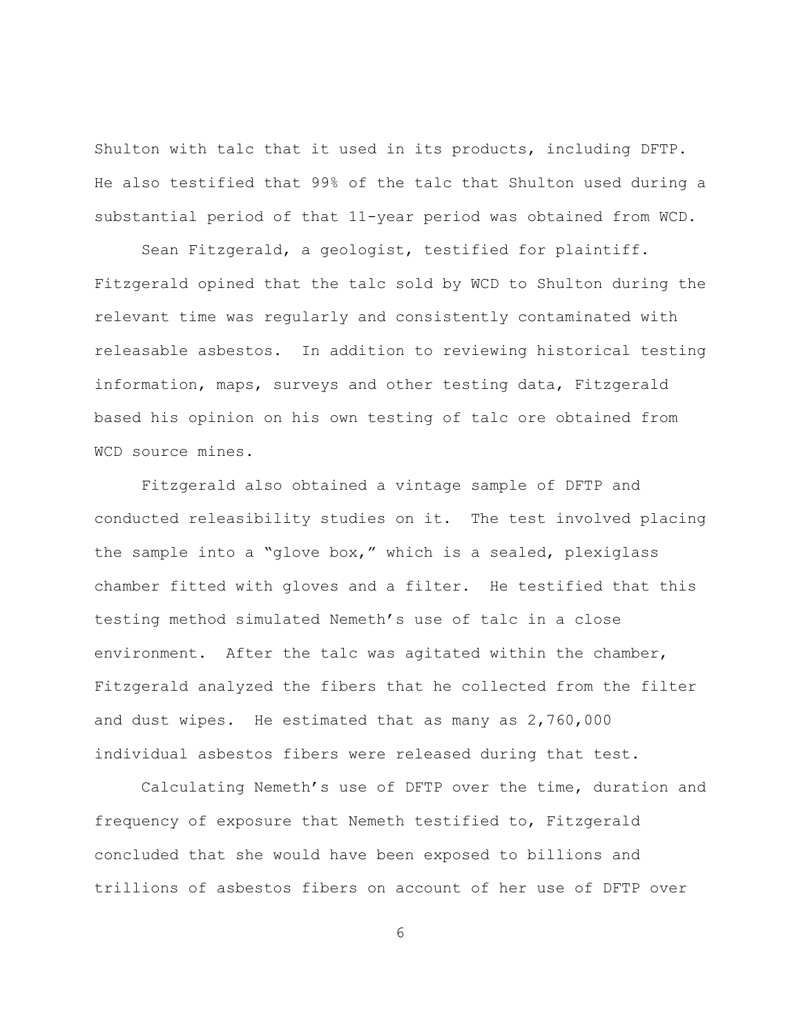Shulton with talc that it used in its products, including DFTP. He also testified that 99% of the talc that Shulton used during a substantial period of that 11-year period was obtained from WCD.

Sean Fitzgerald, a geologist, testified for plaintiff. Fitzgerald opined that the talc sold by WCD to Shulton during the relevant time was regularly and consistently contaminated with releasable asbestos. In addition to reviewing historical testing information, maps, surveys and other testing data, Fitzgerald based his opinion on his own testing of talc ore obtained from WCD source mines.

Fitzgerald also obtained a vintage sample of DFTP and conducted releasibility studies on it. The test involved placing the sample into a "glove box," which is a sealed, plexiglass chamber fitted with gloves and a filter. He testified that this testing method simulated Nemeth's use of talc in a close environment. After the talc was agitated within the chamber, Fitzgerald analyzed the fibers that he collected from the filter and dust wipes. He estimated that as many as 2,760,000 individual asbestos fibers were released during that test.

Calculating Nemeth's use of DFTP over the time, duration and frequency of exposure that Nemeth testified to, Fitzgerald concluded that she would have been exposed to billions and trillions of asbestos fibers on account of her use of DFTP over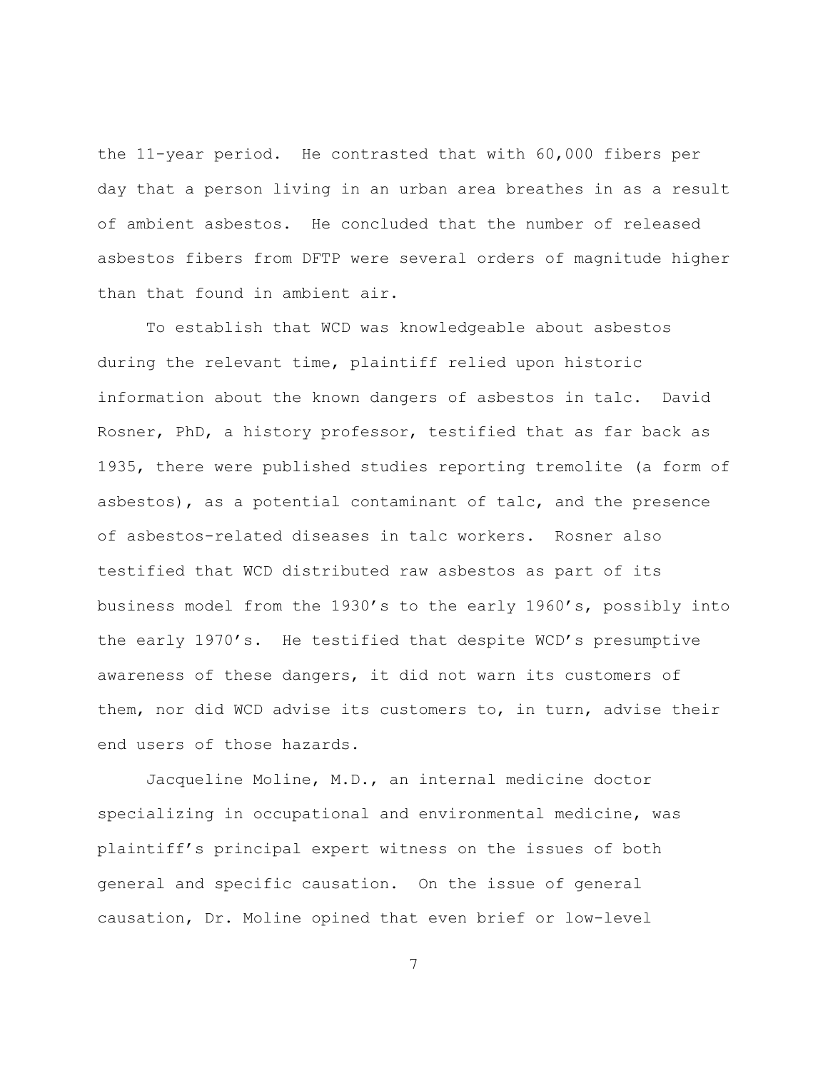the 11-year period. He contrasted that with 60,000 fibers per day that a person living in an urban area breathes in as a result of ambient asbestos. He concluded that the number of released asbestos fibers from DFTP were several orders of magnitude higher than that found in ambient air.

To establish that WCD was knowledgeable about asbestos during the relevant time, plaintiff relied upon historic information about the known dangers of asbestos in talc. David Rosner, PhD, a history professor, testified that as far back as 1935, there were published studies reporting tremolite (a form of asbestos), as a potential contaminant of talc, and the presence of asbestos-related diseases in talc workers. Rosner also testified that WCD distributed raw asbestos as part of its business model from the 1930's to the early 1960's, possibly into the early 1970's. He testified that despite WCD's presumptive awareness of these dangers, it did not warn its customers of them, nor did WCD advise its customers to, in turn, advise their end users of those hazards.

Jacqueline Moline, M.D., an internal medicine doctor specializing in occupational and environmental medicine, was plaintiff's principal expert witness on the issues of both general and specific causation. On the issue of general causation, Dr. Moline opined that even brief or low-level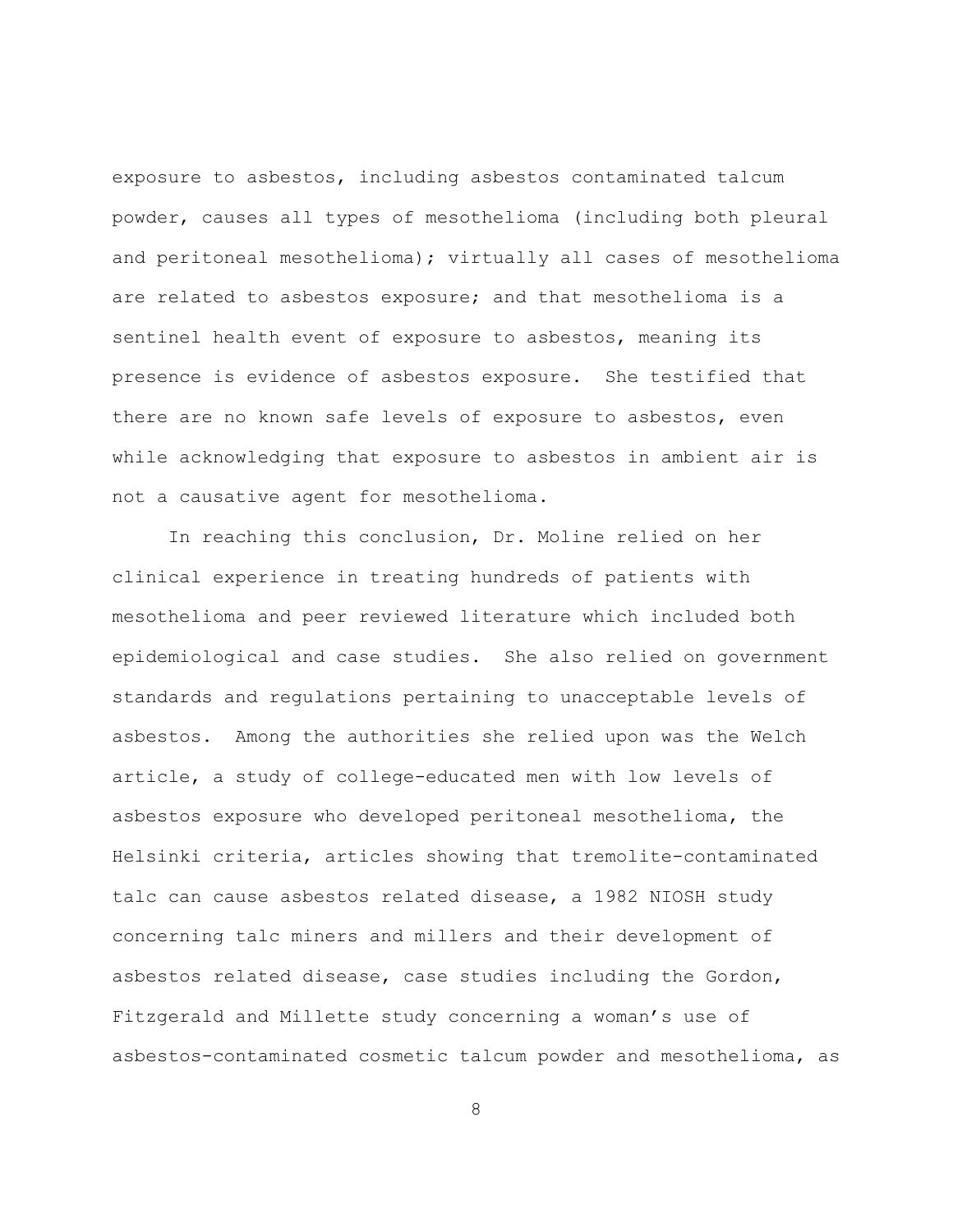exposure to asbestos, including asbestos contaminated talcum powder, causes all types of mesothelioma (including both pleural and peritoneal mesothelioma); virtually all cases of mesothelioma are related to asbestos exposure; and that mesothelioma is a sentinel health event of exposure to asbestos, meaning its presence is evidence of asbestos exposure. She testified that there are no known safe levels of exposure to asbestos, even while acknowledging that exposure to asbestos in ambient air is not a causative agent for mesothelioma.

In reaching this conclusion, Dr. Moline relied on her clinical experience in treating hundreds of patients with mesothelioma and peer reviewed literature which included both epidemiological and case studies. She also relied on government standards and regulations pertaining to unacceptable levels of asbestos. Among the authorities she relied upon was the Welch article, a study of college-educated men with low levels of asbestos exposure who developed peritoneal mesothelioma, the Helsinki criteria, articles showing that tremolite-contaminated talc can cause asbestos related disease, a 1982 NIOSH study concerning talc miners and millers and their development of asbestos related disease, case studies including the Gordon, Fitzgerald and Millette study concerning a woman's use of asbestos-contaminated cosmetic talcum powder and mesothelioma, as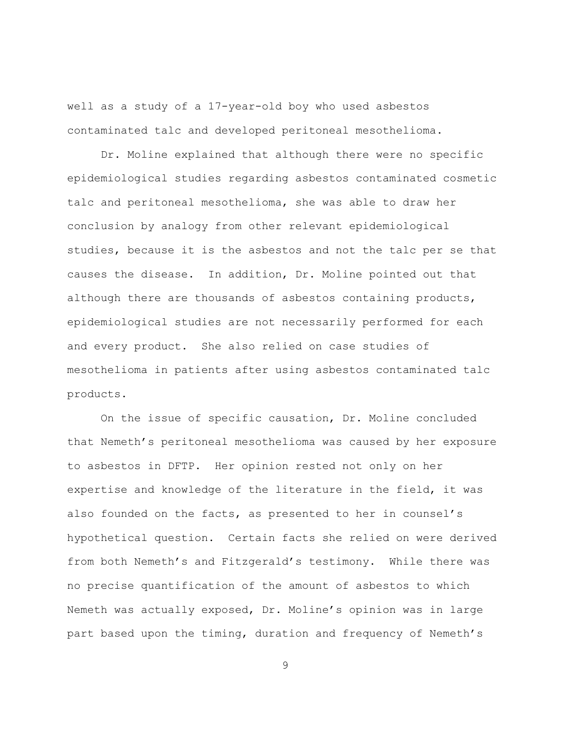well as a study of a 17-year-old boy who used asbestos contaminated talc and developed peritoneal mesothelioma.

Dr. Moline explained that although there were no specific epidemiological studies regarding asbestos contaminated cosmetic talc and peritoneal mesothelioma, she was able to draw her conclusion by analogy from other relevant epidemiological studies, because it is the asbestos and not the talc per se that causes the disease. In addition, Dr. Moline pointed out that although there are thousands of asbestos containing products, epidemiological studies are not necessarily performed for each and every product. She also relied on case studies of mesothelioma in patients after using asbestos contaminated talc products.

On the issue of specific causation, Dr. Moline concluded that Nemeth's peritoneal mesothelioma was caused by her exposure to asbestos in DFTP. Her opinion rested not only on her expertise and knowledge of the literature in the field, it was also founded on the facts, as presented to her in counsel's hypothetical question. Certain facts she relied on were derived from both Nemeth's and Fitzgerald's testimony. While there was no precise quantification of the amount of asbestos to which Nemeth was actually exposed, Dr. Moline's opinion was in large part based upon the timing, duration and frequency of Nemeth's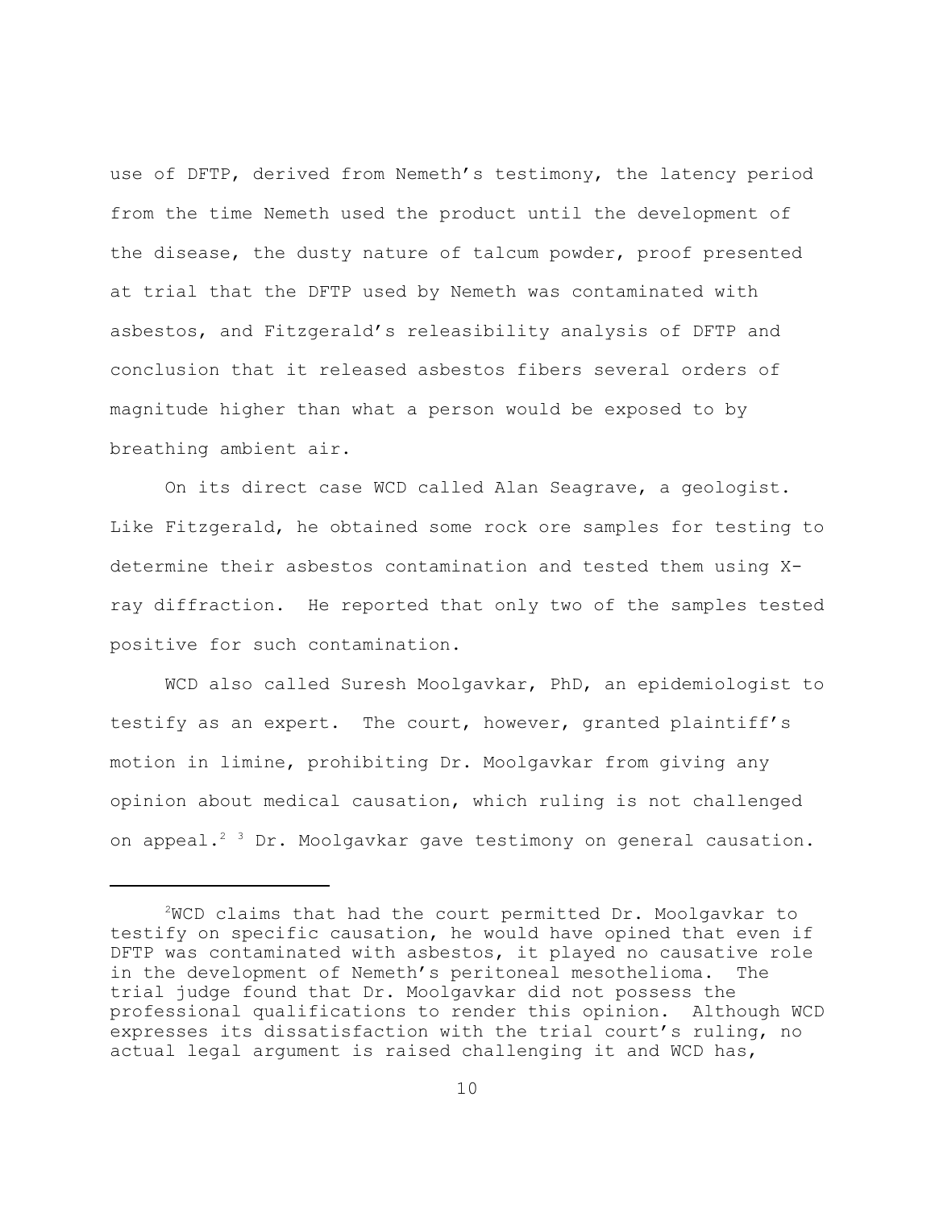use of DFTP, derived from Nemeth's testimony, the latency period from the time Nemeth used the product until the development of the disease, the dusty nature of talcum powder, proof presented at trial that the DFTP used by Nemeth was contaminated with asbestos, and Fitzgerald's releasibility analysis of DFTP and conclusion that it released asbestos fibers several orders of magnitude higher than what a person would be exposed to by breathing ambient air.

On its direct case WCD called Alan Seagrave, a geologist. Like Fitzgerald, he obtained some rock ore samples for testing to determine their asbestos contamination and tested them using X-ray diffraction. He reported that only two of the samples tested positive for such contamination.

WCD also called Suresh Moolgavkar, PhD, an epidemiologist to testify as an expert. The court, however, granted plaintiff's motion in limine, prohibiting Dr. Moolgavkar from giving any opinion about medical causation, which ruling is not challenged on appeal.[2] [3] Dr. Moolgavkar gave testimony on general causation.

---

[2]WCD claims that had the court permitted Dr. Moolgavkar to testify on specific causation, he would have opined that even if DFTP was contaminated with asbestos, it played no causative role in the development of Nemeth's peritoneal mesothelioma. The trial judge found that Dr. Moolgavkar did not possess the professional qualifications to render this opinion. Although WCD expresses its dissatisfaction with the trial court's ruling, no actual legal argument is raised challenging it and WCD has,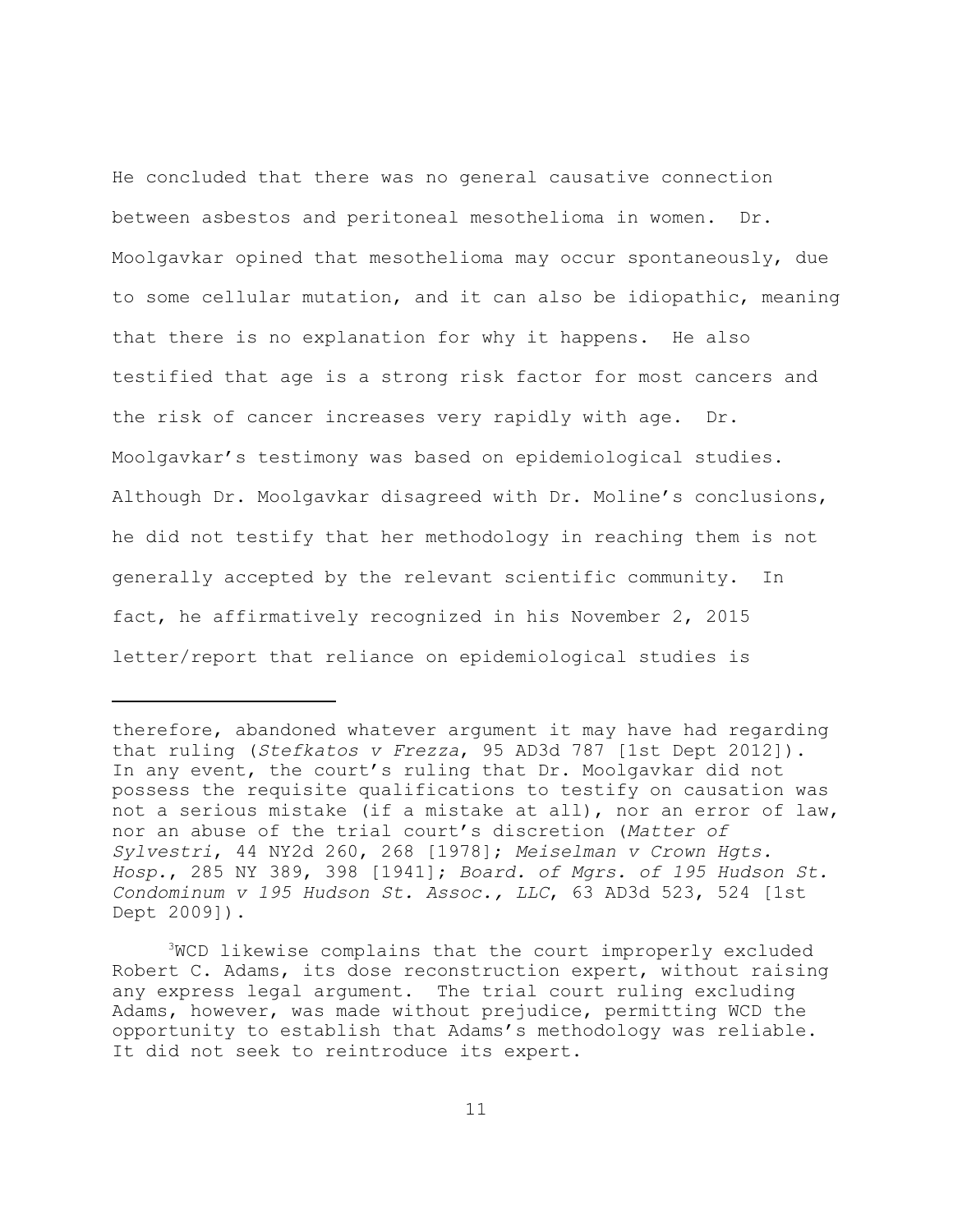He concluded that there was no general causative connection between asbestos and peritoneal mesothelioma in women. Dr. Moolgavkar opined that mesothelioma may occur spontaneously, due to some cellular mutation, and it can also be idiopathic, meaning that there is no explanation for why it happens. He also testified that age is a strong risk factor for most cancers and the risk of cancer increases very rapidly with age. Dr. Moolgavkar's testimony was based on epidemiological studies. Although Dr. Moolgavkar disagreed with Dr. Moline's conclusions, he did not testify that her methodology in reaching them is not generally accepted by the relevant scientific community. In fact, he affirmatively recognized in his November 2, 2015 letter/report that reliance on epidemiological studies is

---

therefore, abandoned whatever argument it may have had regarding that ruling (*Stefkatos v Frezza*, 95 AD3d 787 [1st Dept 2012]). In any event, the court's ruling that Dr. Moolgavkar did not possess the requisite qualifications to testify on causation was not a serious mistake (if a mistake at all), nor an error of law, nor an abuse of the trial court's discretion (*Matter of Sylvestri*, 44 NY2d 260, 268 [1978]; *Meiselman v Crown Hgts. Hosp.*, 285 NY 389, 398 [1941]; *Board. of Mgrs. of 195 Hudson St. Condominum v 195 Hudson St. Assoc., LLC*, 63 AD3d 523, 524 [1st Dept 2009]).

[3]WCD likewise complains that the court improperly excluded Robert C. Adams, its dose reconstruction expert, without raising any express legal argument. The trial court ruling excluding Adams, however, was made without prejudice, permitting WCD the opportunity to establish that Adams's methodology was reliable. It did not seek to reintroduce its expert.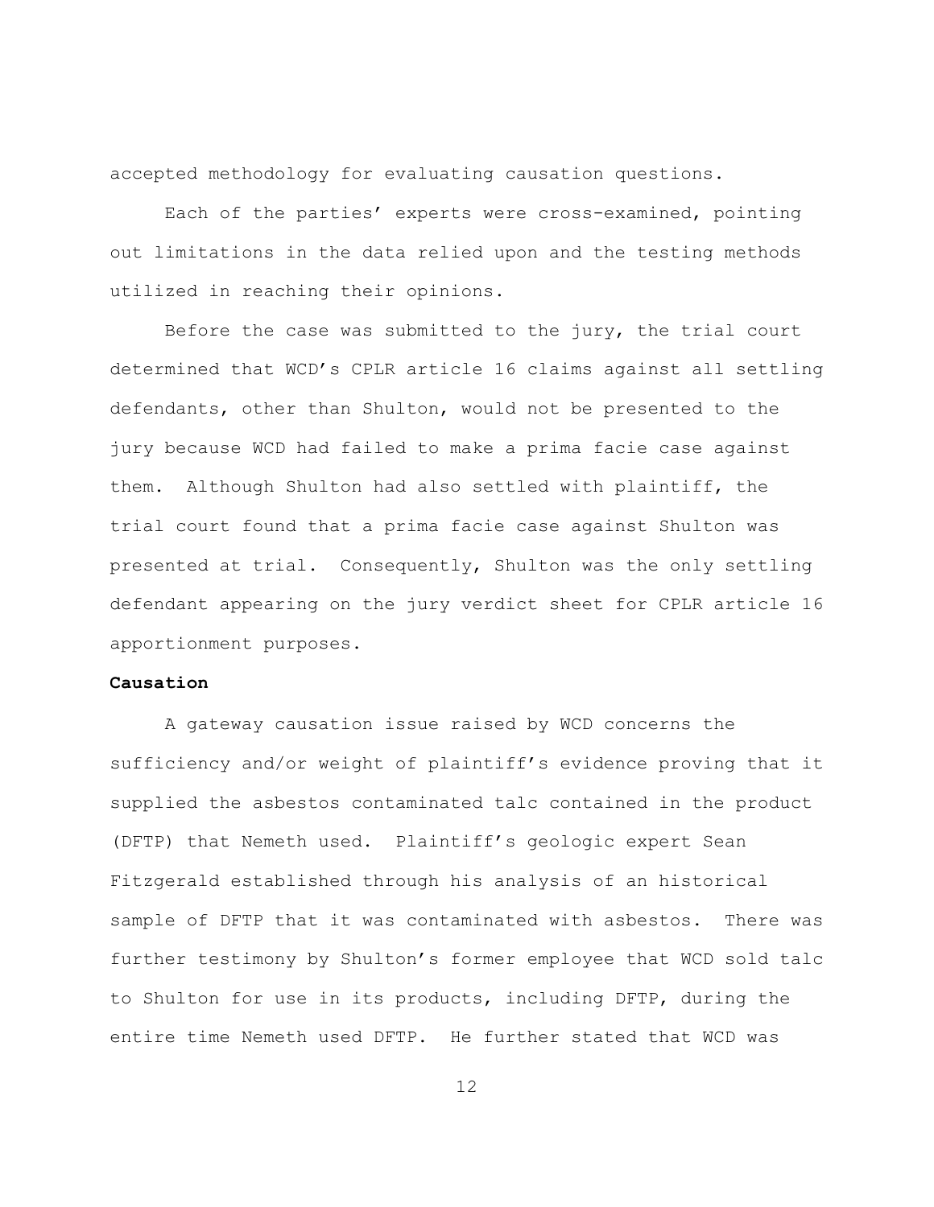accepted methodology for evaluating causation questions.

Each of the parties' experts were cross-examined, pointing out limitations in the data relied upon and the testing methods utilized in reaching their opinions.

Before the case was submitted to the jury, the trial court determined that WCD's CPLR article 16 claims against all settling defendants, other than Shulton, would not be presented to the jury because WCD had failed to make a prima facie case against them. Although Shulton had also settled with plaintiff, the trial court found that a prima facie case against Shulton was presented at trial. Consequently, Shulton was the only settling defendant appearing on the jury verdict sheet for CPLR article 16 apportionment purposes.

**Causation**

A gateway causation issue raised by WCD concerns the sufficiency and/or weight of plaintiff's evidence proving that it supplied the asbestos contaminated talc contained in the product (DFTP) that Nemeth used. Plaintiff's geologic expert Sean Fitzgerald established through his analysis of an historical sample of DFTP that it was contaminated with asbestos. There was further testimony by Shulton's former employee that WCD sold talc to Shulton for use in its products, including DFTP, during the entire time Nemeth used DFTP. He further stated that WCD was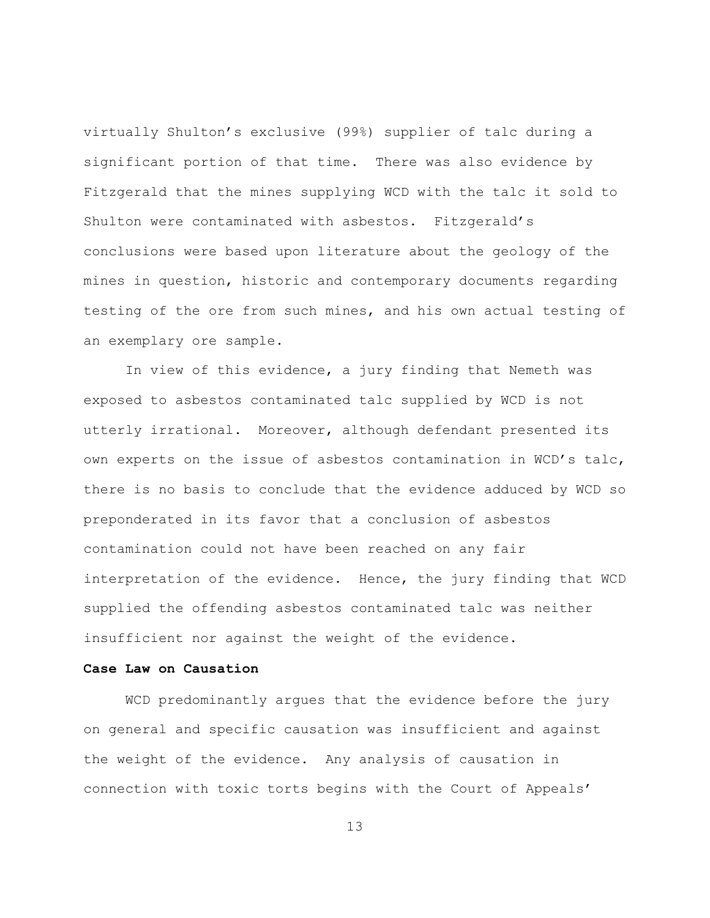virtually Shulton's exclusive (99%) supplier of talc during a significant portion of that time. There was also evidence by Fitzgerald that the mines supplying WCD with the talc it sold to Shulton were contaminated with asbestos. Fitzgerald's conclusions were based upon literature about the geology of the mines in question, historic and contemporary documents regarding testing of the ore from such mines, and his own actual testing of an exemplary ore sample.

In view of this evidence, a jury finding that Nemeth was exposed to asbestos contaminated talc supplied by WCD is not utterly irrational. Moreover, although defendant presented its own experts on the issue of asbestos contamination in WCD's talc, there is no basis to conclude that the evidence adduced by WCD so preponderated in its favor that a conclusion of asbestos contamination could not have been reached on any fair interpretation of the evidence. Hence, the jury finding that WCD supplied the offending asbestos contaminated talc was neither insufficient nor against the weight of the evidence.

**Case Law on Causation**

WCD predominantly argues that the evidence before the jury on general and specific causation was insufficient and against the weight of the evidence. Any analysis of causation in connection with toxic torts begins with the Court of Appeals'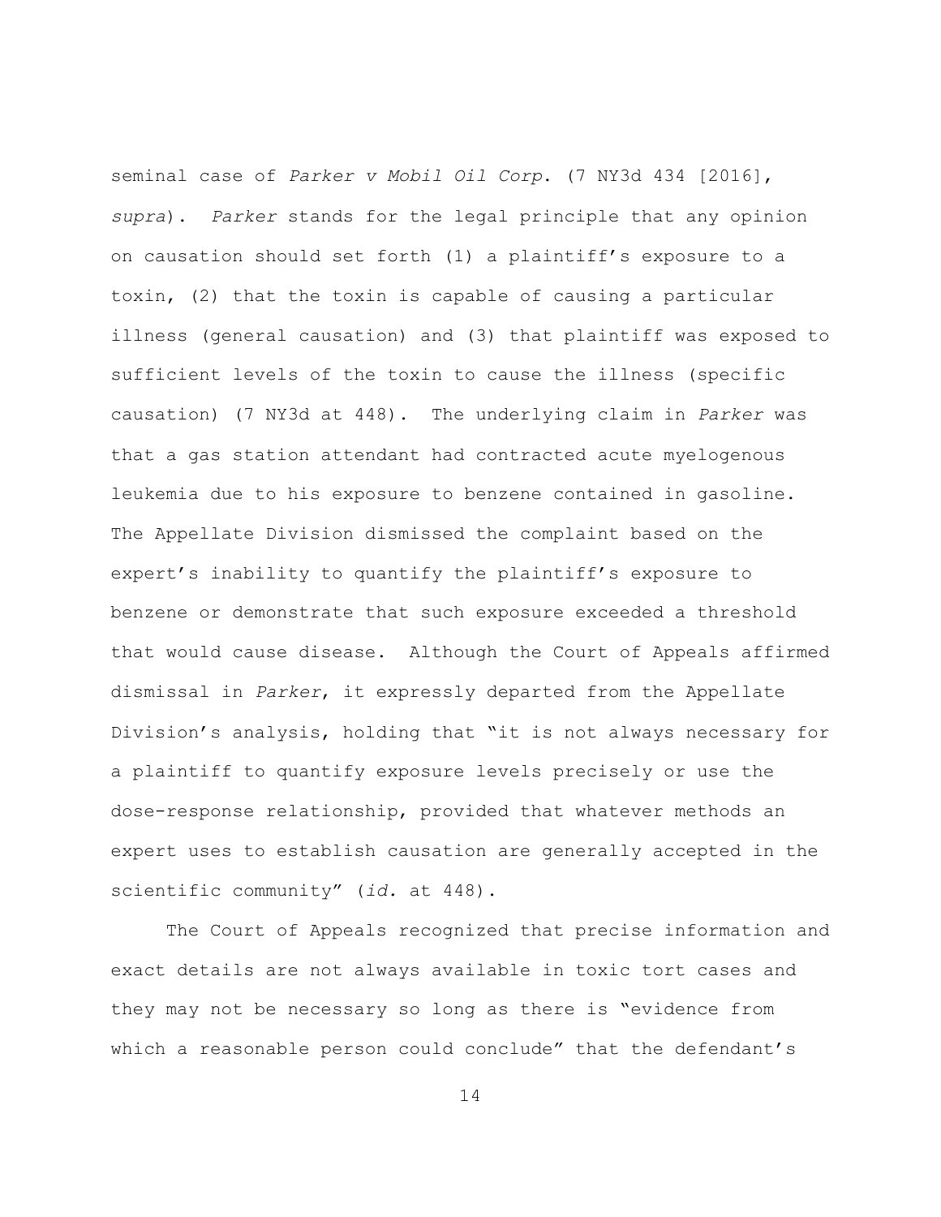seminal case of *Parker v Mobil Oil Corp.* (7 NY3d 434 [2016], *supra*). *Parker* stands for the legal principle that any opinion on causation should set forth (1) a plaintiff's exposure to a toxin, (2) that the toxin is capable of causing a particular illness (general causation) and (3) that plaintiff was exposed to sufficient levels of the toxin to cause the illness (specific causation) (7 NY3d at 448). The underlying claim in *Parker* was that a gas station attendant had contracted acute myelogenous leukemia due to his exposure to benzene contained in gasoline. The Appellate Division dismissed the complaint based on the expert's inability to quantify the plaintiff's exposure to benzene or demonstrate that such exposure exceeded a threshold that would cause disease. Although the Court of Appeals affirmed dismissal in *Parker*, it expressly departed from the Appellate Division's analysis, holding that "it is not always necessary for a plaintiff to quantify exposure levels precisely or use the dose-response relationship, provided that whatever methods an expert uses to establish causation are generally accepted in the scientific community" (*id.* at 448).

The Court of Appeals recognized that precise information and exact details are not always available in toxic tort cases and they may not be necessary so long as there is "evidence from which a reasonable person could conclude" that the defendant's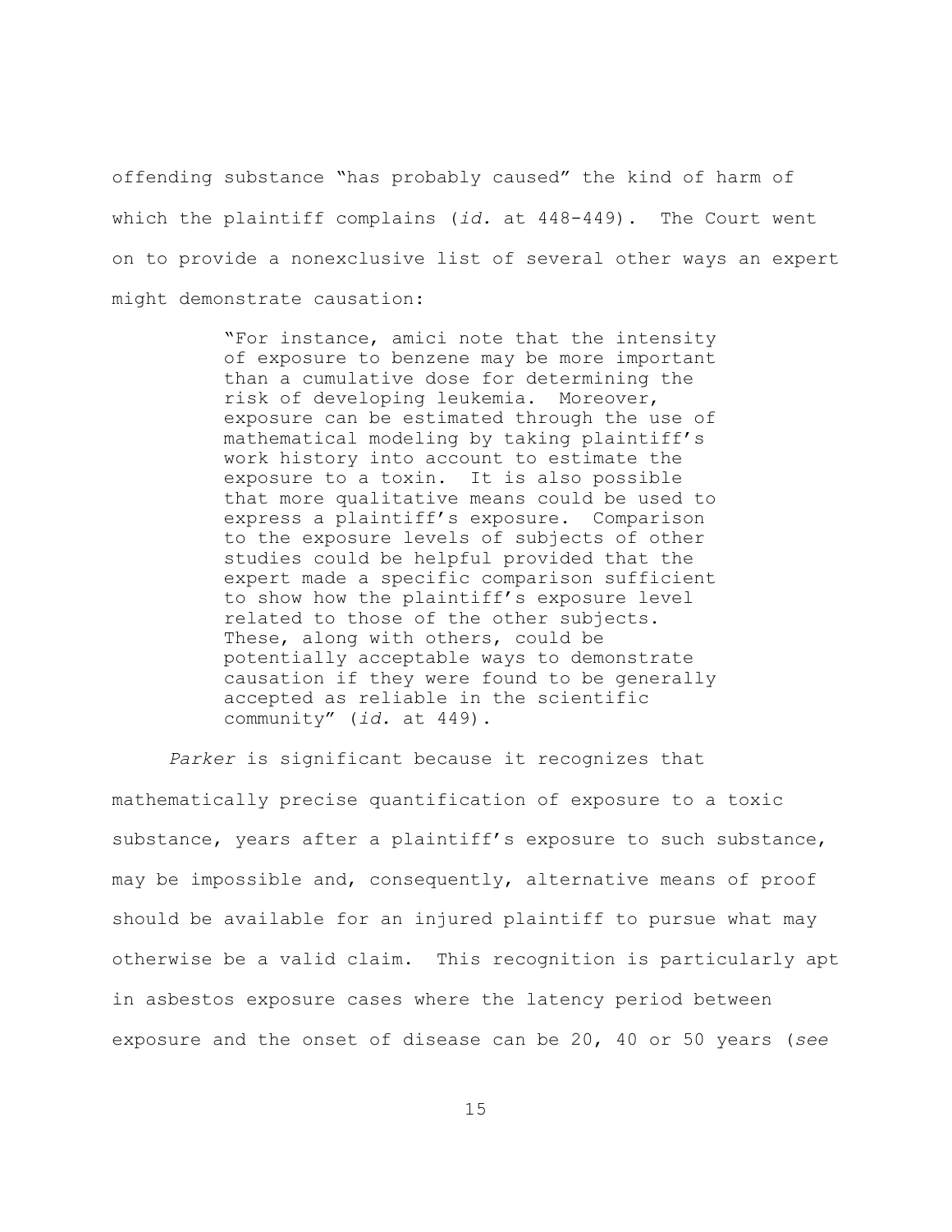offending substance "has probably caused" the kind of harm of which the plaintiff complains (*id.* at 448-449). The Court went on to provide a nonexclusive list of several other ways an expert might demonstrate causation:

> "For instance, amici note that the intensity of exposure to benzene may be more important than a cumulative dose for determining the risk of developing leukemia. Moreover, exposure can be estimated through the use of mathematical modeling by taking plaintiff's work history into account to estimate the exposure to a toxin. It is also possible that more qualitative means could be used to express a plaintiff's exposure. Comparison to the exposure levels of subjects of other studies could be helpful provided that the expert made a specific comparison sufficient to show how the plaintiff's exposure level related to those of the other subjects. These, along with others, could be potentially acceptable ways to demonstrate causation if they were found to be generally accepted as reliable in the scientific community" (*id.* at 449).

*Parker* is significant because it recognizes that mathematically precise quantification of exposure to a toxic substance, years after a plaintiff's exposure to such substance, may be impossible and, consequently, alternative means of proof should be available for an injured plaintiff to pursue what may otherwise be a valid claim. This recognition is particularly apt in asbestos exposure cases where the latency period between exposure and the onset of disease can be 20, 40 or 50 years (*see*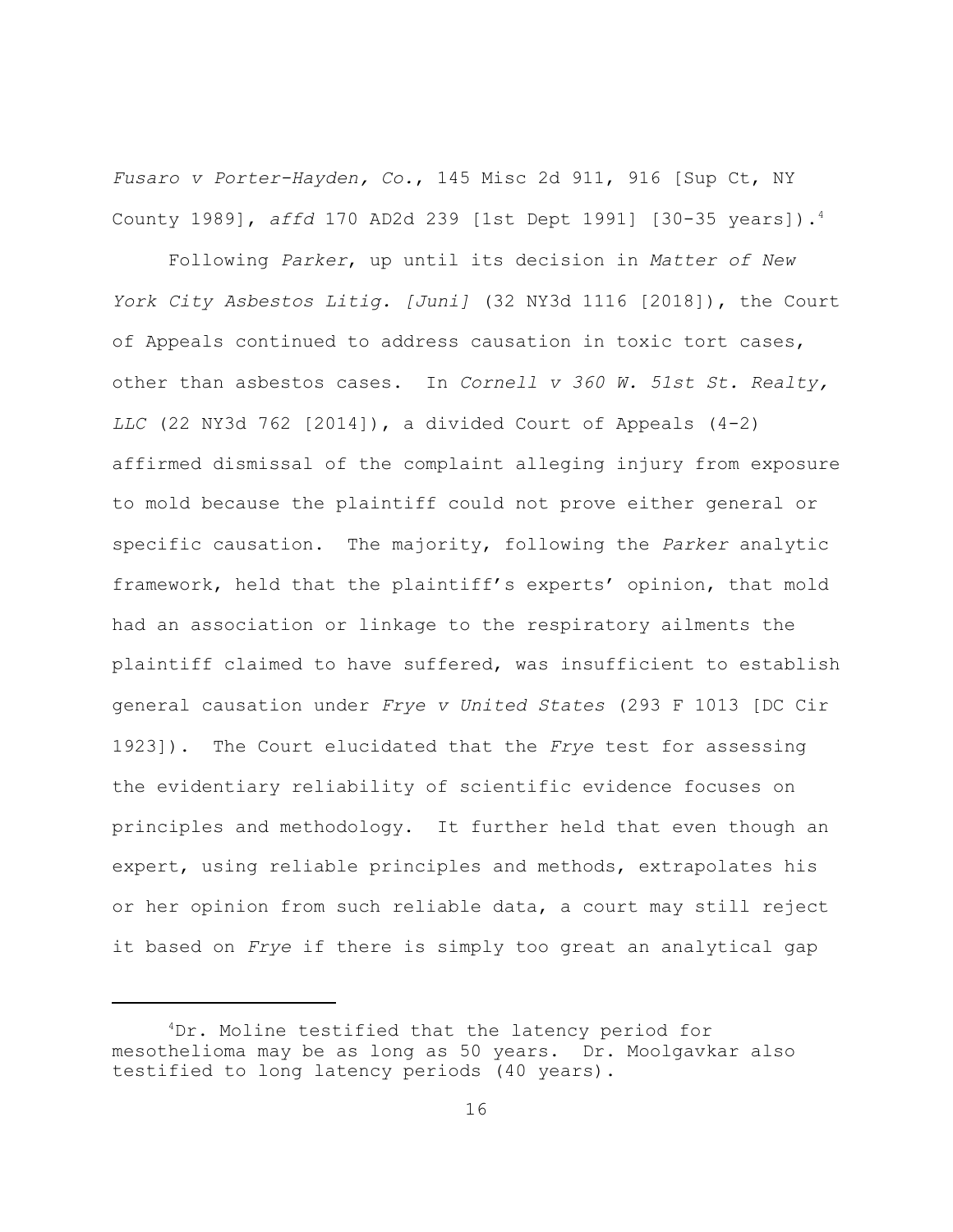*Fusaro v Porter-Hayden, Co.*, 145 Misc 2d 911, 916 [Sup Ct, NY County 1989], *affd* 170 AD2d 239 [1st Dept 1991] [30-35 years]).[4]

Following *Parker*, up until its decision in *Matter of New York City Asbestos Litig. [Juni]* (32 NY3d 1116 [2018]), the Court of Appeals continued to address causation in toxic tort cases, other than asbestos cases. In *Cornell v 360 W. 51st St. Realty, LLC* (22 NY3d 762 [2014]), a divided Court of Appeals (4-2) affirmed dismissal of the complaint alleging injury from exposure to mold because the plaintiff could not prove either general or specific causation. The majority, following the *Parker* analytic framework, held that the plaintiff's experts' opinion, that mold had an association or linkage to the respiratory ailments the plaintiff claimed to have suffered, was insufficient to establish general causation under *Frye v United States* (293 F 1013 [DC Cir 1923]). The Court elucidated that the *Frye* test for assessing the evidentiary reliability of scientific evidence focuses on principles and methodology. It further held that even though an expert, using reliable principles and methods, extrapolates his or her opinion from such reliable data, a court may still reject it based on *Frye* if there is simply too great an analytical gap

---

[4] Dr. Moline testified that the latency period for mesothelioma may be as long as 50 years. Dr. Moolgavkar also testified to long latency periods (40 years).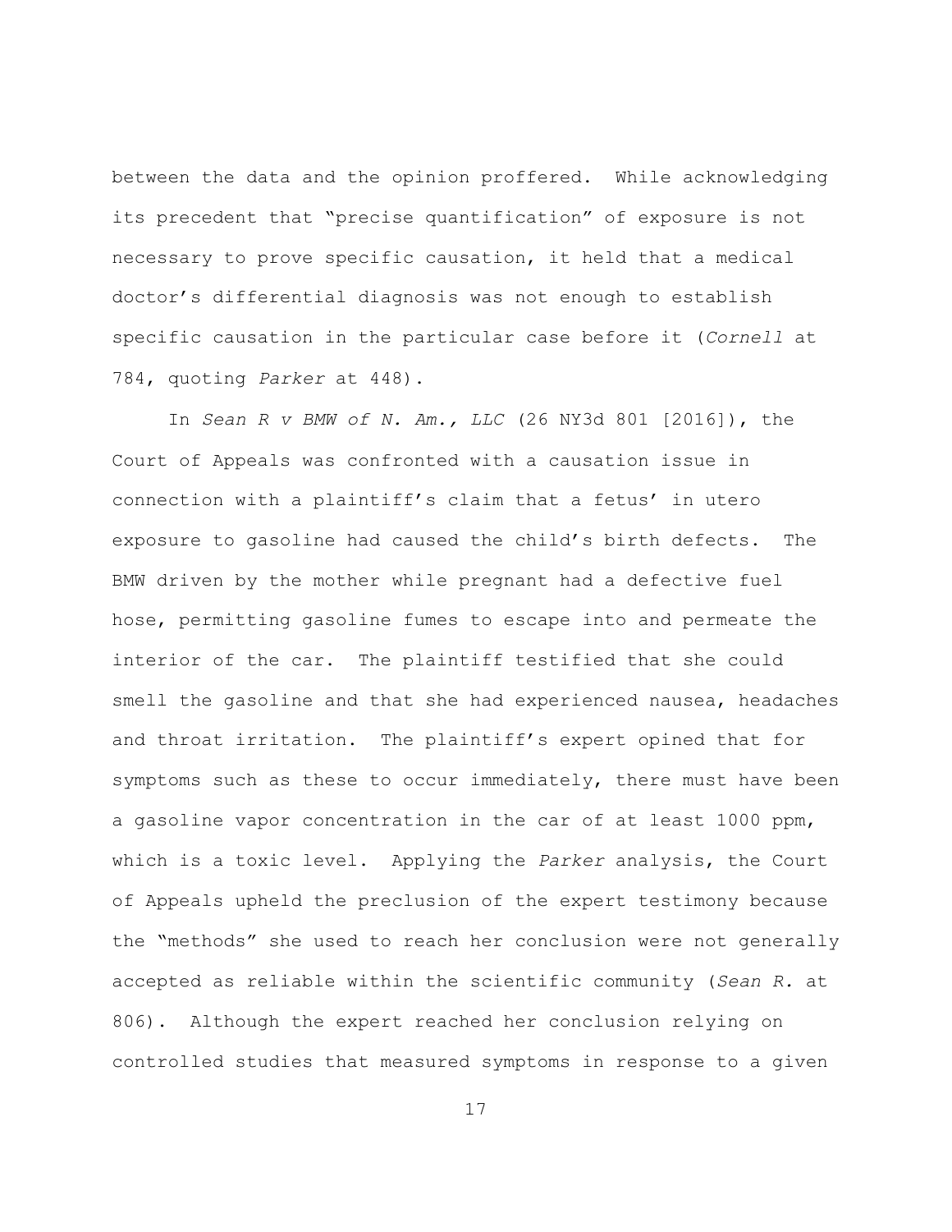between the data and the opinion proffered. While acknowledging its precedent that "precise quantification" of exposure is not necessary to prove specific causation, it held that a medical doctor's differential diagnosis was not enough to establish specific causation in the particular case before it (*Cornell* at 784, quoting *Parker* at 448).

In *Sean R v BMW of N. Am., LLC* (26 NY3d 801 [2016]), the Court of Appeals was confronted with a causation issue in connection with a plaintiff's claim that a fetus' in utero exposure to gasoline had caused the child's birth defects. The BMW driven by the mother while pregnant had a defective fuel hose, permitting gasoline fumes to escape into and permeate the interior of the car. The plaintiff testified that she could smell the gasoline and that she had experienced nausea, headaches and throat irritation. The plaintiff's expert opined that for symptoms such as these to occur immediately, there must have been a gasoline vapor concentration in the car of at least 1000 ppm, which is a toxic level. Applying the *Parker* analysis, the Court of Appeals upheld the preclusion of the expert testimony because the "methods" she used to reach her conclusion were not generally accepted as reliable within the scientific community (*Sean R.* at 806). Although the expert reached her conclusion relying on controlled studies that measured symptoms in response to a given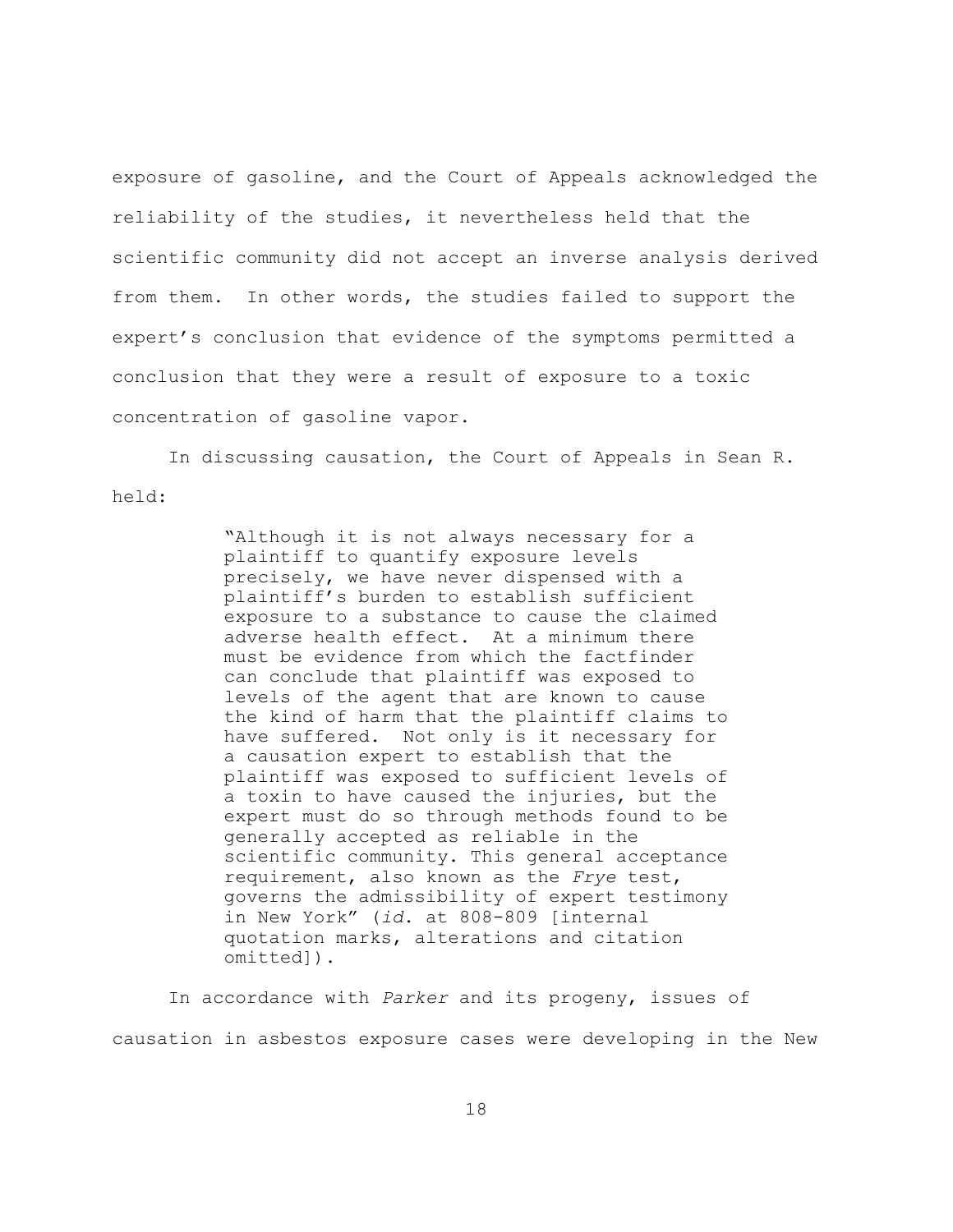exposure of gasoline, and the Court of Appeals acknowledged the reliability of the studies, it nevertheless held that the scientific community did not accept an inverse analysis derived from them. In other words, the studies failed to support the expert's conclusion that evidence of the symptoms permitted a conclusion that they were a result of exposure to a toxic concentration of gasoline vapor.

In discussing causation, the Court of Appeals in Sean R. held:

> "Although it is not always necessary for a plaintiff to quantify exposure levels precisely, we have never dispensed with a plaintiff's burden to establish sufficient exposure to a substance to cause the claimed adverse health effect. At a minimum there must be evidence from which the factfinder can conclude that plaintiff was exposed to levels of the agent that are known to cause the kind of harm that the plaintiff claims to have suffered. Not only is it necessary for a causation expert to establish that the plaintiff was exposed to sufficient levels of a toxin to have caused the injuries, but the expert must do so through methods found to be generally accepted as reliable in the scientific community. This general acceptance requirement, also known as the *Frye* test, governs the admissibility of expert testimony in New York" (*id*. at 808-809 [internal quotation marks, alterations and citation omitted]).

In accordance with *Parker* and its progeny, issues of causation in asbestos exposure cases were developing in the New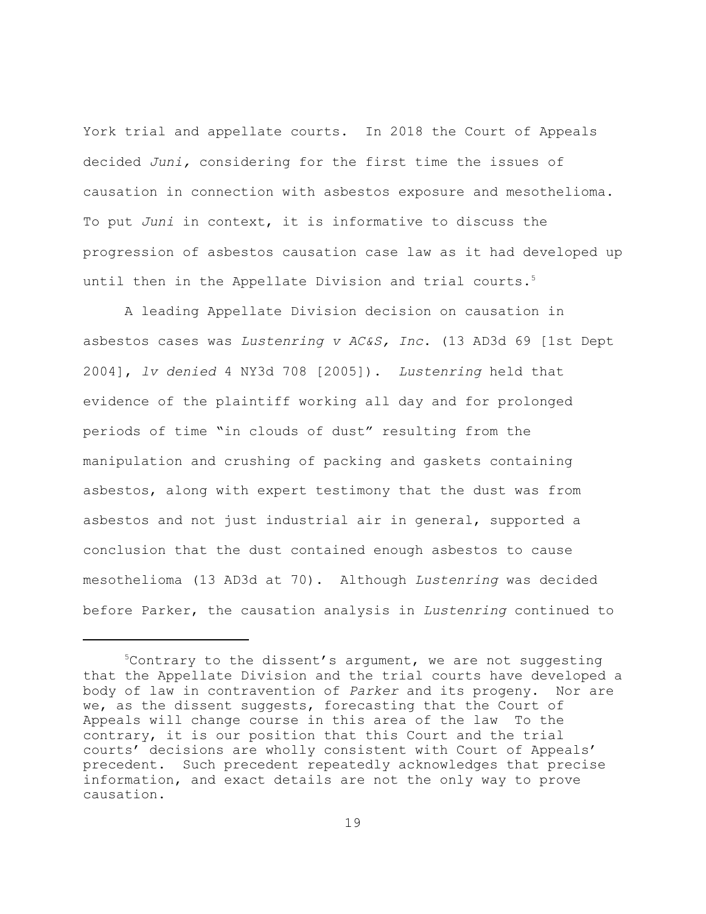York trial and appellate courts. In 2018 the Court of Appeals decided *Juni,* considering for the first time the issues of causation in connection with asbestos exposure and mesothelioma. To put *Juni* in context, it is informative to discuss the progression of asbestos causation case law as it had developed up until then in the Appellate Division and trial courts.[5]

A leading Appellate Division decision on causation in asbestos cases was *Lustenring v AC&S, Inc*. (13 AD3d 69 [1st Dept 2004], *lv denied* 4 NY3d 708 [2005]). *Lustenring* held that evidence of the plaintiff working all day and for prolonged periods of time "in clouds of dust" resulting from the manipulation and crushing of packing and gaskets containing asbestos, along with expert testimony that the dust was from asbestos and not just industrial air in general, supported a conclusion that the dust contained enough asbestos to cause mesothelioma (13 AD3d at 70). Although *Lustenring* was decided before Parker, the causation analysis in *Lustenring* continued to

---

[5]Contrary to the dissent's argument, we are not suggesting that the Appellate Division and the trial courts have developed a body of law in contravention of *Parker* and its progeny. Nor are we, as the dissent suggests, forecasting that the Court of Appeals will change course in this area of the law To the contrary, it is our position that this Court and the trial courts' decisions are wholly consistent with Court of Appeals' precedent. Such precedent repeatedly acknowledges that precise information, and exact details are not the only way to prove causation.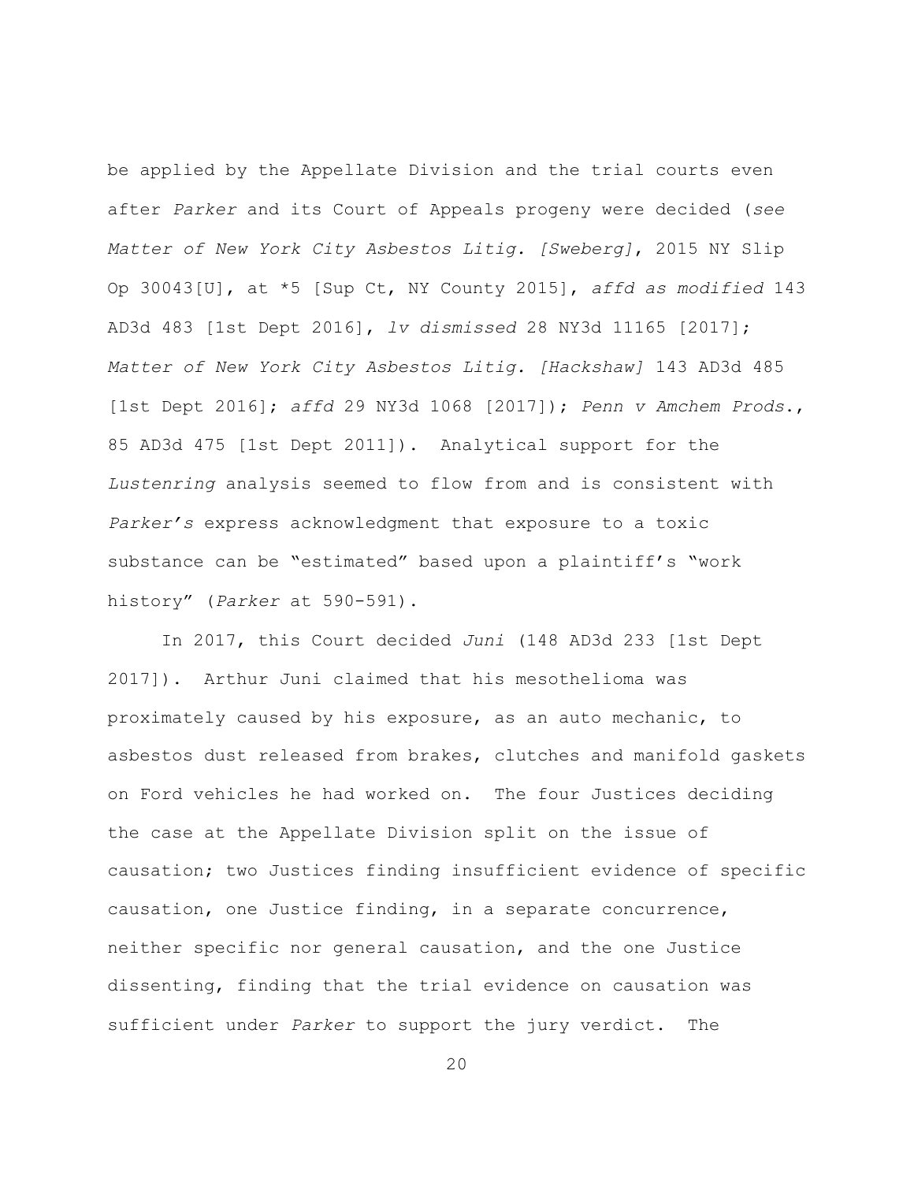be applied by the Appellate Division and the trial courts even after *Parker* and its Court of Appeals progeny were decided (*see Matter of New York City Asbestos Litig. [Sweberg]*, 2015 NY Slip Op 30043[U], at *5 [Sup Ct, NY County 2015], *affd as modified* 143 AD3d 483 [1st Dept 2016], *lv dismissed* 28 NY3d 11165 [2017]; *Matter of New York City Asbestos Litig. [Hackshaw]* 143 AD3d 485 [1st Dept 2016]; *affd* 29 NY3d 1068 [2017]); *Penn v Amchem Prods.*, 85 AD3d 475 [1st Dept 2011]). Analytical support for the *Lustenring* analysis seemed to flow from and is consistent with *Parker's* express acknowledgment that exposure to a toxic substance can be "estimated" based upon a plaintiff's "work history" (*Parker* at 590-591).

In 2017, this Court decided *Juni* (148 AD3d 233 [1st Dept 2017]). Arthur Juni claimed that his mesothelioma was proximately caused by his exposure, as an auto mechanic, to asbestos dust released from brakes, clutches and manifold gaskets on Ford vehicles he had worked on. The four Justices deciding the case at the Appellate Division split on the issue of causation; two Justices finding insufficient evidence of specific causation, one Justice finding, in a separate concurrence, neither specific nor general causation, and the one Justice dissenting, finding that the trial evidence on causation was sufficient under *Parker* to support the jury verdict. The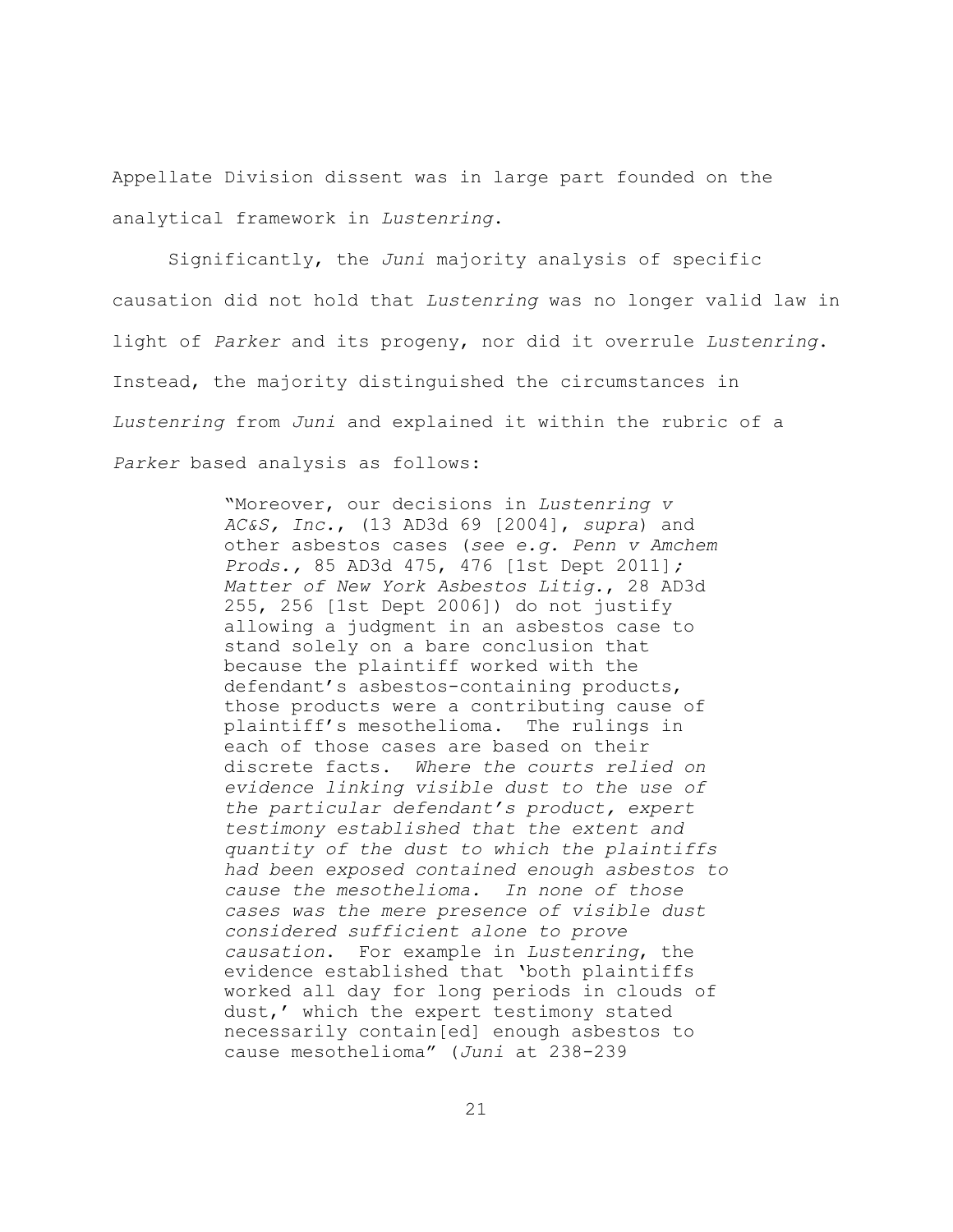Appellate Division dissent was in large part founded on the analytical framework in *Lustenring*.

Significantly, the *Juni* majority analysis of specific causation did not hold that *Lustenring* was no longer valid law in light of *Parker* and its progeny, nor did it overrule *Lustenring*. Instead, the majority distinguished the circumstances in *Lustenring* from *Juni* and explained it within the rubric of a *Parker* based analysis as follows:

> "Moreover, our decisions in *Lustenring v AC&S, Inc.*, (13 AD3d 69 [2004], *supra*) and other asbestos cases (*see e.g. Penn v Amchem Prods.*, 85 AD3d 475, 476 [1st Dept 2011]; *Matter of New York Asbestos Litig.*, 28 AD3d 255, 256 [1st Dept 2006]) do not justify allowing a judgment in an asbestos case to stand solely on a bare conclusion that because the plaintiff worked with the defendant's asbestos-containing products, those products were a contributing cause of plaintiff's mesothelioma. The rulings in each of those cases are based on their discrete facts. *Where the courts relied on evidence linking visible dust to the use of the particular defendant's product, expert testimony established that the extent and quantity of the dust to which the plaintiffs had been exposed contained enough asbestos to cause the mesothelioma. In none of those cases was the mere presence of visible dust considered sufficient alone to prove causation*. For example in *Lustenring*, the evidence established that 'both plaintiffs worked all day for long periods in clouds of dust,' which the expert testimony stated necessarily contain[ed] enough asbestos to cause mesothelioma" (*Juni* at 238-239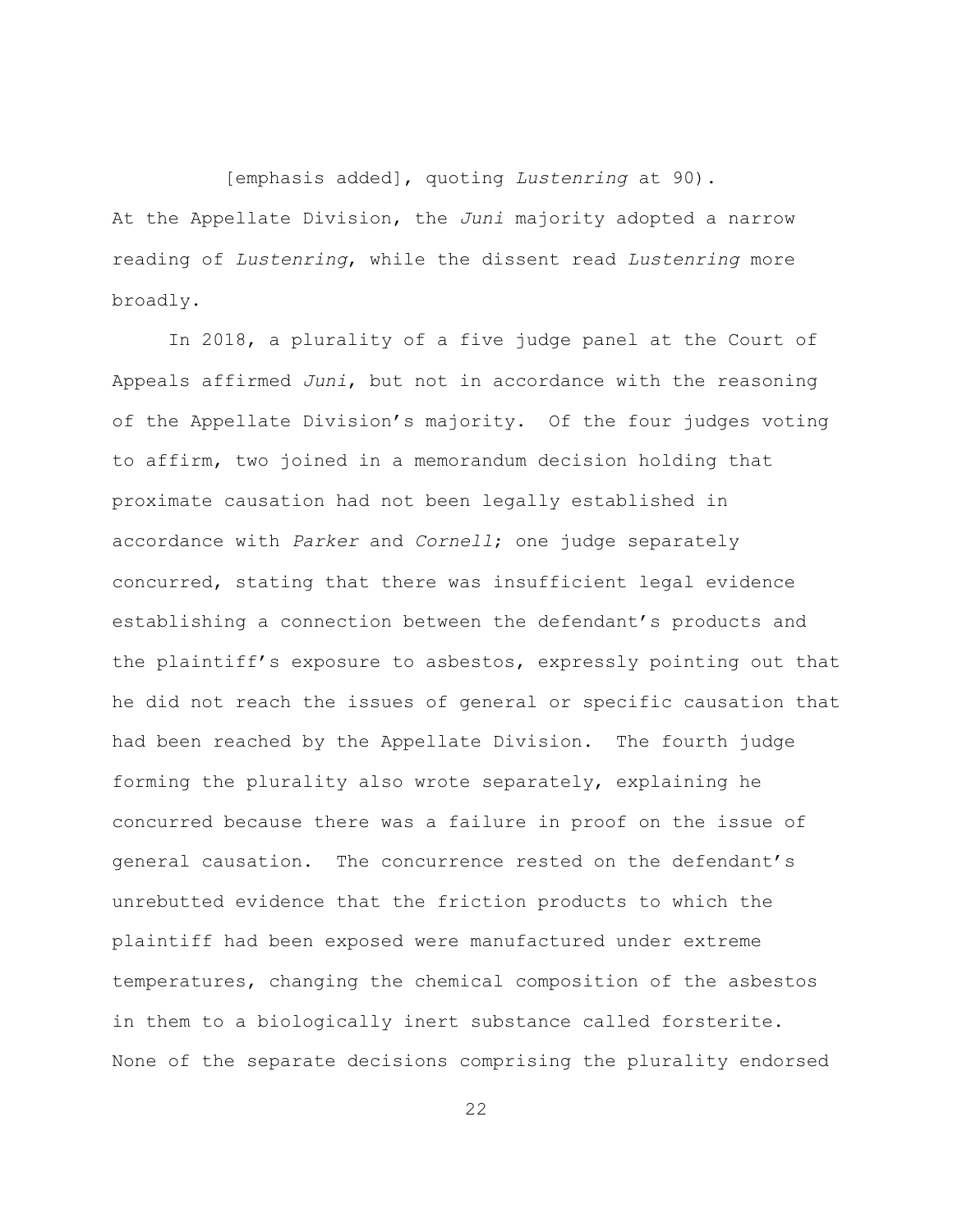[emphasis added], quoting *Lustenring* at 90).

At the Appellate Division, the *Juni* majority adopted a narrow reading of *Lustenring*, while the dissent read *Lustenring* more broadly.

In 2018, a plurality of a five judge panel at the Court of Appeals affirmed *Juni*, but not in accordance with the reasoning of the Appellate Division's majority. Of the four judges voting to affirm, two joined in a memorandum decision holding that proximate causation had not been legally established in accordance with *Parker* and *Cornell*; one judge separately concurred, stating that there was insufficient legal evidence establishing a connection between the defendant's products and the plaintiff's exposure to asbestos, expressly pointing out that he did not reach the issues of general or specific causation that had been reached by the Appellate Division. The fourth judge forming the plurality also wrote separately, explaining he concurred because there was a failure in proof on the issue of general causation. The concurrence rested on the defendant's unrebutted evidence that the friction products to which the plaintiff had been exposed were manufactured under extreme temperatures, changing the chemical composition of the asbestos in them to a biologically inert substance called forsterite. None of the separate decisions comprising the plurality endorsed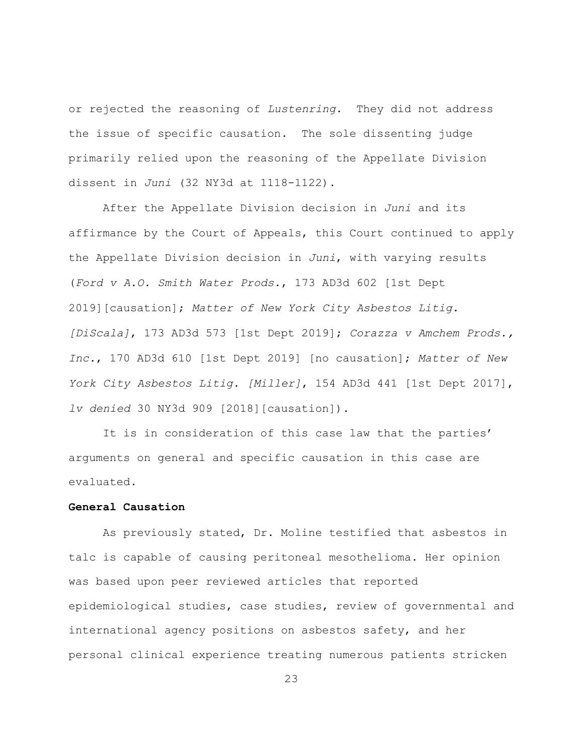or rejected the reasoning of *Lustenring*. They did not address the issue of specific causation. The sole dissenting judge primarily relied upon the reasoning of the Appellate Division dissent in *Juni* (32 NY3d at 1118-1122).

After the Appellate Division decision in *Juni* and its affirmance by the Court of Appeals, this Court continued to apply the Appellate Division decision in *Juni*, with varying results (*Ford v A.O. Smith Water Prods.*, 173 AD3d 602 [1st Dept 2019][causation]; *Matter of New York City Asbestos Litig. [DiScala]*, 173 AD3d 573 [1st Dept 2019]; *Corazza v Amchem Prods., Inc.*, 170 AD3d 610 [1st Dept 2019] [no causation]; *Matter of New York City Asbestos Litig. [Miller]*, 154 AD3d 441 [1st Dept 2017], *lv denied* 30 NY3d 909 [2018][causation]).

It is in consideration of this case law that the parties' arguments on general and specific causation in this case are evaluated.

**General Causation**

As previously stated, Dr. Moline testified that asbestos in talc is capable of causing peritoneal mesothelioma. Her opinion was based upon peer reviewed articles that reported epidemiological studies, case studies, review of governmental and international agency positions on asbestos safety, and her personal clinical experience treating numerous patients stricken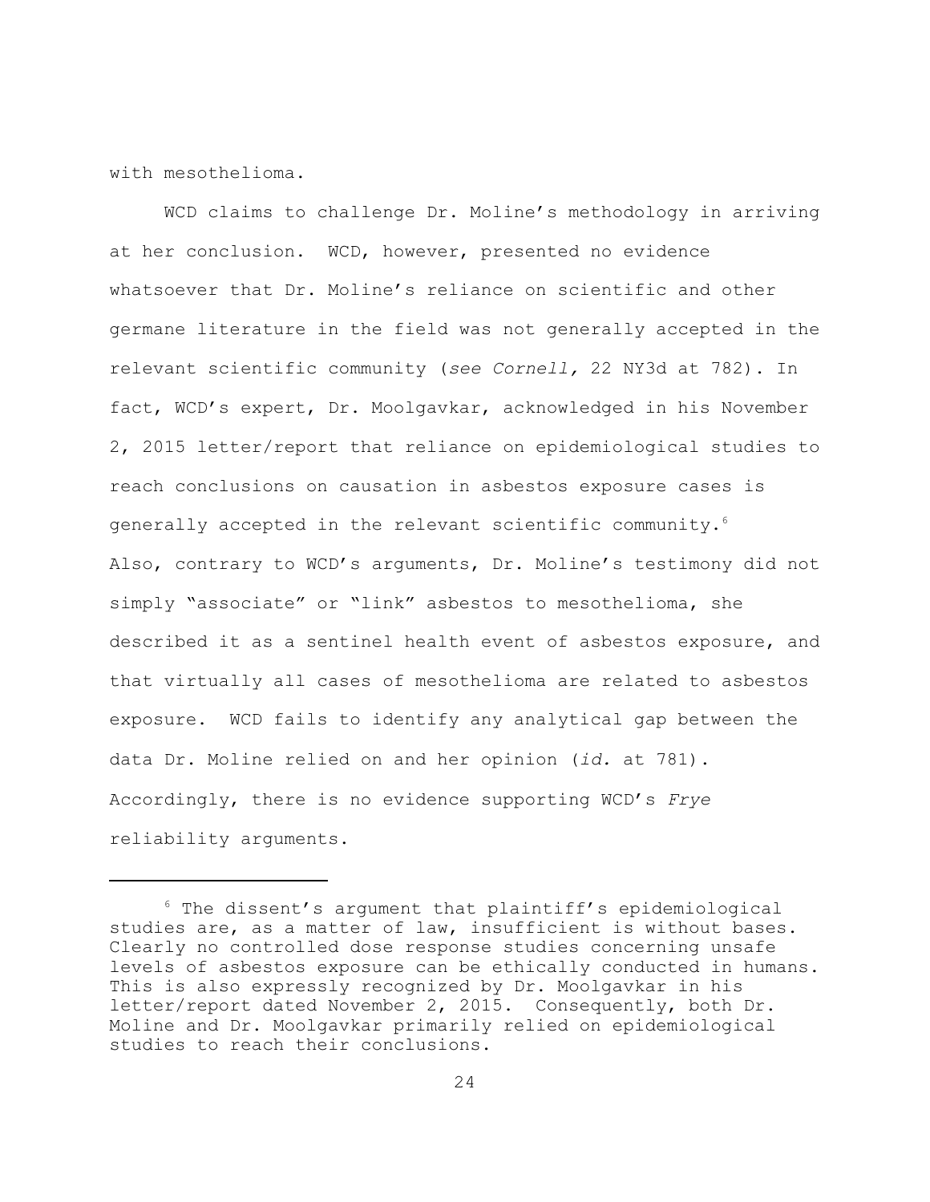with mesothelioma.

WCD claims to challenge Dr. Moline's methodology in arriving at her conclusion. WCD, however, presented no evidence whatsoever that Dr. Moline's reliance on scientific and other germane literature in the field was not generally accepted in the relevant scientific community (*see Cornell,* 22 NY3d at 782). In fact, WCD's expert, Dr. Moolgavkar, acknowledged in his November 2, 2015 letter/report that reliance on epidemiological studies to reach conclusions on causation in asbestos exposure cases is generally accepted in the relevant scientific community.[6] Also, contrary to WCD's arguments, Dr. Moline's testimony did not simply "associate" or "link" asbestos to mesothelioma, she described it as a sentinel health event of asbestos exposure, and that virtually all cases of mesothelioma are related to asbestos exposure. WCD fails to identify any analytical gap between the data Dr. Moline relied on and her opinion (*id.* at 781). Accordingly, there is no evidence supporting WCD's *Frye* reliability arguments.

---

[6] The dissent's argument that plaintiff's epidemiological studies are, as a matter of law, insufficient is without bases. Clearly no controlled dose response studies concerning unsafe levels of asbestos exposure can be ethically conducted in humans. This is also expressly recognized by Dr. Moolgavkar in his letter/report dated November 2, 2015. Consequently, both Dr. Moline and Dr. Moolgavkar primarily relied on epidemiological studies to reach their conclusions.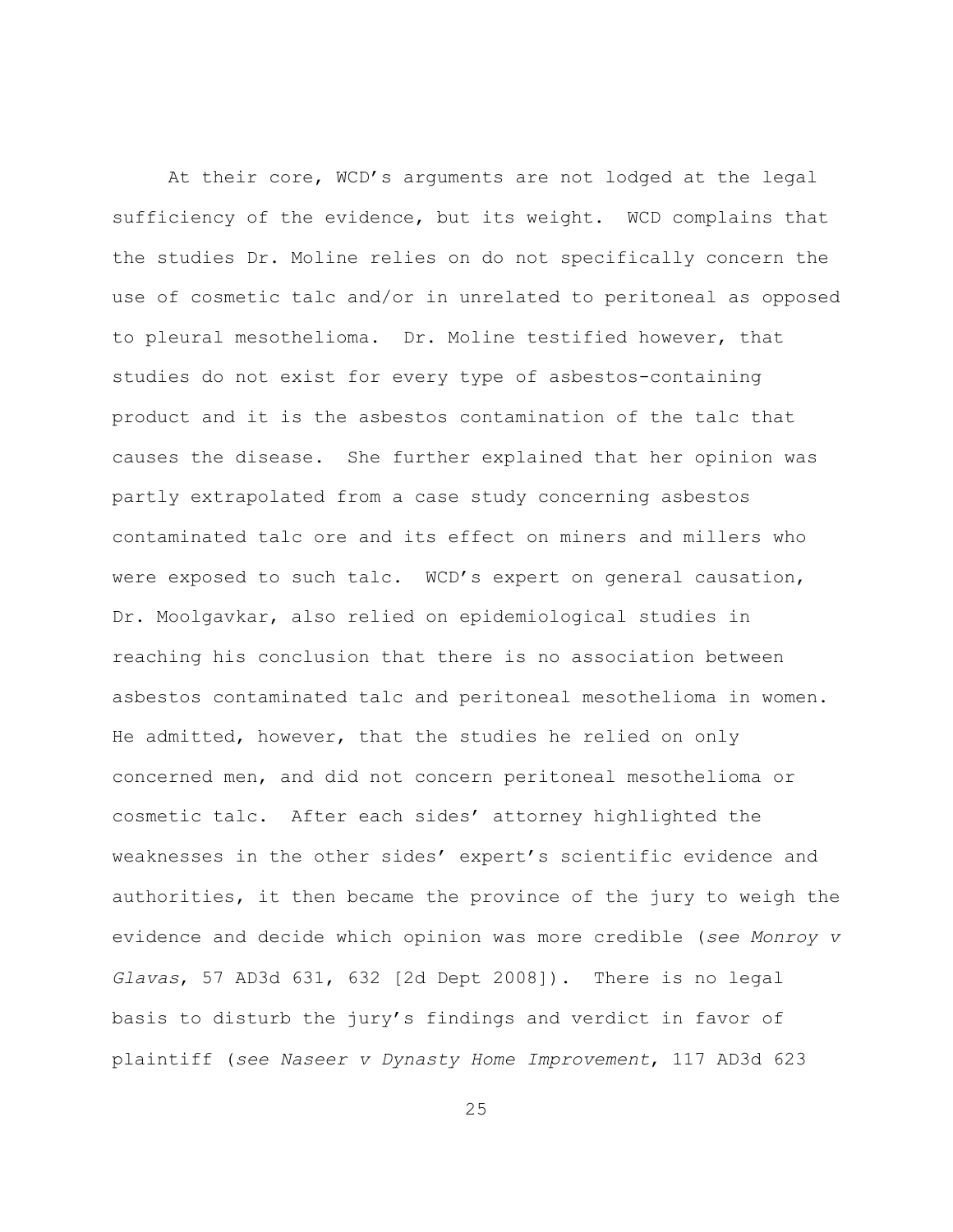At their core, WCD's arguments are not lodged at the legal sufficiency of the evidence, but its weight. WCD complains that the studies Dr. Moline relies on do not specifically concern the use of cosmetic talc and/or in unrelated to peritoneal as opposed to pleural mesothelioma. Dr. Moline testified however, that studies do not exist for every type of asbestos-containing product and it is the asbestos contamination of the talc that causes the disease. She further explained that her opinion was partly extrapolated from a case study concerning asbestos contaminated talc ore and its effect on miners and millers who were exposed to such talc. WCD's expert on general causation, Dr. Moolgavkar, also relied on epidemiological studies in reaching his conclusion that there is no association between asbestos contaminated talc and peritoneal mesothelioma in women. He admitted, however, that the studies he relied on only concerned men, and did not concern peritoneal mesothelioma or cosmetic talc. After each sides' attorney highlighted the weaknesses in the other sides' expert's scientific evidence and authorities, it then became the province of the jury to weigh the evidence and decide which opinion was more credible (*see Monroy v Glavas*, 57 AD3d 631, 632 [2d Dept 2008]). There is no legal basis to disturb the jury's findings and verdict in favor of plaintiff (*see Naseer v Dynasty Home Improvement*, 117 AD3d 623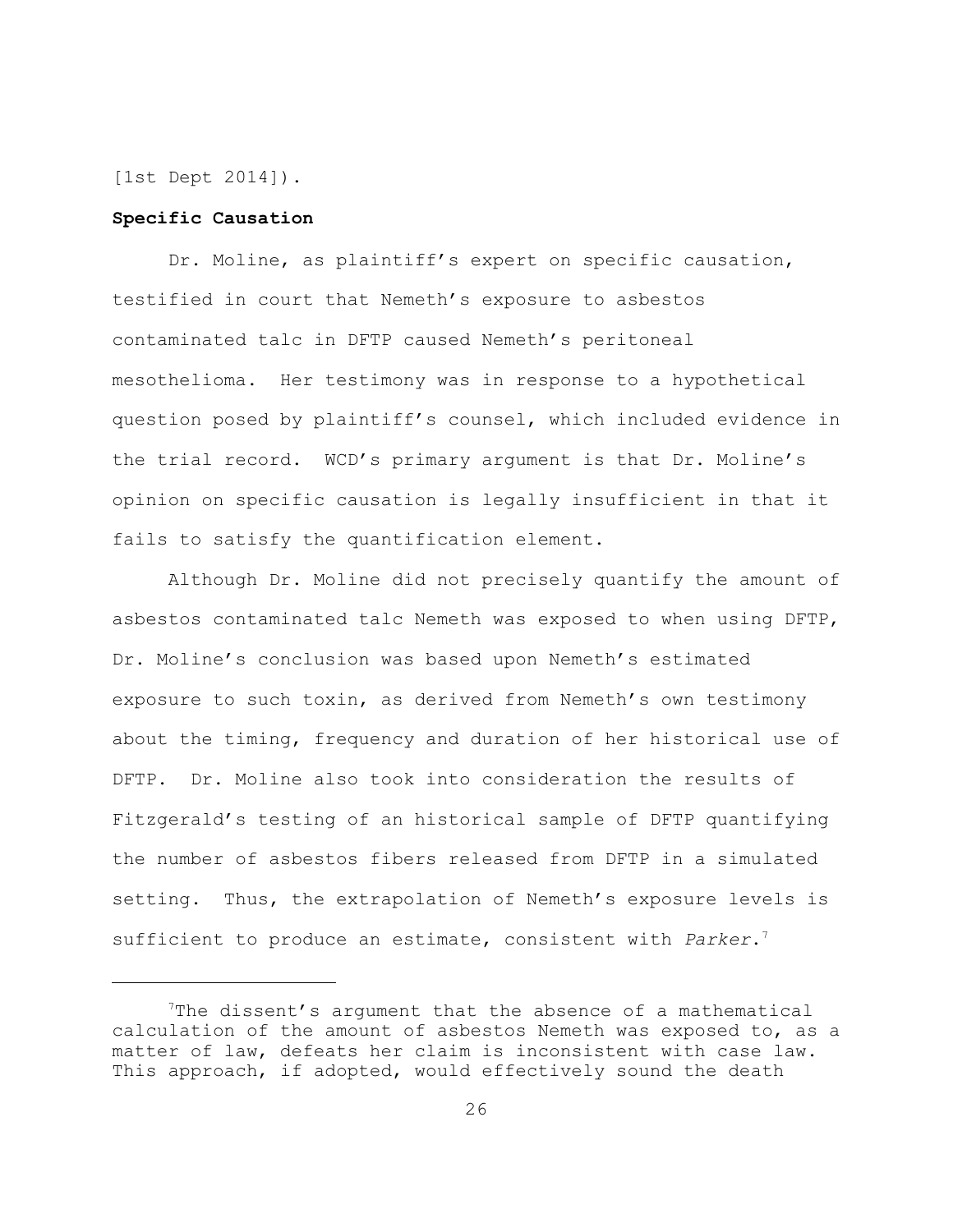[1st Dept 2014]).

**Specific Causation**

Dr. Moline, as plaintiff's expert on specific causation, testified in court that Nemeth's exposure to asbestos contaminated talc in DFTP caused Nemeth's peritoneal mesothelioma. Her testimony was in response to a hypothetical question posed by plaintiff's counsel, which included evidence in the trial record. WCD's primary argument is that Dr. Moline's opinion on specific causation is legally insufficient in that it fails to satisfy the quantification element.

Although Dr. Moline did not precisely quantify the amount of asbestos contaminated talc Nemeth was exposed to when using DFTP, Dr. Moline's conclusion was based upon Nemeth's estimated exposure to such toxin, as derived from Nemeth's own testimony about the timing, frequency and duration of her historical use of DFTP. Dr. Moline also took into consideration the results of Fitzgerald's testing of an historical sample of DFTP quantifying the number of asbestos fibers released from DFTP in a simulated setting. Thus, the extrapolation of Nemeth's exposure levels is sufficient to produce an estimate, consistent with *Parker*.[7]

[7]The dissent's argument that the absence of a mathematical calculation of the amount of asbestos Nemeth was exposed to, as a matter of law, defeats her claim is inconsistent with case law. This approach, if adopted, would effectively sound the death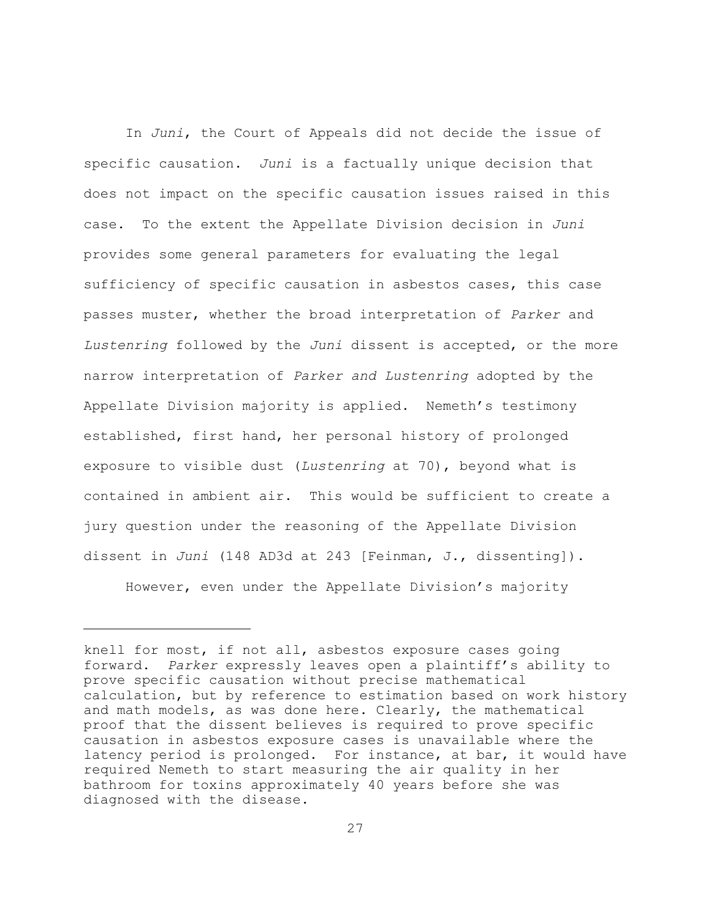In *Juni*, the Court of Appeals did not decide the issue of specific causation. *Juni* is a factually unique decision that does not impact on the specific causation issues raised in this case. To the extent the Appellate Division decision in *Juni* provides some general parameters for evaluating the legal sufficiency of specific causation in asbestos cases, this case passes muster, whether the broad interpretation of *Parker* and *Lustenring* followed by the *Juni* dissent is accepted, or the more narrow interpretation of *Parker and Lustenring* adopted by the Appellate Division majority is applied. Nemeth's testimony established, first hand, her personal history of prolonged exposure to visible dust (*Lustenring* at 70), beyond what is contained in ambient air. This would be sufficient to create a jury question under the reasoning of the Appellate Division dissent in *Juni* (148 AD3d at 243 [Feinman, J., dissenting]).

However, even under the Appellate Division's majority

---

knell for most, if not all, asbestos exposure cases going forward. *Parker* expressly leaves open a plaintiff's ability to prove specific causation without precise mathematical calculation, but by reference to estimation based on work history and math models, as was done here. Clearly, the mathematical proof that the dissent believes is required to prove specific causation in asbestos exposure cases is unavailable where the latency period is prolonged. For instance, at bar, it would have required Nemeth to start measuring the air quality in her bathroom for toxins approximately 40 years before she was diagnosed with the disease.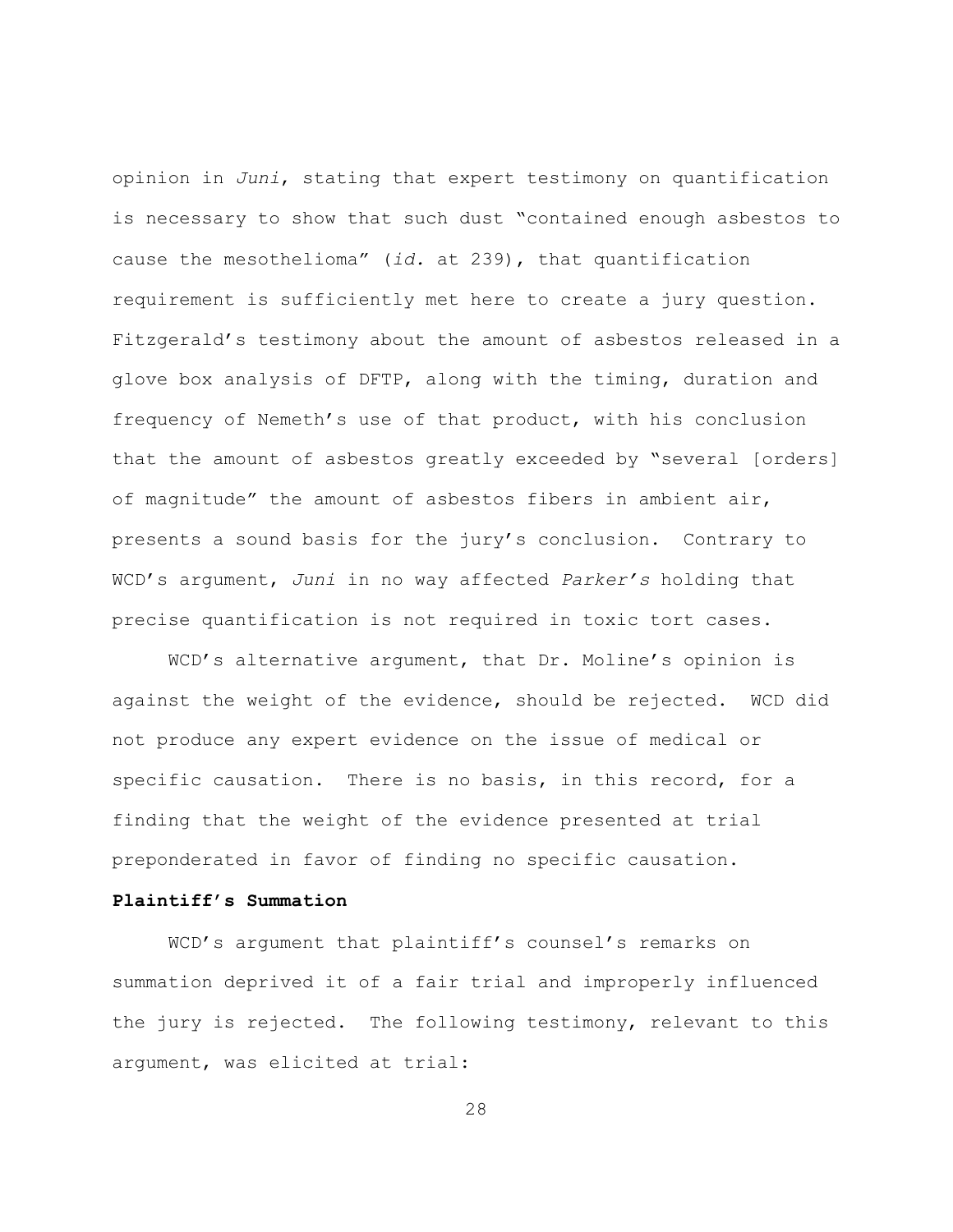opinion in *Juni*, stating that expert testimony on quantification is necessary to show that such dust "contained enough asbestos to cause the mesothelioma" (*id.* at 239), that quantification requirement is sufficiently met here to create a jury question. Fitzgerald's testimony about the amount of asbestos released in a glove box analysis of DFTP, along with the timing, duration and frequency of Nemeth's use of that product, with his conclusion that the amount of asbestos greatly exceeded by "several [orders] of magnitude" the amount of asbestos fibers in ambient air, presents a sound basis for the jury's conclusion. Contrary to WCD's argument, *Juni* in no way affected *Parker's* holding that precise quantification is not required in toxic tort cases.

WCD's alternative argument, that Dr. Moline's opinion is against the weight of the evidence, should be rejected. WCD did not produce any expert evidence on the issue of medical or specific causation. There is no basis, in this record, for a finding that the weight of the evidence presented at trial preponderated in favor of finding no specific causation.

**Plaintiff's Summation**

WCD's argument that plaintiff's counsel's remarks on summation deprived it of a fair trial and improperly influenced the jury is rejected. The following testimony, relevant to this argument, was elicited at trial: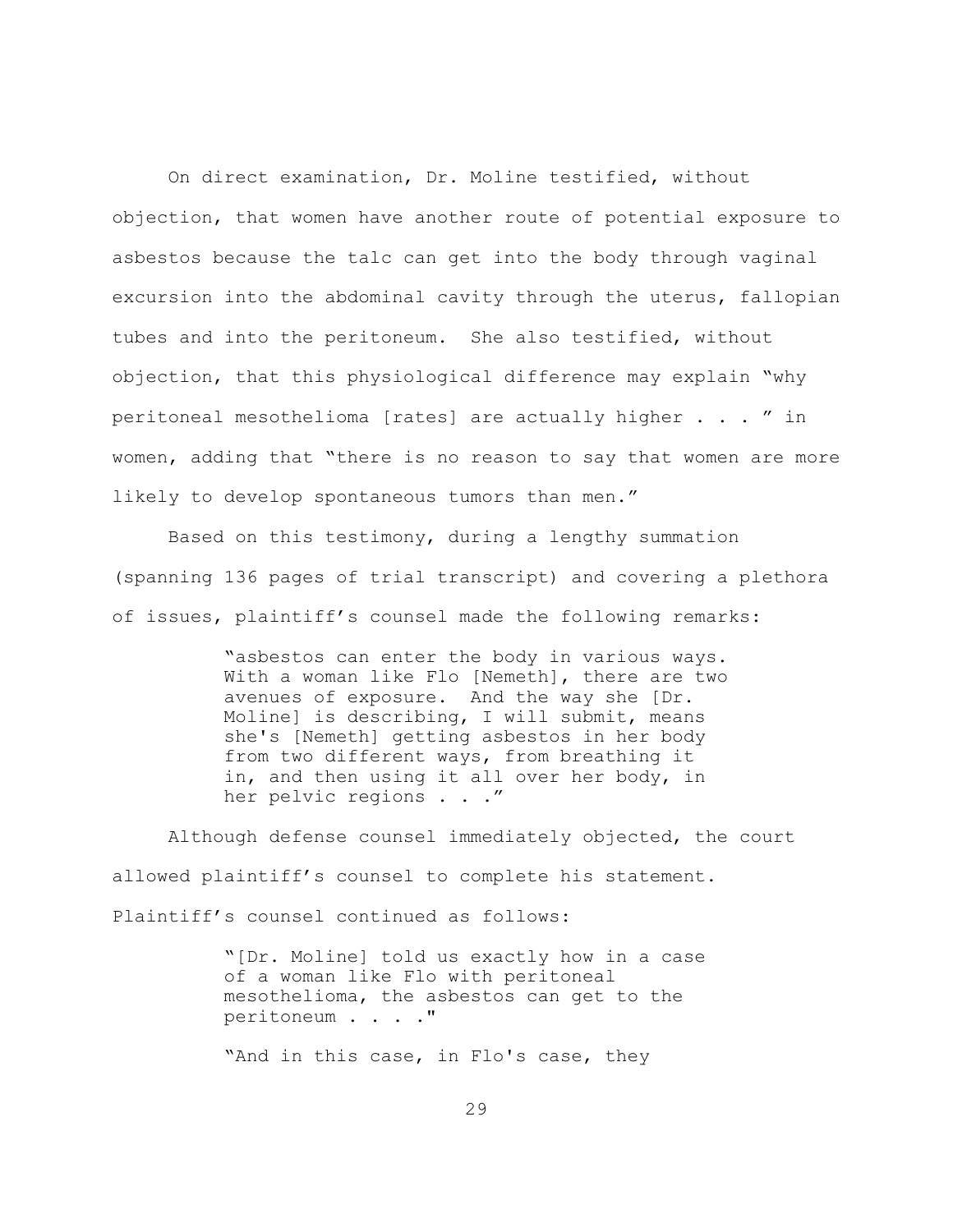On direct examination, Dr. Moline testified, without objection, that women have another route of potential exposure to asbestos because the talc can get into the body through vaginal excursion into the abdominal cavity through the uterus, fallopian tubes and into the peritoneum. She also testified, without objection, that this physiological difference may explain "why peritoneal mesothelioma [rates] are actually higher . . . " in women, adding that "there is no reason to say that women are more likely to develop spontaneous tumors than men."

Based on this testimony, during a lengthy summation (spanning 136 pages of trial transcript) and covering a plethora of issues, plaintiff's counsel made the following remarks:

> "asbestos can enter the body in various ways. With a woman like Flo [Nemeth], there are two avenues of exposure. And the way she [Dr. Moline] is describing, I will submit, means she's [Nemeth] getting asbestos in her body from two different ways, from breathing it in, and then using it all over her body, in her pelvic regions . . ."

Although defense counsel immediately objected, the court allowed plaintiff's counsel to complete his statement. Plaintiff's counsel continued as follows:

> "[Dr. Moline] told us exactly how in a case of a woman like Flo with peritoneal mesothelioma, the asbestos can get to the peritoneum . . . ."
>
> "And in this case, in Flo's case, they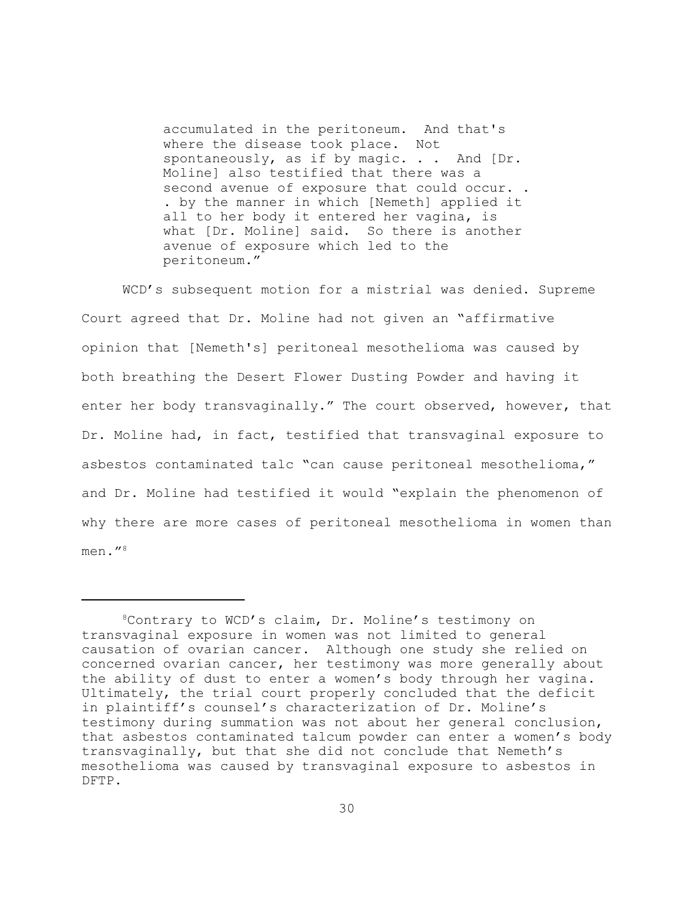> accumulated in the peritoneum. And that's where the disease took place. Not spontaneously, as if by magic. . . And [Dr. Moline] also testified that there was a second avenue of exposure that could occur. . . by the manner in which [Nemeth] applied it all to her body it entered her vagina, is what [Dr. Moline] said. So there is another avenue of exposure which led to the peritoneum."

WCD's subsequent motion for a mistrial was denied. Supreme Court agreed that Dr. Moline had not given an "affirmative opinion that [Nemeth's] peritoneal mesothelioma was caused by both breathing the Desert Flower Dusting Powder and having it enter her body transvaginally." The court observed, however, that Dr. Moline had, in fact, testified that transvaginal exposure to asbestos contaminated talc "can cause peritoneal mesothelioma," and Dr. Moline had testified it would "explain the phenomenon of why there are more cases of peritoneal mesothelioma in women than men."[8]

---

[8]Contrary to WCD's claim, Dr. Moline's testimony on transvaginal exposure in women was not limited to general causation of ovarian cancer. Although one study she relied on concerned ovarian cancer, her testimony was more generally about the ability of dust to enter a women's body through her vagina. Ultimately, the trial court properly concluded that the deficit in plaintiff's counsel's characterization of Dr. Moline's testimony during summation was not about her general conclusion, that asbestos contaminated talcum powder can enter a women's body transvaginally, but that she did not conclude that Nemeth's mesothelioma was caused by transvaginal exposure to asbestos in DFTP.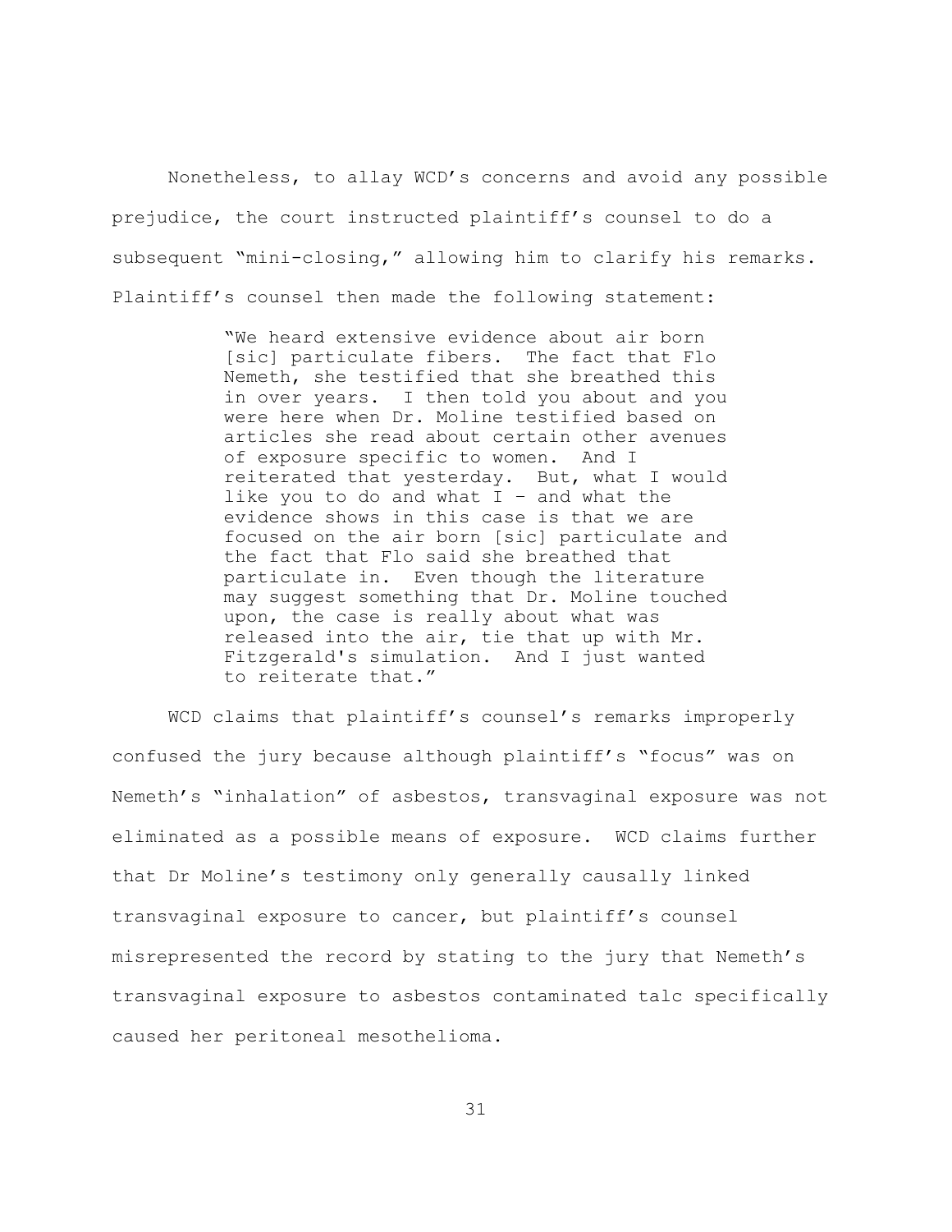Nonetheless, to allay WCD's concerns and avoid any possible prejudice, the court instructed plaintiff's counsel to do a subsequent "mini-closing," allowing him to clarify his remarks. Plaintiff's counsel then made the following statement:

> "We heard extensive evidence about air born [sic] particulate fibers. The fact that Flo Nemeth, she testified that she breathed this in over years. I then told you about and you were here when Dr. Moline testified based on articles she read about certain other avenues of exposure specific to women. And I reiterated that yesterday. But, what I would like you to do and what I – and what the evidence shows in this case is that we are focused on the air born [sic] particulate and the fact that Flo said she breathed that particulate in. Even though the literature may suggest something that Dr. Moline touched upon, the case is really about what was released into the air, tie that up with Mr. Fitzgerald's simulation. And I just wanted to reiterate that."

WCD claims that plaintiff's counsel's remarks improperly confused the jury because although plaintiff's "focus" was on Nemeth's "inhalation" of asbestos, transvaginal exposure was not eliminated as a possible means of exposure. WCD claims further that Dr Moline's testimony only generally causally linked transvaginal exposure to cancer, but plaintiff's counsel misrepresented the record by stating to the jury that Nemeth's transvaginal exposure to asbestos contaminated talc specifically caused her peritoneal mesothelioma.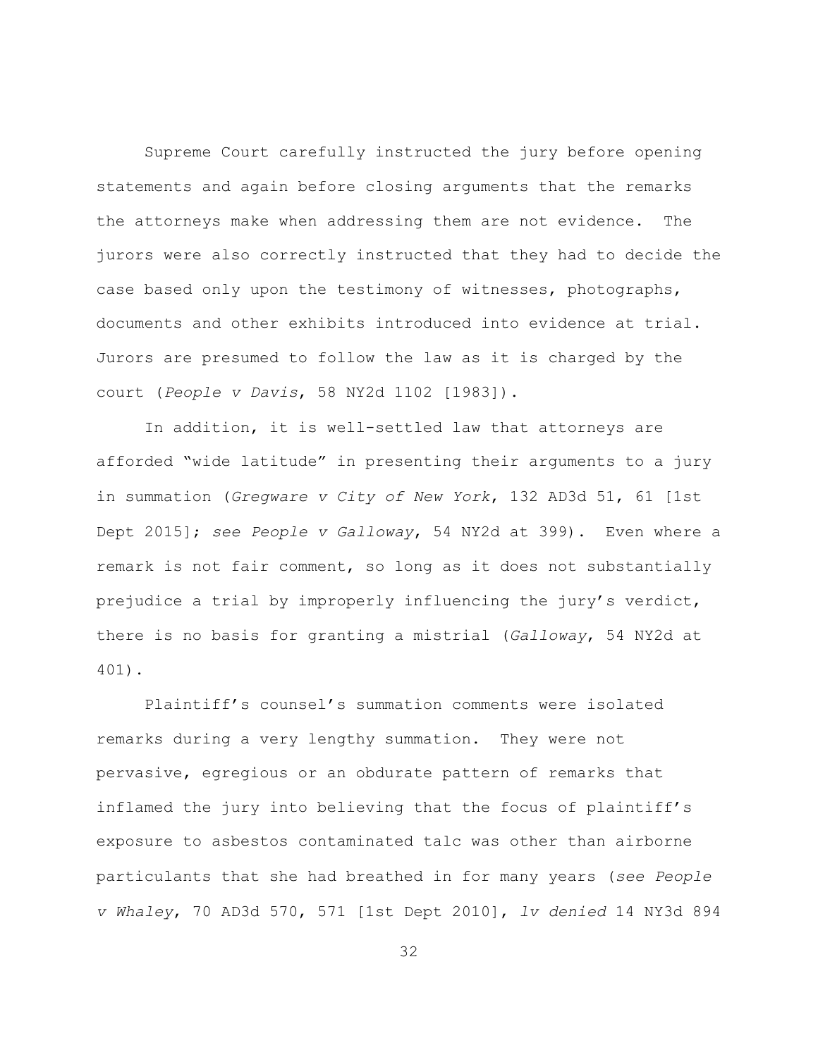Supreme Court carefully instructed the jury before opening statements and again before closing arguments that the remarks the attorneys make when addressing them are not evidence. The jurors were also correctly instructed that they had to decide the case based only upon the testimony of witnesses, photographs, documents and other exhibits introduced into evidence at trial. Jurors are presumed to follow the law as it is charged by the court (*People v Davis*, 58 NY2d 1102 [1983]).

In addition, it is well-settled law that attorneys are afforded "wide latitude" in presenting their arguments to a jury in summation (*Gregware v City of New York*, 132 AD3d 51, 61 [1st Dept 2015]; *see People v Galloway*, 54 NY2d at 399). Even where a remark is not fair comment, so long as it does not substantially prejudice a trial by improperly influencing the jury's verdict, there is no basis for granting a mistrial (*Galloway*, 54 NY2d at 401).

Plaintiff's counsel's summation comments were isolated remarks during a very lengthy summation. They were not pervasive, egregious or an obdurate pattern of remarks that inflamed the jury into believing that the focus of plaintiff's exposure to asbestos contaminated talc was other than airborne particulants that she had breathed in for many years (*see People v Whaley*, 70 AD3d 570, 571 [1st Dept 2010], *lv denied* 14 NY3d 894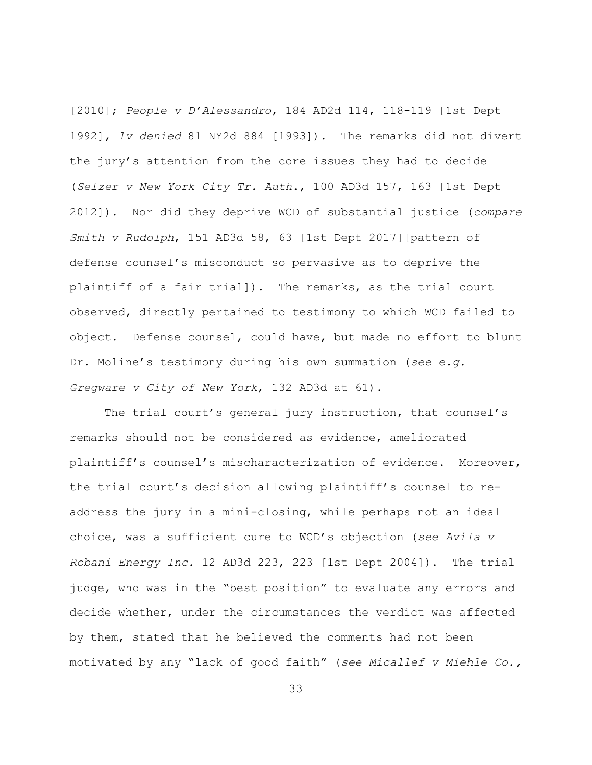[2010]; *People v D'Alessandro*, 184 AD2d 114, 118-119 [1st Dept 1992], *lv denied* 81 NY2d 884 [1993]). The remarks did not divert the jury's attention from the core issues they had to decide (*Selzer v New York City Tr. Auth.*, 100 AD3d 157, 163 [1st Dept 2012]). Nor did they deprive WCD of substantial justice (*compare Smith v Rudolph*, 151 AD3d 58, 63 [1st Dept 2017][pattern of defense counsel's misconduct so pervasive as to deprive the plaintiff of a fair trial]). The remarks, as the trial court observed, directly pertained to testimony to which WCD failed to object. Defense counsel, could have, but made no effort to blunt Dr. Moline's testimony during his own summation (*see e.g. Gregware v City of New York*, 132 AD3d at 61).

The trial court's general jury instruction, that counsel's remarks should not be considered as evidence, ameliorated plaintiff's counsel's mischaracterization of evidence. Moreover, the trial court's decision allowing plaintiff's counsel to re-address the jury in a mini-closing, while perhaps not an ideal choice, was a sufficient cure to WCD's objection (*see Avila v Robani Energy Inc.* 12 AD3d 223, 223 [1st Dept 2004]). The trial judge, who was in the "best position" to evaluate any errors and decide whether, under the circumstances the verdict was affected by them, stated that he believed the comments had not been motivated by any "lack of good faith" (*see Micallef v Miehle Co.,*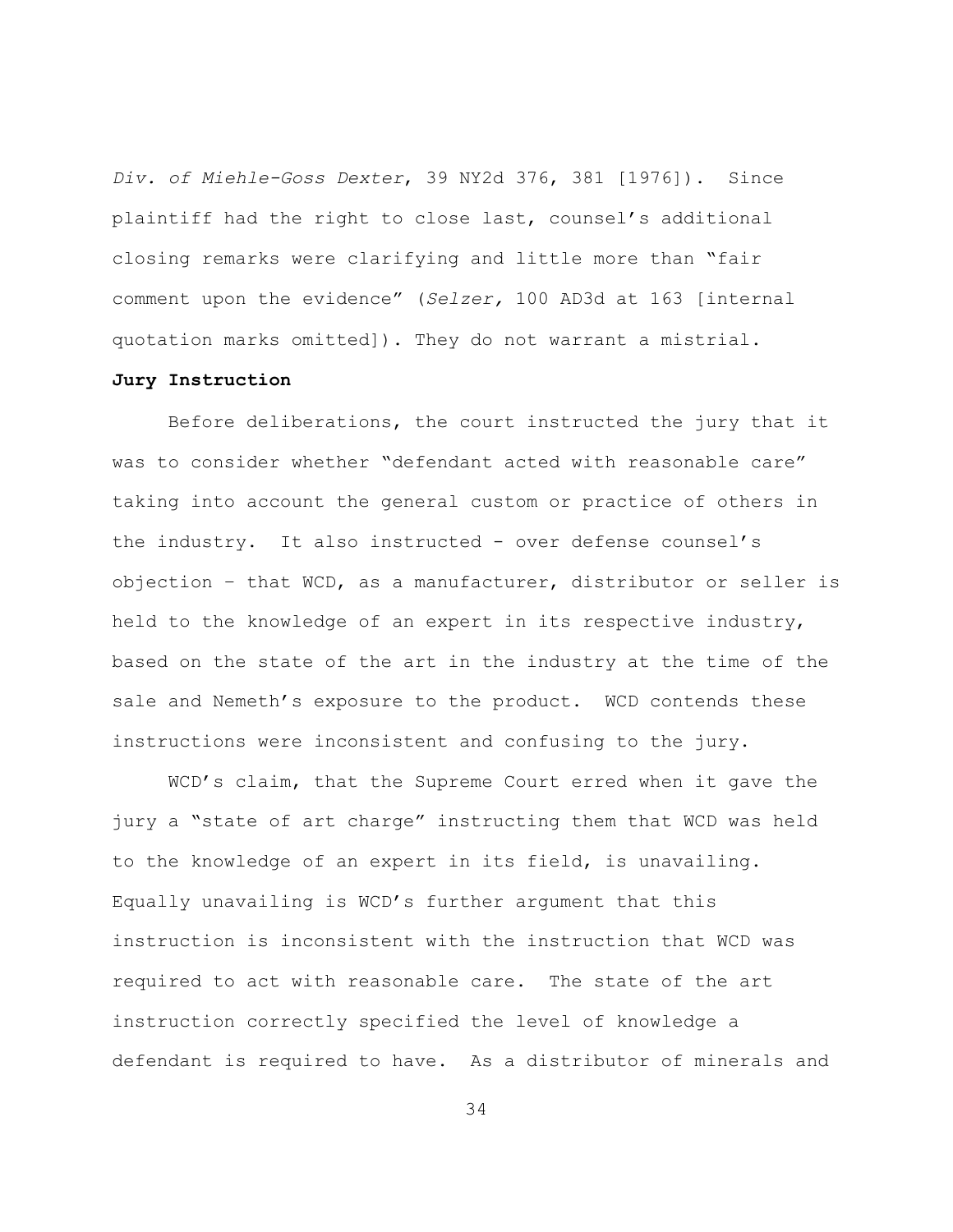*Div. of Miehle-Goss Dexter*, 39 NY2d 376, 381 [1976]). Since plaintiff had the right to close last, counsel's additional closing remarks were clarifying and little more than "fair comment upon the evidence" (*Selzer,* 100 AD3d at 163 [internal quotation marks omitted]). They do not warrant a mistrial.

**Jury Instruction**

Before deliberations, the court instructed the jury that it was to consider whether "defendant acted with reasonable care" taking into account the general custom or practice of others in the industry. It also instructed - over defense counsel's objection – that WCD, as a manufacturer, distributor or seller is held to the knowledge of an expert in its respective industry, based on the state of the art in the industry at the time of the sale and Nemeth's exposure to the product. WCD contends these instructions were inconsistent and confusing to the jury.

WCD's claim, that the Supreme Court erred when it gave the jury a "state of art charge" instructing them that WCD was held to the knowledge of an expert in its field, is unavailing. Equally unavailing is WCD's further argument that this instruction is inconsistent with the instruction that WCD was required to act with reasonable care. The state of the art instruction correctly specified the level of knowledge a defendant is required to have. As a distributor of minerals and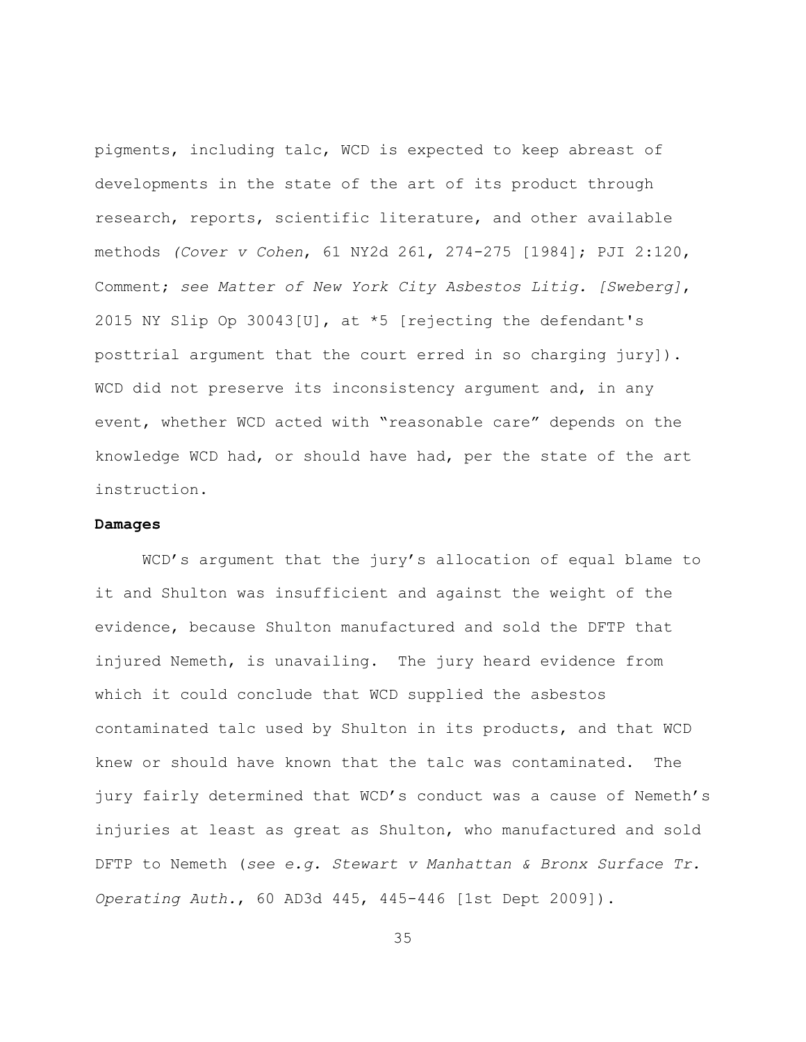pigments, including talc, WCD is expected to keep abreast of developments in the state of the art of its product through research, reports, scientific literature, and other available methods *(Cover v Cohen*, 61 NY2d 261, 274-275 [1984]; PJI 2:120, Comment; *see Matter of New York City Asbestos Litig. [Sweberg]*, 2015 NY Slip Op 30043[U], at *5 [rejecting the defendant's posttrial argument that the court erred in so charging jury]). WCD did not preserve its inconsistency argument and, in any event, whether WCD acted with "reasonable care" depends on the knowledge WCD had, or should have had, per the state of the art instruction.

**Damages**

WCD's argument that the jury's allocation of equal blame to it and Shulton was insufficient and against the weight of the evidence, because Shulton manufactured and sold the DFTP that injured Nemeth, is unavailing. The jury heard evidence from which it could conclude that WCD supplied the asbestos contaminated talc used by Shulton in its products, and that WCD knew or should have known that the talc was contaminated. The jury fairly determined that WCD's conduct was a cause of Nemeth's injuries at least as great as Shulton, who manufactured and sold DFTP to Nemeth (*see e.g. Stewart v Manhattan & Bronx Surface Tr. Operating Auth.*, 60 AD3d 445, 445-446 [1st Dept 2009]).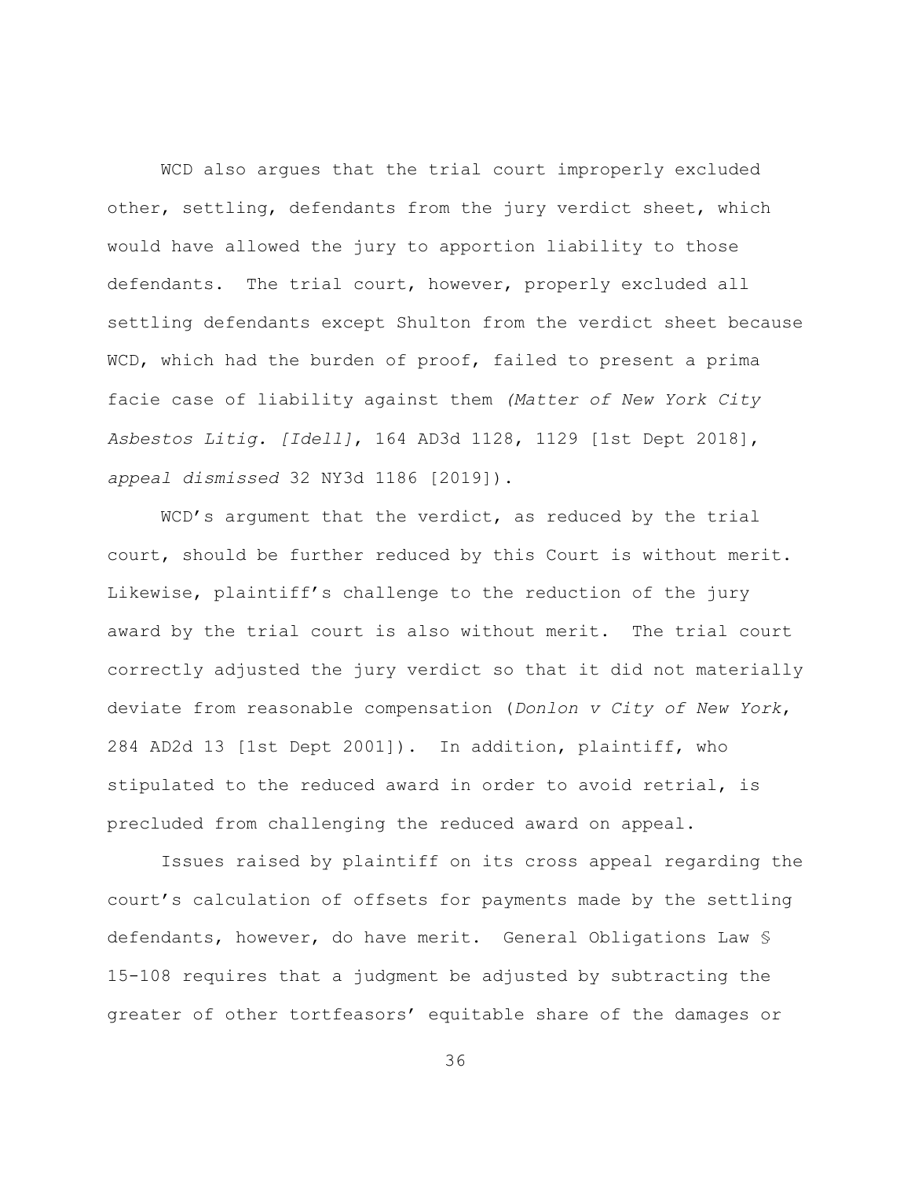WCD also argues that the trial court improperly excluded other, settling, defendants from the jury verdict sheet, which would have allowed the jury to apportion liability to those defendants. The trial court, however, properly excluded all settling defendants except Shulton from the verdict sheet because WCD, which had the burden of proof, failed to present a prima facie case of liability against them *(Matter of New York City Asbestos Litig. [Idell]*, 164 AD3d 1128, 1129 [1st Dept 2018], *appeal dismissed* 32 NY3d 1186 [2019]).

WCD's argument that the verdict, as reduced by the trial court, should be further reduced by this Court is without merit. Likewise, plaintiff's challenge to the reduction of the jury award by the trial court is also without merit. The trial court correctly adjusted the jury verdict so that it did not materially deviate from reasonable compensation (*Donlon v City of New York*, 284 AD2d 13 [1st Dept 2001]). In addition, plaintiff, who stipulated to the reduced award in order to avoid retrial, is precluded from challenging the reduced award on appeal.

Issues raised by plaintiff on its cross appeal regarding the court's calculation of offsets for payments made by the settling defendants, however, do have merit. General Obligations Law § 15-108 requires that a judgment be adjusted by subtracting the greater of other tortfeasors' equitable share of the damages or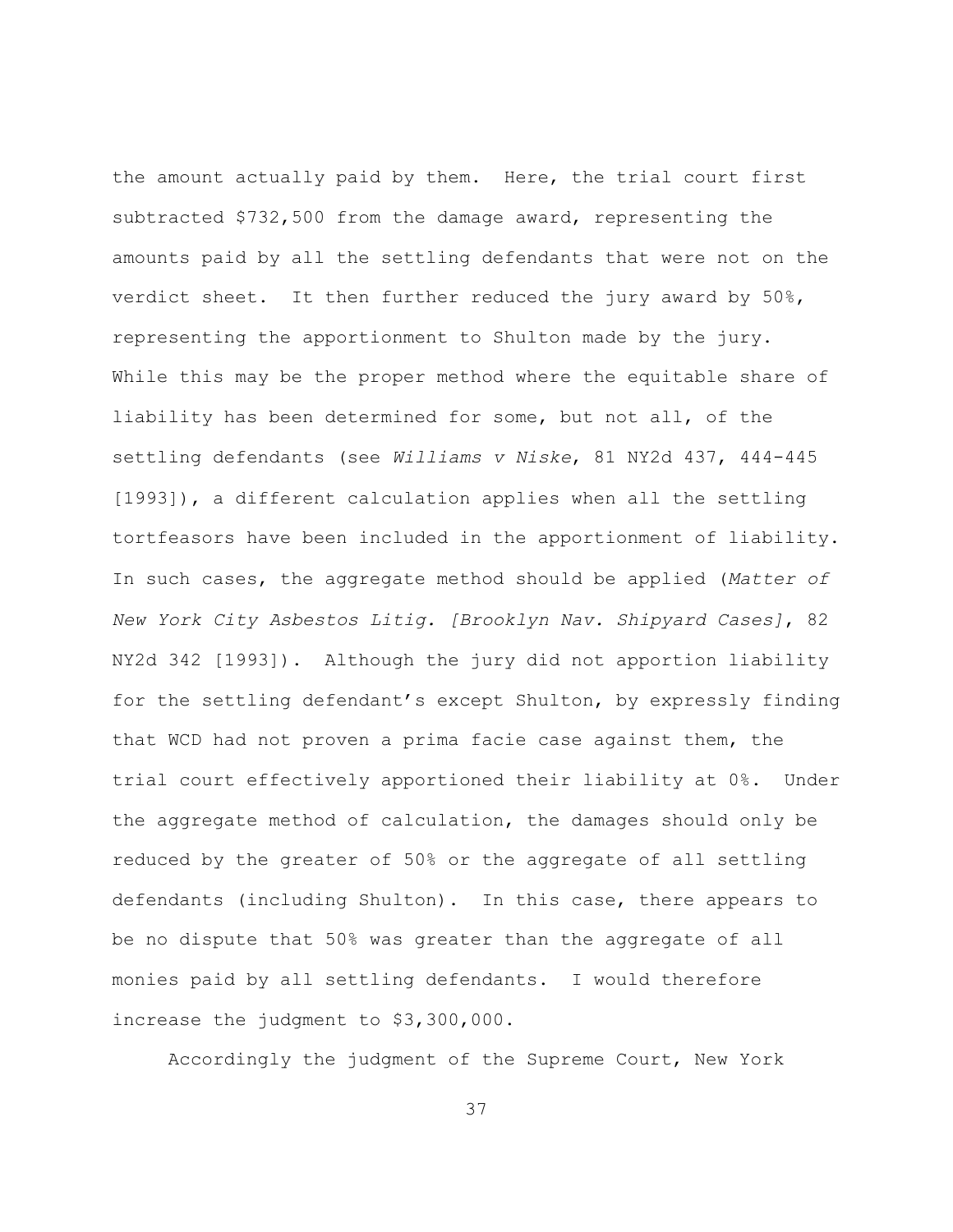the amount actually paid by them. Here, the trial court first subtracted $732,500 from the damage award, representing the amounts paid by all the settling defendants that were not on the verdict sheet. It then further reduced the jury award by 50%, representing the apportionment to Shulton made by the jury. While this may be the proper method where the equitable share of liability has been determined for some, but not all, of the settling defendants (see *Williams v Niske*, 81 NY2d 437, 444-445 [1993]), a different calculation applies when all the settling tortfeasors have been included in the apportionment of liability. In such cases, the aggregate method should be applied (*Matter of New York City Asbestos Litig. [Brooklyn Nav. Shipyard Cases]*, 82 NY2d 342 [1993]). Although the jury did not apportion liability for the settling defendant's except Shulton, by expressly finding that WCD had not proven a prima facie case against them, the trial court effectively apportioned their liability at 0%. Under the aggregate method of calculation, the damages should only be reduced by the greater of 50% or the aggregate of all settling defendants (including Shulton). In this case, there appears to be no dispute that 50% was greater than the aggregate of all monies paid by all settling defendants. I would therefore increase the judgment to $3,300,000.

Accordingly the judgment of the Supreme Court, New York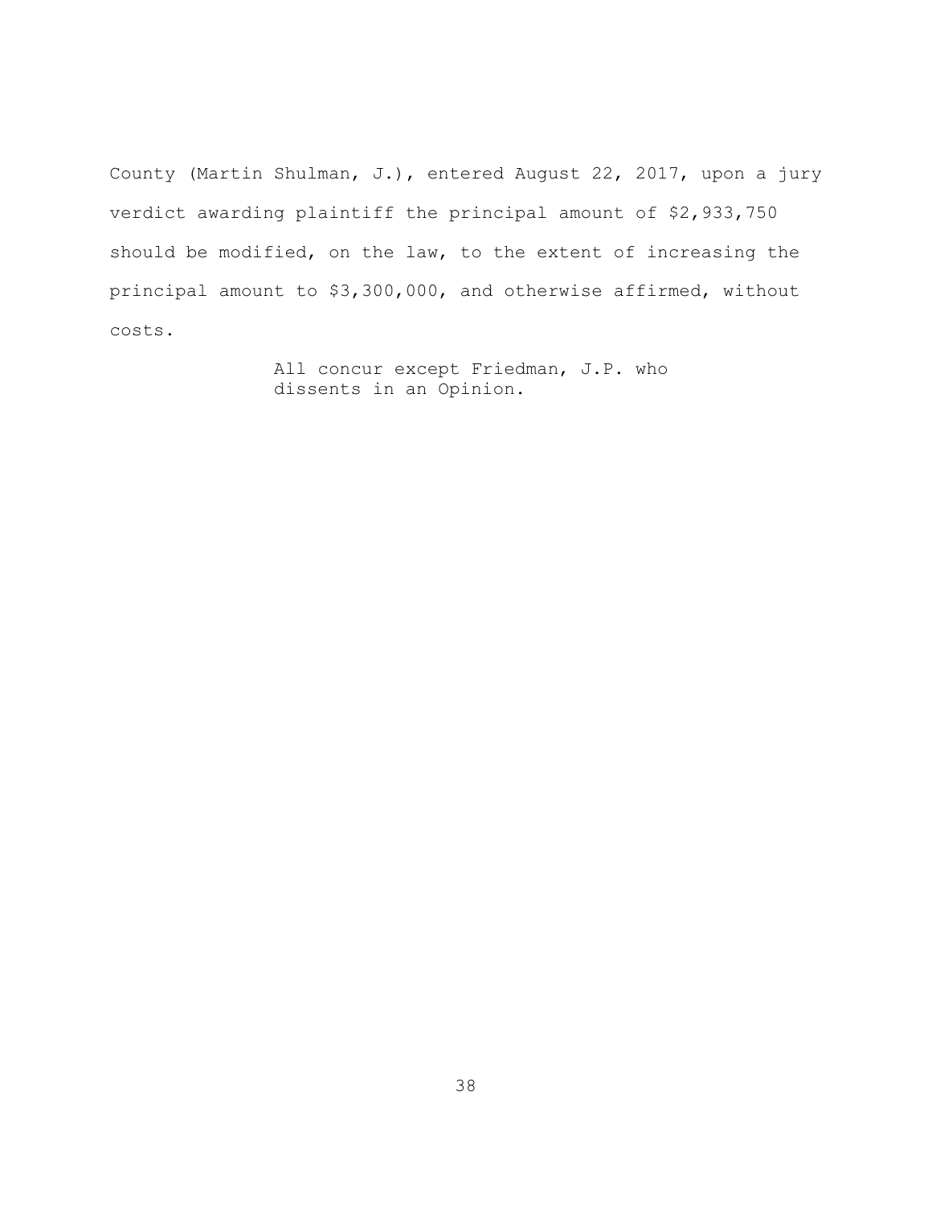County (Martin Shulman, J.), entered August 22, 2017, upon a jury verdict awarding plaintiff the principal amount of $2,933,750 should be modified, on the law, to the extent of increasing the principal amount to $3,300,000, and otherwise affirmed, without costs.

All concur except Friedman, J.P. who dissents in an Opinion.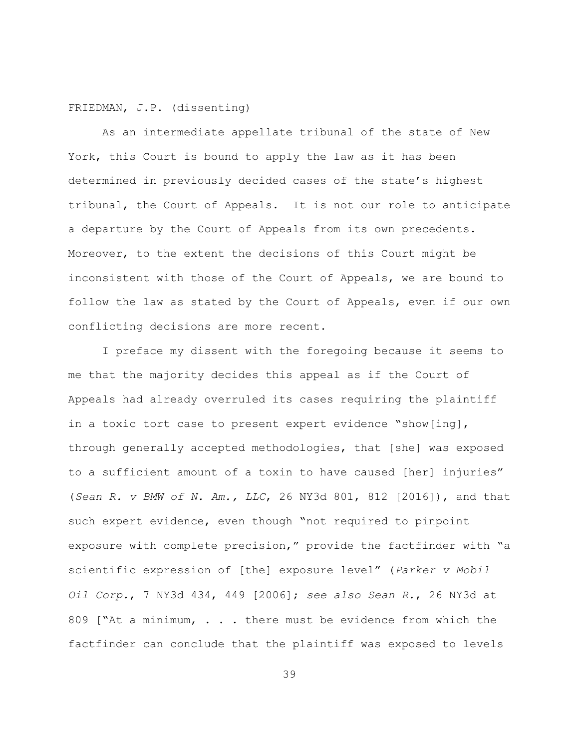FRIEDMAN, J.P. (dissenting)

As an intermediate appellate tribunal of the state of New York, this Court is bound to apply the law as it has been determined in previously decided cases of the state's highest tribunal, the Court of Appeals. It is not our role to anticipate a departure by the Court of Appeals from its own precedents. Moreover, to the extent the decisions of this Court might be inconsistent with those of the Court of Appeals, we are bound to follow the law as stated by the Court of Appeals, even if our own conflicting decisions are more recent.

I preface my dissent with the foregoing because it seems to me that the majority decides this appeal as if the Court of Appeals had already overruled its cases requiring the plaintiff in a toxic tort case to present expert evidence "show[ing], through generally accepted methodologies, that [she] was exposed to a sufficient amount of a toxin to have caused [her] injuries" (*Sean R. v BMW of N. Am., LLC*, 26 NY3d 801, 812 [2016]), and that such expert evidence, even though "not required to pinpoint exposure with complete precision," provide the factfinder with "a scientific expression of [the] exposure level" (*Parker v Mobil Oil Corp.*, 7 NY3d 434, 449 [2006]; *see also Sean R.*, 26 NY3d at 809 ["At a minimum, . . . there must be evidence from which the factfinder can conclude that the plaintiff was exposed to levels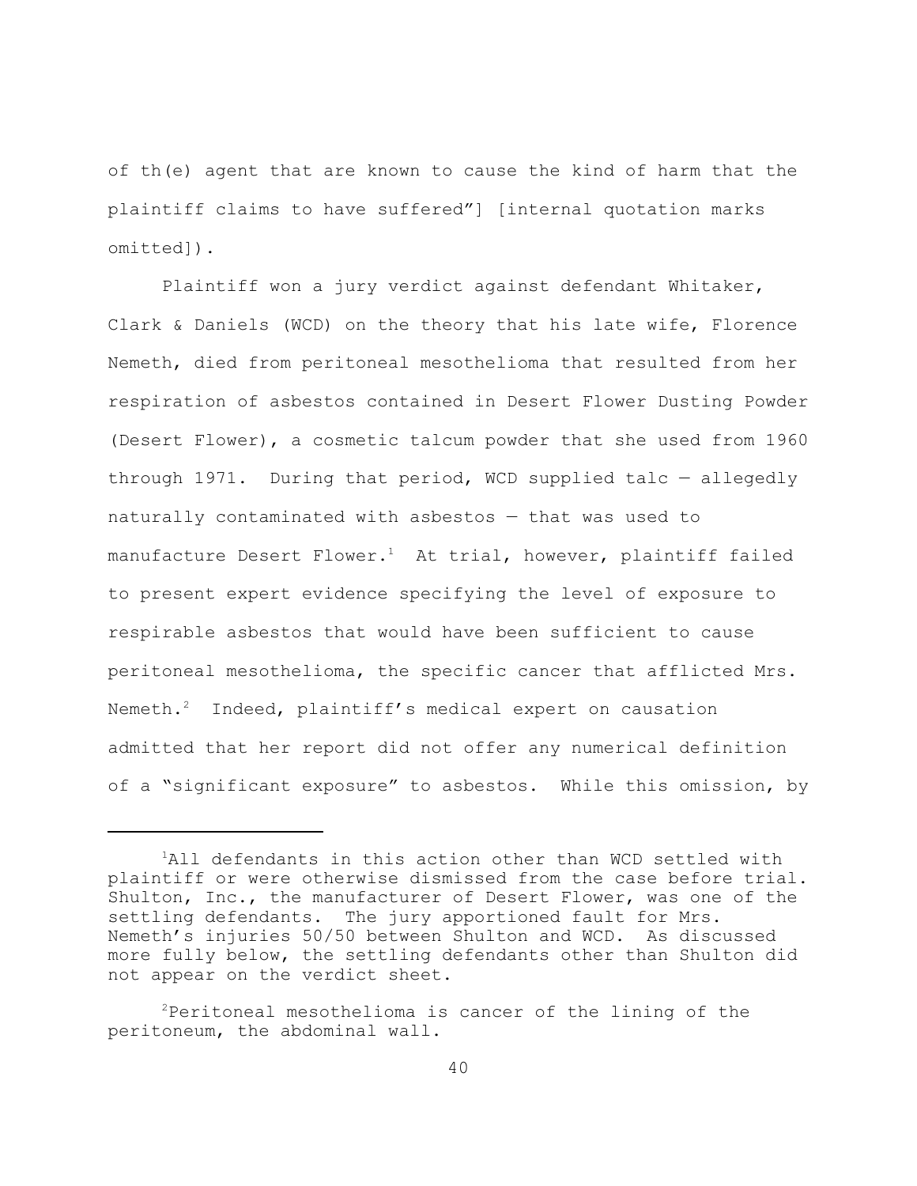of th(e) agent that are known to cause the kind of harm that the plaintiff claims to have suffered"] [internal quotation marks omitted]).

Plaintiff won a jury verdict against defendant Whitaker, Clark & Daniels (WCD) on the theory that his late wife, Florence Nemeth, died from peritoneal mesothelioma that resulted from her respiration of asbestos contained in Desert Flower Dusting Powder (Desert Flower), a cosmetic talcum powder that she used from 1960 through 1971. During that period, WCD supplied talc — allegedly naturally contaminated with asbestos — that was used to manufacture Desert Flower.[1] At trial, however, plaintiff failed to present expert evidence specifying the level of exposure to respirable asbestos that would have been sufficient to cause peritoneal mesothelioma, the specific cancer that afflicted Mrs. Nemeth.[2] Indeed, plaintiff's medical expert on causation admitted that her report did not offer any numerical definition of a "significant exposure" to asbestos. While this omission, by

---

[1]All defendants in this action other than WCD settled with plaintiff or were otherwise dismissed from the case before trial. Shulton, Inc., the manufacturer of Desert Flower, was one of the settling defendants. The jury apportioned fault for Mrs. Nemeth's injuries 50/50 between Shulton and WCD. As discussed more fully below, the settling defendants other than Shulton did not appear on the verdict sheet.

[2]Peritoneal mesothelioma is cancer of the lining of the peritoneum, the abdominal wall.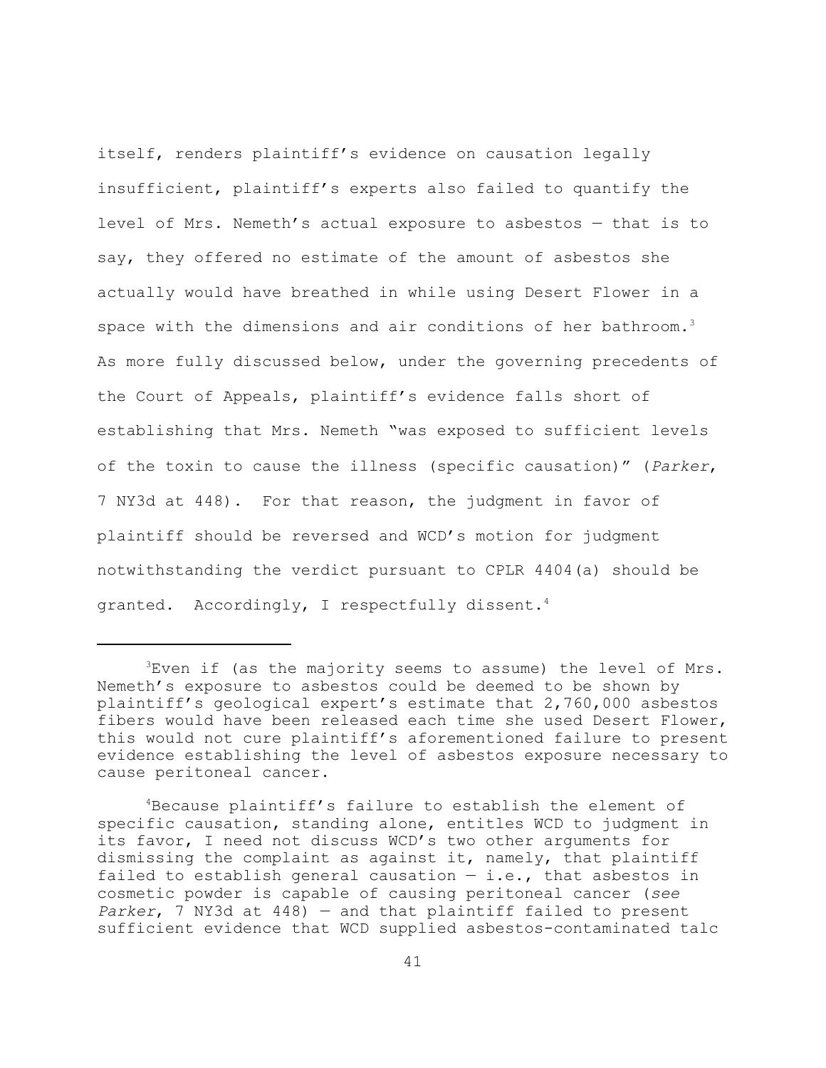itself, renders plaintiff's evidence on causation legally insufficient, plaintiff's experts also failed to quantify the level of Mrs. Nemeth's actual exposure to asbestos — that is to say, they offered no estimate of the amount of asbestos she actually would have breathed in while using Desert Flower in a space with the dimensions and air conditions of her bathroom.[3] As more fully discussed below, under the governing precedents of the Court of Appeals, plaintiff's evidence falls short of establishing that Mrs. Nemeth "was exposed to sufficient levels of the toxin to cause the illness (specific causation)" (*Parker*, 7 NY3d at 448). For that reason, the judgment in favor of plaintiff should be reversed and WCD's motion for judgment notwithstanding the verdict pursuant to CPLR 4404(a) should be granted. Accordingly, I respectfully dissent.[4]

---

[3]Even if (as the majority seems to assume) the level of Mrs. Nemeth's exposure to asbestos could be deemed to be shown by plaintiff's geological expert's estimate that 2,760,000 asbestos fibers would have been released each time she used Desert Flower, this would not cure plaintiff's aforementioned failure to present evidence establishing the level of asbestos exposure necessary to cause peritoneal cancer.

[4]Because plaintiff's failure to establish the element of specific causation, standing alone, entitles WCD to judgment in its favor, I need not discuss WCD's two other arguments for dismissing the complaint as against it, namely, that plaintiff failed to establish general causation — i.e., that asbestos in cosmetic powder is capable of causing peritoneal cancer (*see Parker*, 7 NY3d at 448) — and that plaintiff failed to present sufficient evidence that WCD supplied asbestos-contaminated talc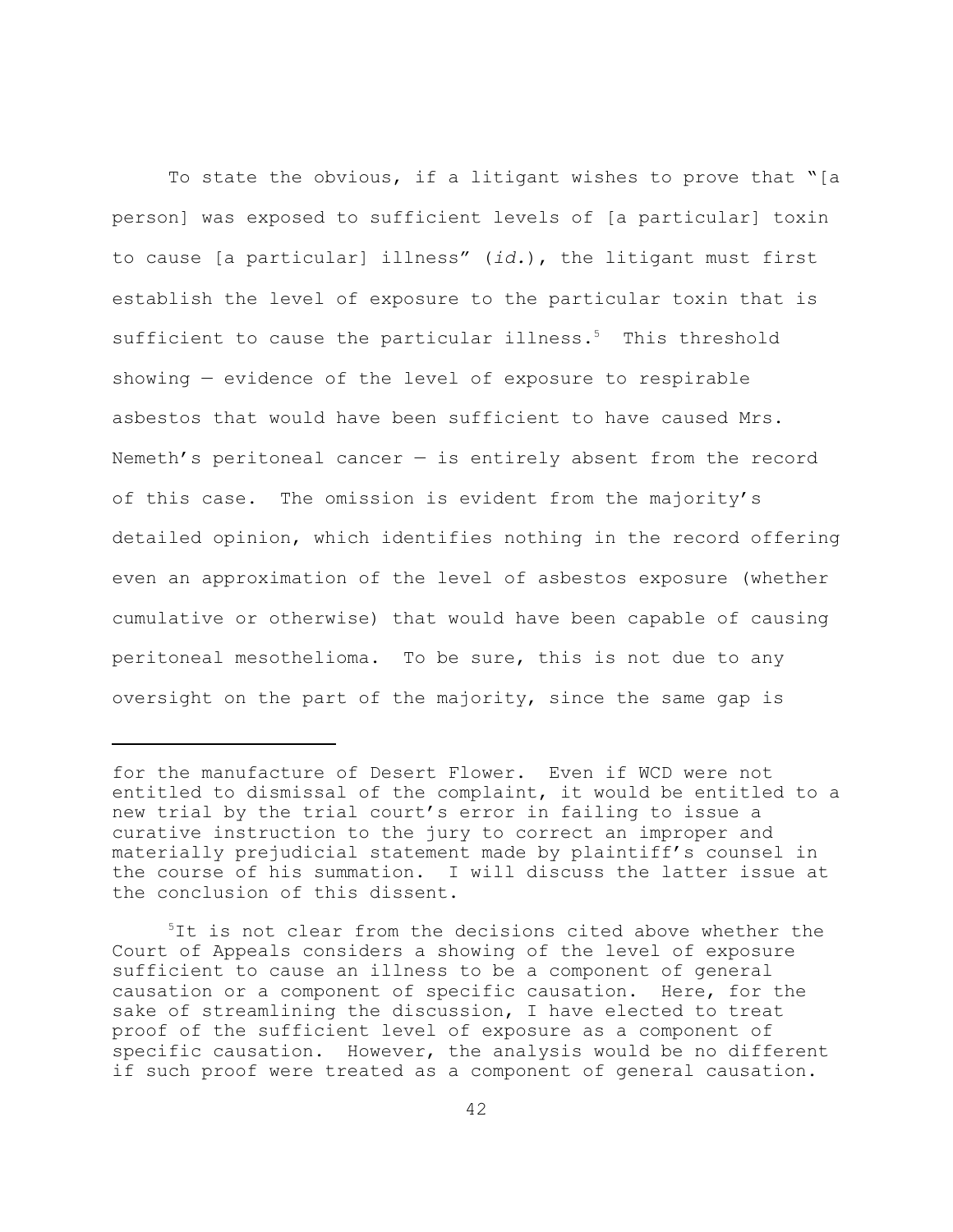To state the obvious, if a litigant wishes to prove that "[a person] was exposed to sufficient levels of [a particular] toxin to cause [a particular] illness" (*id.*), the litigant must first establish the level of exposure to the particular toxin that is sufficient to cause the particular illness.[5] This threshold showing — evidence of the level of exposure to respirable asbestos that would have been sufficient to have caused Mrs. Nemeth's peritoneal cancer — is entirely absent from the record of this case. The omission is evident from the majority's detailed opinion, which identifies nothing in the record offering even an approximation of the level of asbestos exposure (whether cumulative or otherwise) that would have been capable of causing peritoneal mesothelioma. To be sure, this is not due to any oversight on the part of the majority, since the same gap is

---

for the manufacture of Desert Flower. Even if WCD were not entitled to dismissal of the complaint, it would be entitled to a new trial by the trial court's error in failing to issue a curative instruction to the jury to correct an improper and materially prejudicial statement made by plaintiff's counsel in the course of his summation. I will discuss the latter issue at the conclusion of this dissent.

[5]It is not clear from the decisions cited above whether the Court of Appeals considers a showing of the level of exposure sufficient to cause an illness to be a component of general causation or a component of specific causation. Here, for the sake of streamlining the discussion, I have elected to treat proof of the sufficient level of exposure as a component of specific causation. However, the analysis would be no different if such proof were treated as a component of general causation.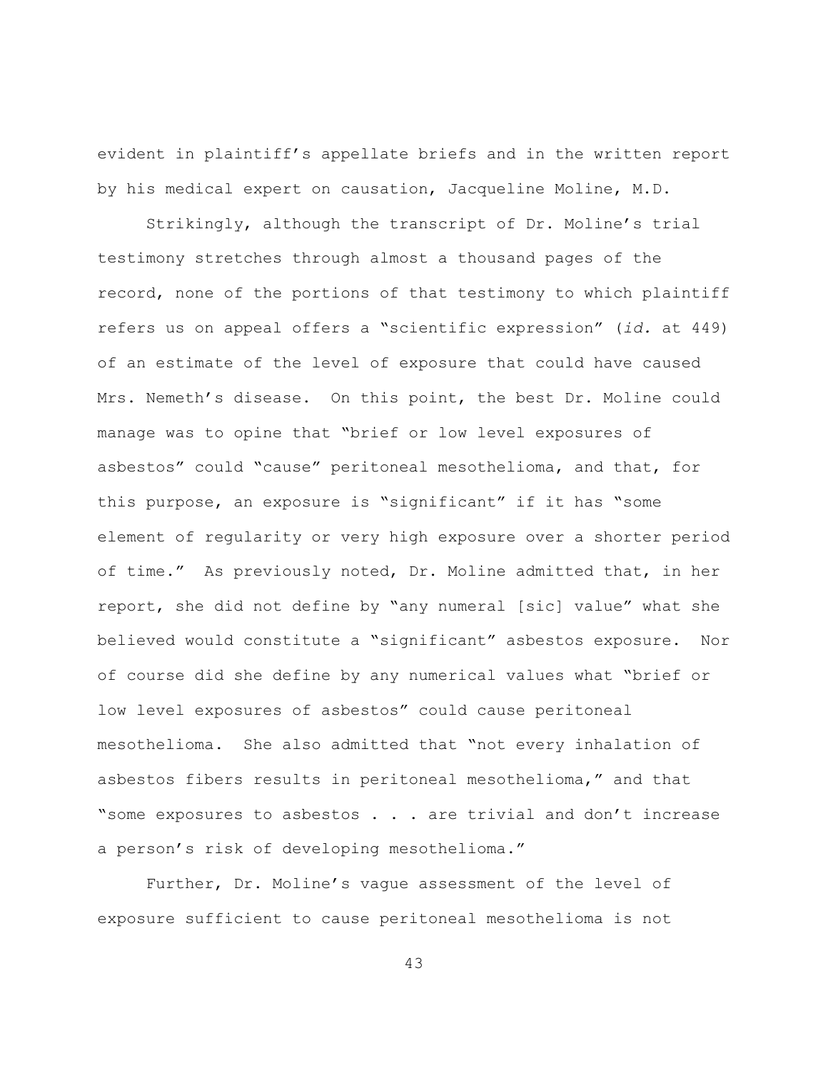evident in plaintiff's appellate briefs and in the written report by his medical expert on causation, Jacqueline Moline, M.D.

Strikingly, although the transcript of Dr. Moline's trial testimony stretches through almost a thousand pages of the record, none of the portions of that testimony to which plaintiff refers us on appeal offers a "scientific expression" (*id.* at 449) of an estimate of the level of exposure that could have caused Mrs. Nemeth's disease. On this point, the best Dr. Moline could manage was to opine that "brief or low level exposures of asbestos" could "cause" peritoneal mesothelioma, and that, for this purpose, an exposure is "significant" if it has "some element of regularity or very high exposure over a shorter period of time." As previously noted, Dr. Moline admitted that, in her report, she did not define by "any numeral [sic] value" what she believed would constitute a "significant" asbestos exposure. Nor of course did she define by any numerical values what "brief or low level exposures of asbestos" could cause peritoneal mesothelioma. She also admitted that "not every inhalation of asbestos fibers results in peritoneal mesothelioma," and that "some exposures to asbestos . . . are trivial and don't increase a person's risk of developing mesothelioma."

Further, Dr. Moline's vague assessment of the level of exposure sufficient to cause peritoneal mesothelioma is not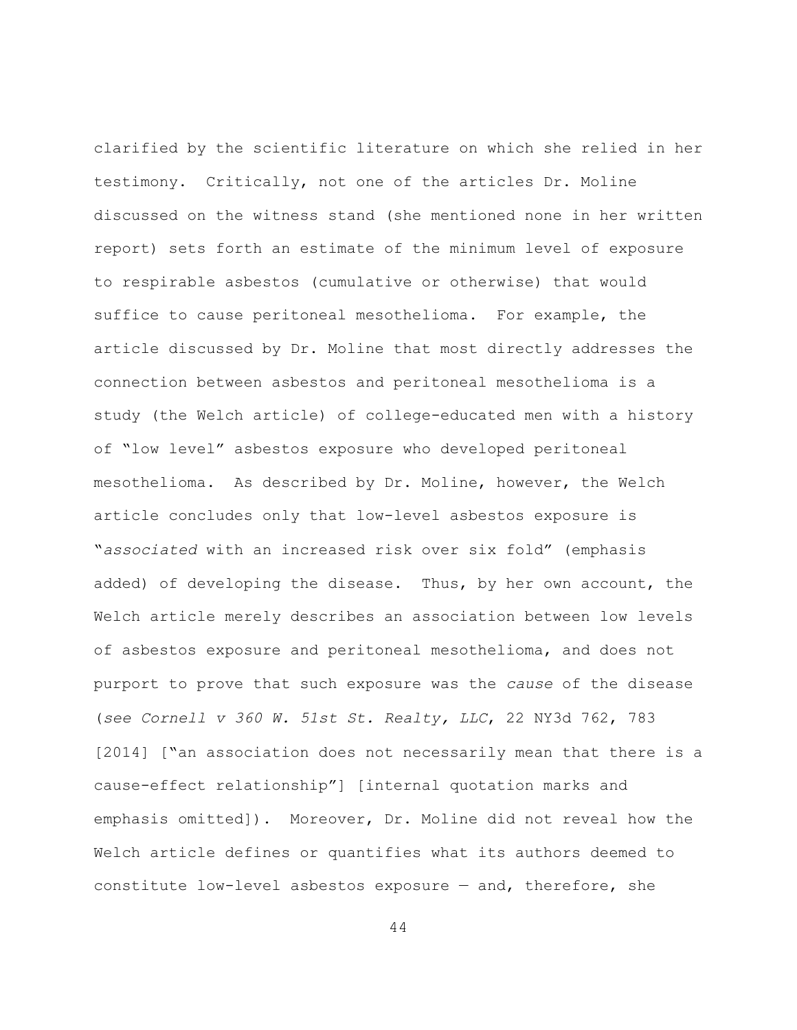clarified by the scientific literature on which she relied in her testimony. Critically, not one of the articles Dr. Moline discussed on the witness stand (she mentioned none in her written report) sets forth an estimate of the minimum level of exposure to respirable asbestos (cumulative or otherwise) that would suffice to cause peritoneal mesothelioma. For example, the article discussed by Dr. Moline that most directly addresses the connection between asbestos and peritoneal mesothelioma is a study (the Welch article) of college-educated men with a history of "low level" asbestos exposure who developed peritoneal mesothelioma. As described by Dr. Moline, however, the Welch article concludes only that low-level asbestos exposure is "*associated* with an increased risk over six fold" (emphasis added) of developing the disease. Thus, by her own account, the Welch article merely describes an association between low levels of asbestos exposure and peritoneal mesothelioma, and does not purport to prove that such exposure was the *cause* of the disease (*see Cornell v 360 W. 51st St. Realty, LLC*, 22 NY3d 762, 783 [2014] ["an association does not necessarily mean that there is a cause-effect relationship"] [internal quotation marks and emphasis omitted]). Moreover, Dr. Moline did not reveal how the Welch article defines or quantifies what its authors deemed to constitute low-level asbestos exposure — and, therefore, she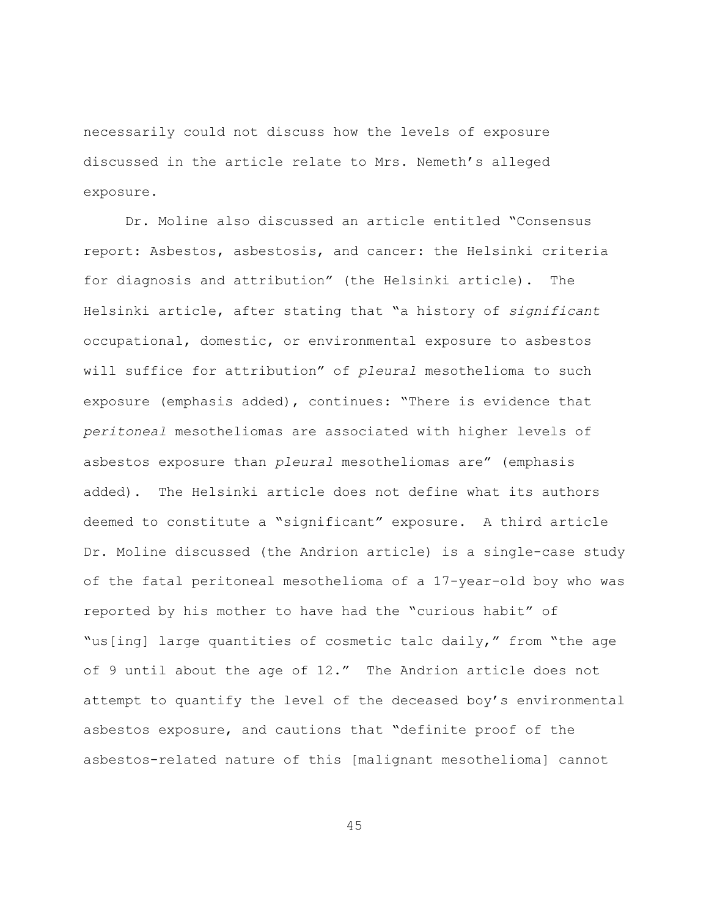necessarily could not discuss how the levels of exposure discussed in the article relate to Mrs. Nemeth's alleged exposure.

Dr. Moline also discussed an article entitled "Consensus report: Asbestos, asbestosis, and cancer: the Helsinki criteria for diagnosis and attribution" (the Helsinki article). The Helsinki article, after stating that "a history of *significant* occupational, domestic, or environmental exposure to asbestos will suffice for attribution" of *pleural* mesothelioma to such exposure (emphasis added), continues: "There is evidence that *peritoneal* mesotheliomas are associated with higher levels of asbestos exposure than *pleural* mesotheliomas are" (emphasis added). The Helsinki article does not define what its authors deemed to constitute a "significant" exposure. A third article Dr. Moline discussed (the Andrion article) is a single-case study of the fatal peritoneal mesothelioma of a 17-year-old boy who was reported by his mother to have had the "curious habit" of "us[ing] large quantities of cosmetic talc daily," from "the age of 9 until about the age of 12." The Andrion article does not attempt to quantify the level of the deceased boy's environmental asbestos exposure, and cautions that "definite proof of the asbestos-related nature of this [malignant mesothelioma] cannot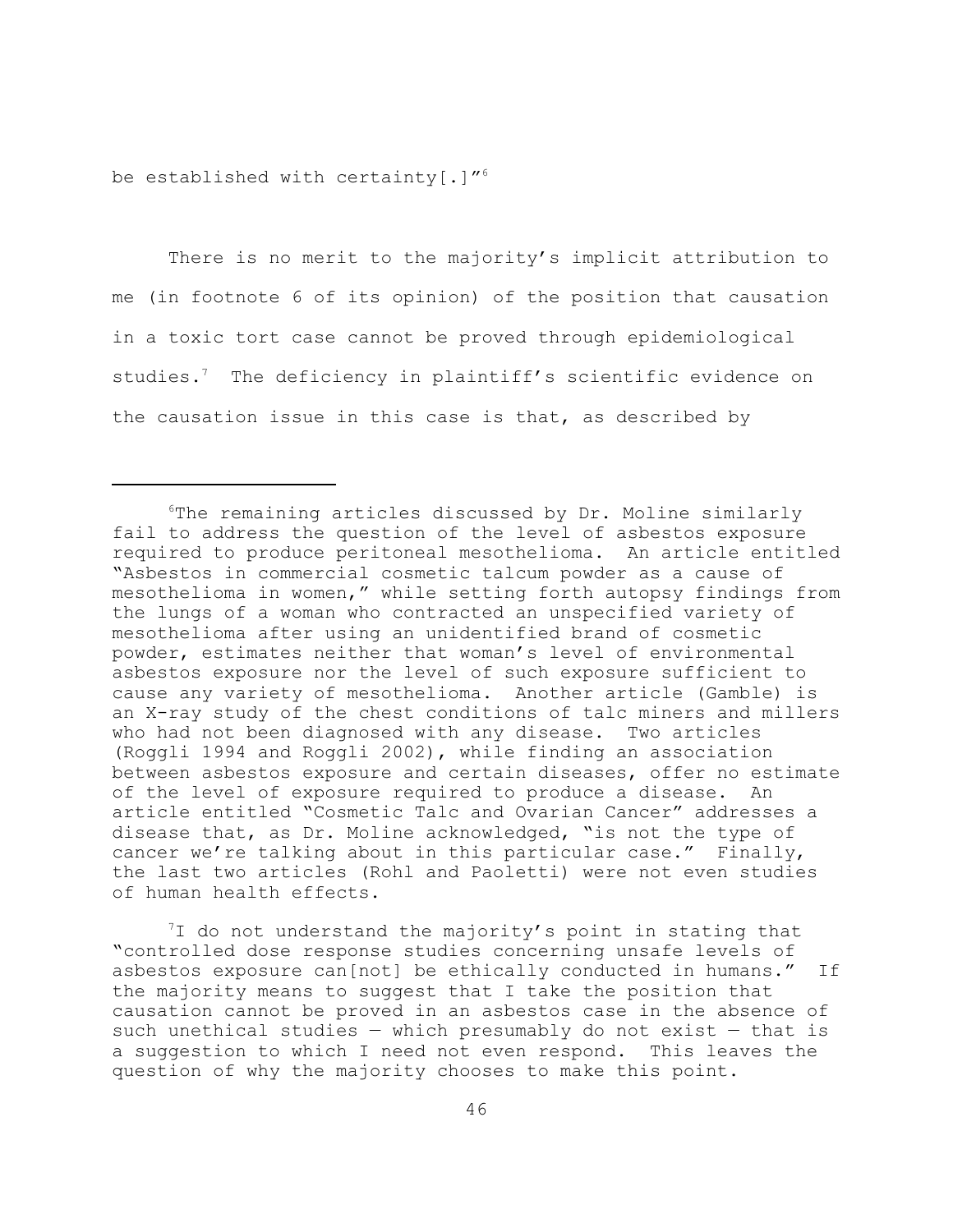be established with certainty[.]"[6]

There is no merit to the majority's implicit attribution to me (in footnote 6 of its opinion) of the position that causation in a toxic tort case cannot be proved through epidemiological studies.[7] The deficiency in plaintiff's scientific evidence on the causation issue in this case is that, as described by

---

[6] The remaining articles discussed by Dr. Moline similarly fail to address the question of the level of asbestos exposure required to produce peritoneal mesothelioma. An article entitled "Asbestos in commercial cosmetic talcum powder as a cause of mesothelioma in women," while setting forth autopsy findings from the lungs of a woman who contracted an unspecified variety of mesothelioma after using an unidentified brand of cosmetic powder, estimates neither that woman's level of environmental asbestos exposure nor the level of such exposure sufficient to cause any variety of mesothelioma. Another article (Gamble) is an X-ray study of the chest conditions of talc miners and millers who had not been diagnosed with any disease. Two articles (Roggli 1994 and Roggli 2002), while finding an association between asbestos exposure and certain diseases, offer no estimate of the level of exposure required to produce a disease. An article entitled "Cosmetic Talc and Ovarian Cancer" addresses a disease that, as Dr. Moline acknowledged, "is not the type of cancer we're talking about in this particular case." Finally, the last two articles (Rohl and Paoletti) were not even studies of human health effects.

[7] I do not understand the majority's point in stating that "controlled dose response studies concerning unsafe levels of asbestos exposure can[not] be ethically conducted in humans." If the majority means to suggest that I take the position that causation cannot be proved in an asbestos case in the absence of such unethical studies — which presumably do not exist — that is a suggestion to which I need not even respond. This leaves the question of why the majority chooses to make this point.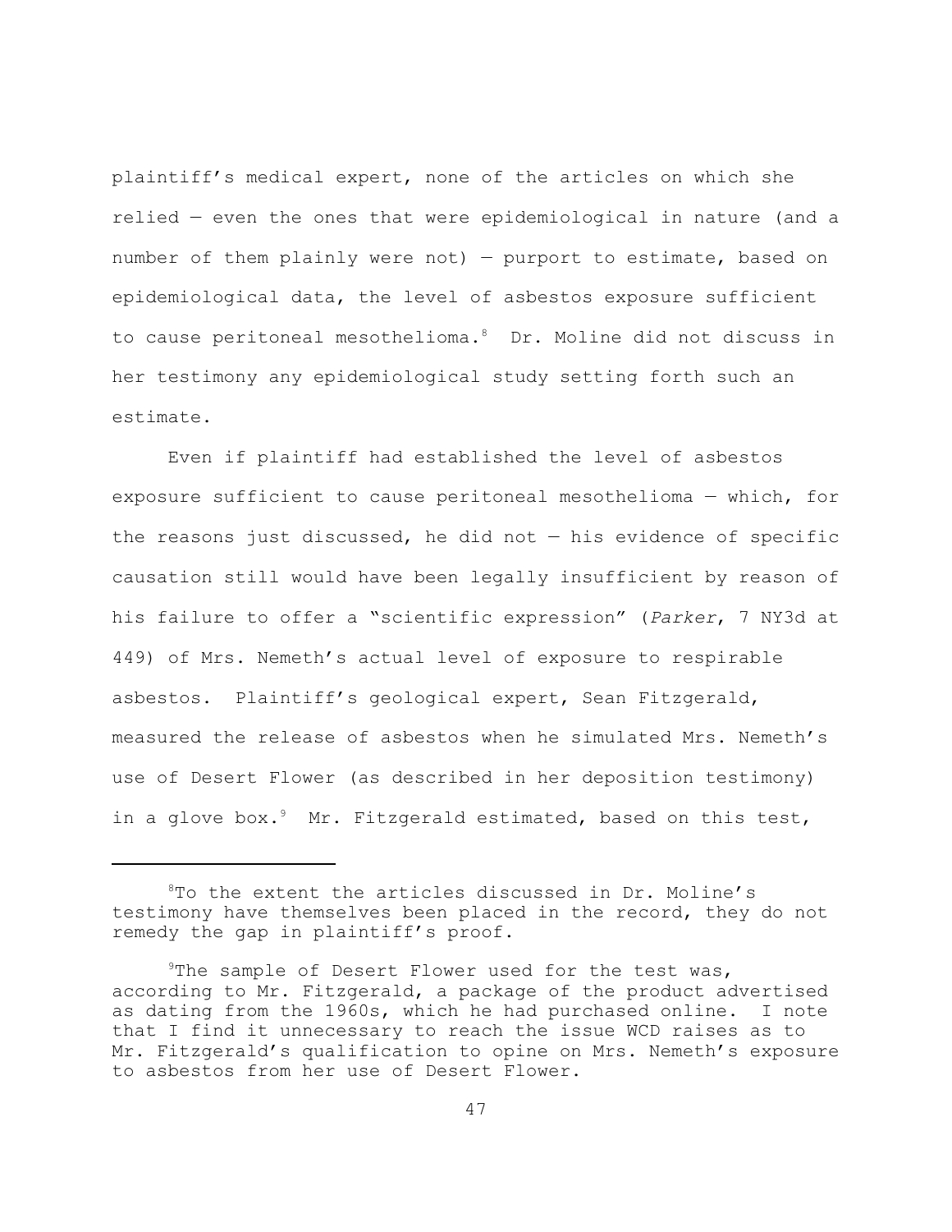plaintiff's medical expert, none of the articles on which she relied — even the ones that were epidemiological in nature (and a number of them plainly were not) — purport to estimate, based on epidemiological data, the level of asbestos exposure sufficient to cause peritoneal mesothelioma.[8] Dr. Moline did not discuss in her testimony any epidemiological study setting forth such an estimate.

Even if plaintiff had established the level of asbestos exposure sufficient to cause peritoneal mesothelioma — which, for the reasons just discussed, he did not — his evidence of specific causation still would have been legally insufficient by reason of his failure to offer a "scientific expression" (*Parker*, 7 NY3d at 449) of Mrs. Nemeth's actual level of exposure to respirable asbestos. Plaintiff's geological expert, Sean Fitzgerald, measured the release of asbestos when he simulated Mrs. Nemeth's use of Desert Flower (as described in her deposition testimony) in a glove box.[9] Mr. Fitzgerald estimated, based on this test,

---

[8]To the extent the articles discussed in Dr. Moline's testimony have themselves been placed in the record, they do not remedy the gap in plaintiff's proof.

[9]The sample of Desert Flower used for the test was, according to Mr. Fitzgerald, a package of the product advertised as dating from the 1960s, which he had purchased online. I note that I find it unnecessary to reach the issue WCD raises as to Mr. Fitzgerald's qualification to opine on Mrs. Nemeth's exposure to asbestos from her use of Desert Flower.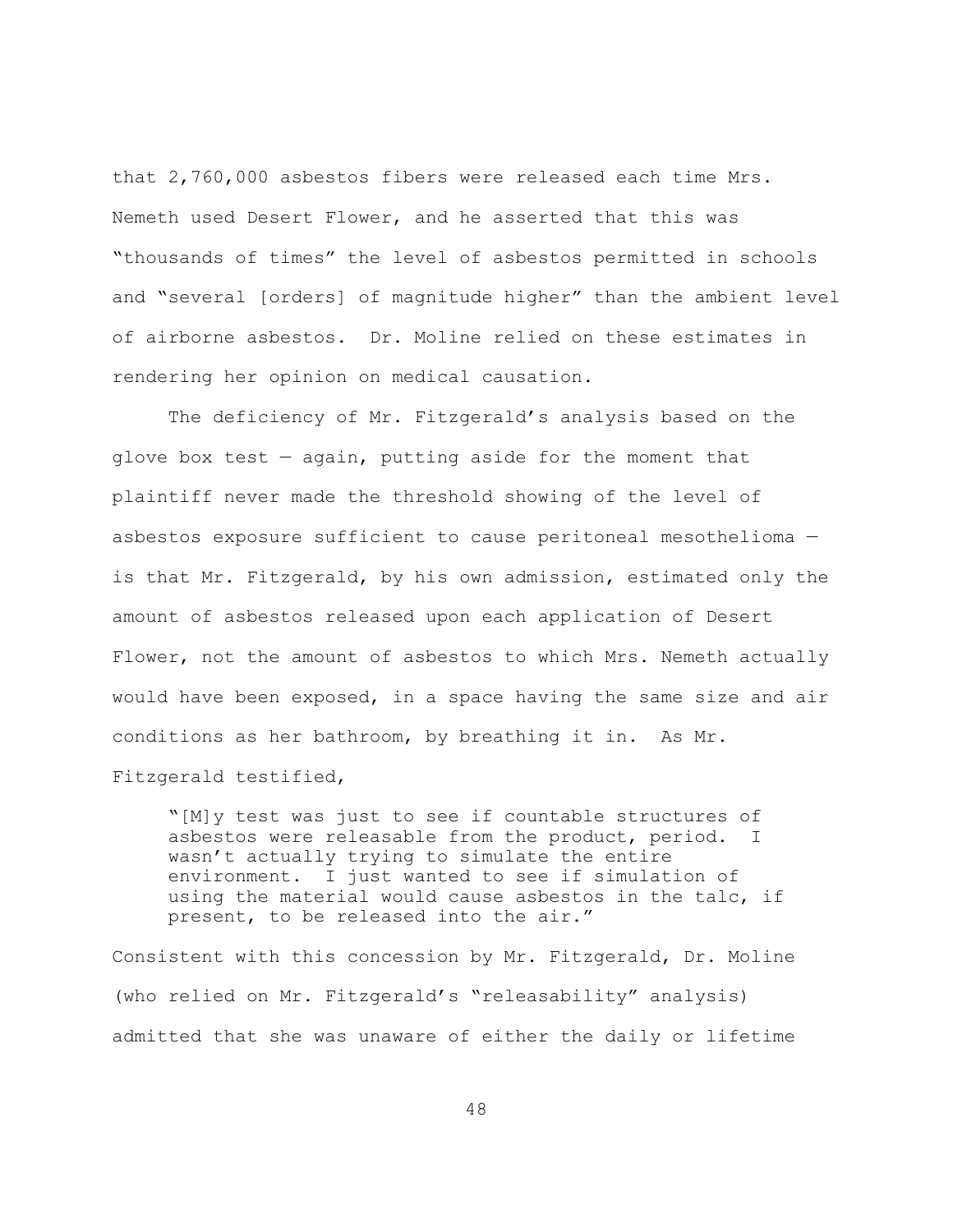that 2,760,000 asbestos fibers were released each time Mrs. Nemeth used Desert Flower, and he asserted that this was "thousands of times" the level of asbestos permitted in schools and "several [orders] of magnitude higher" than the ambient level of airborne asbestos. Dr. Moline relied on these estimates in rendering her opinion on medical causation.

The deficiency of Mr. Fitzgerald's analysis based on the glove box test — again, putting aside for the moment that plaintiff never made the threshold showing of the level of asbestos exposure sufficient to cause peritoneal mesothelioma — is that Mr. Fitzgerald, by his own admission, estimated only the amount of asbestos released upon each application of Desert Flower, not the amount of asbestos to which Mrs. Nemeth actually would have been exposed, in a space having the same size and air conditions as her bathroom, by breathing it in. As Mr. Fitzgerald testified,

> "[M]y test was just to see if countable structures of asbestos were releasable from the product, period. I wasn't actually trying to simulate the entire environment. I just wanted to see if simulation of using the material would cause asbestos in the talc, if present, to be released into the air."

Consistent with this concession by Mr. Fitzgerald, Dr. Moline (who relied on Mr. Fitzgerald's "releasability" analysis) admitted that she was unaware of either the daily or lifetime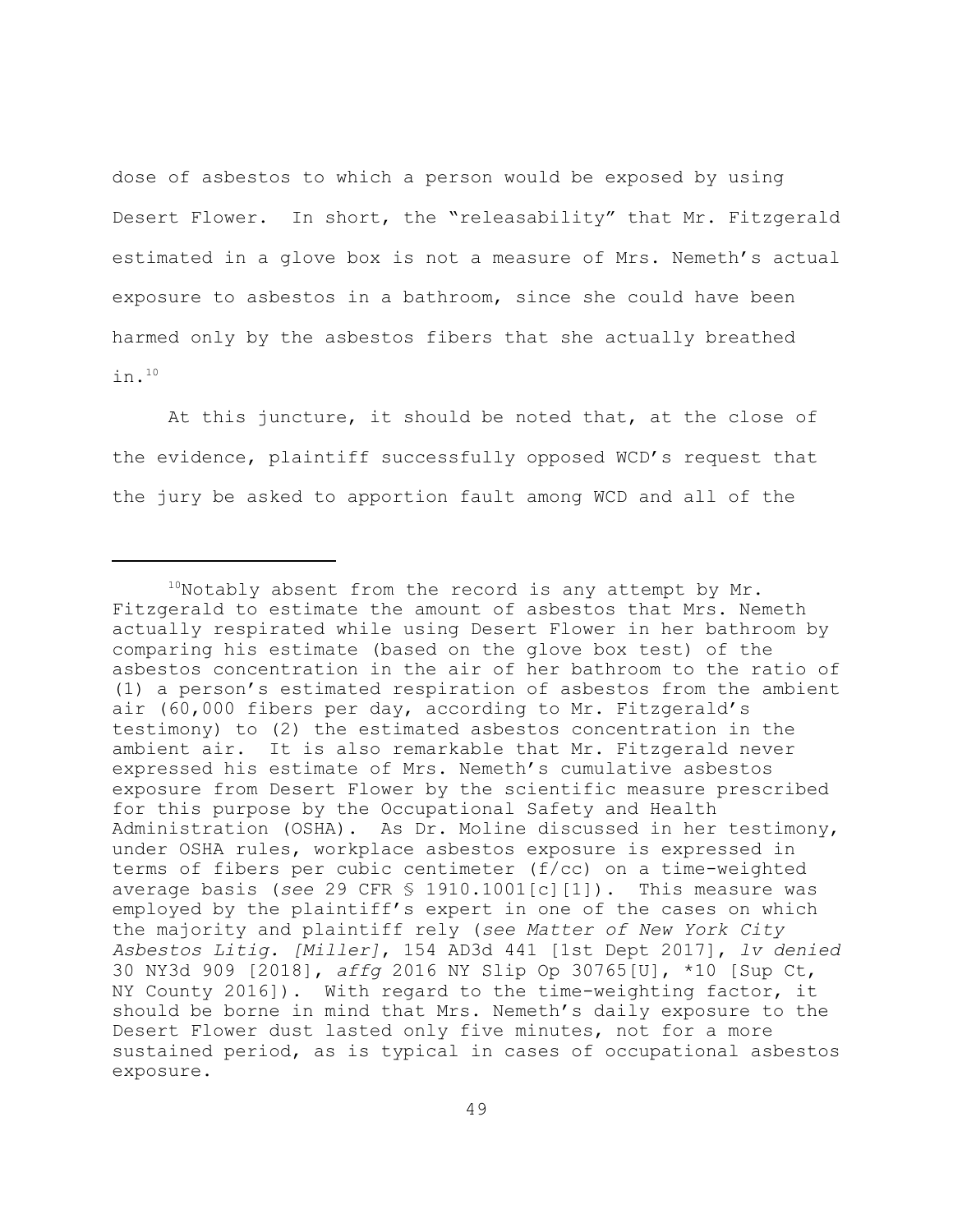dose of asbestos to which a person would be exposed by using Desert Flower. In short, the "releasability" that Mr. Fitzgerald estimated in a glove box is not a measure of Mrs. Nemeth's actual exposure to asbestos in a bathroom, since she could have been harmed only by the asbestos fibers that she actually breathed in.[10]

At this juncture, it should be noted that, at the close of the evidence, plaintiff successfully opposed WCD's request that the jury be asked to apportion fault among WCD and all of the

---

[10]Notably absent from the record is any attempt by Mr. Fitzgerald to estimate the amount of asbestos that Mrs. Nemeth actually respirated while using Desert Flower in her bathroom by comparing his estimate (based on the glove box test) of the asbestos concentration in the air of her bathroom to the ratio of (1) a person's estimated respiration of asbestos from the ambient air (60,000 fibers per day, according to Mr. Fitzgerald's testimony) to (2) the estimated asbestos concentration in the ambient air. It is also remarkable that Mr. Fitzgerald never expressed his estimate of Mrs. Nemeth's cumulative asbestos exposure from Desert Flower by the scientific measure prescribed for this purpose by the Occupational Safety and Health Administration (OSHA). As Dr. Moline discussed in her testimony, under OSHA rules, workplace asbestos exposure is expressed in terms of fibers per cubic centimeter (f/cc) on a time-weighted average basis (*see* 29 CFR § 1910.1001[c][1]). This measure was employed by the plaintiff's expert in one of the cases on which the majority and plaintiff rely (*see Matter of New York City Asbestos Litig. [Miller]*, 154 AD3d 441 [1st Dept 2017], *lv denied* 30 NY3d 909 [2018], *affg* 2016 NY Slip Op 30765[U], *10 [Sup Ct, NY County 2016]). With regard to the time-weighting factor, it should be borne in mind that Mrs. Nemeth's daily exposure to the Desert Flower dust lasted only five minutes, not for a more sustained period, as is typical in cases of occupational asbestos exposure.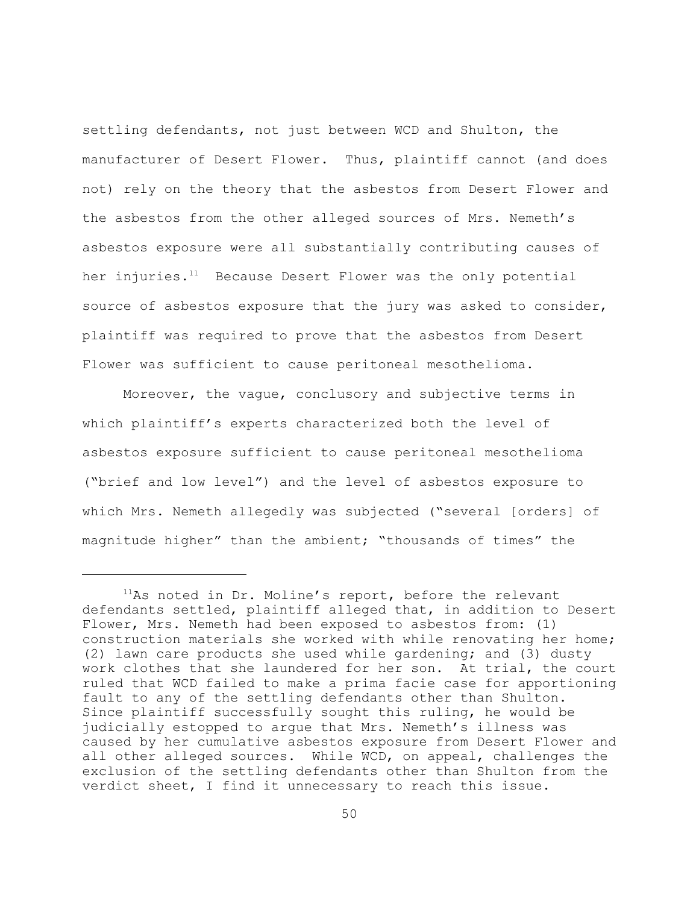settling defendants, not just between WCD and Shulton, the manufacturer of Desert Flower. Thus, plaintiff cannot (and does not) rely on the theory that the asbestos from Desert Flower and the asbestos from the other alleged sources of Mrs. Nemeth's asbestos exposure were all substantially contributing causes of her injuries.[11] Because Desert Flower was the only potential source of asbestos exposure that the jury was asked to consider, plaintiff was required to prove that the asbestos from Desert Flower was sufficient to cause peritoneal mesothelioma.

Moreover, the vague, conclusory and subjective terms in which plaintiff's experts characterized both the level of asbestos exposure sufficient to cause peritoneal mesothelioma ("brief and low level") and the level of asbestos exposure to which Mrs. Nemeth allegedly was subjected ("several [orders] of magnitude higher" than the ambient; "thousands of times" the

---

[11]As noted in Dr. Moline's report, before the relevant defendants settled, plaintiff alleged that, in addition to Desert Flower, Mrs. Nemeth had been exposed to asbestos from: (1) construction materials she worked with while renovating her home; (2) lawn care products she used while gardening; and (3) dusty work clothes that she laundered for her son. At trial, the court ruled that WCD failed to make a prima facie case for apportioning fault to any of the settling defendants other than Shulton. Since plaintiff successfully sought this ruling, he would be judicially estopped to argue that Mrs. Nemeth's illness was caused by her cumulative asbestos exposure from Desert Flower and all other alleged sources. While WCD, on appeal, challenges the exclusion of the settling defendants other than Shulton from the verdict sheet, I find it unnecessary to reach this issue.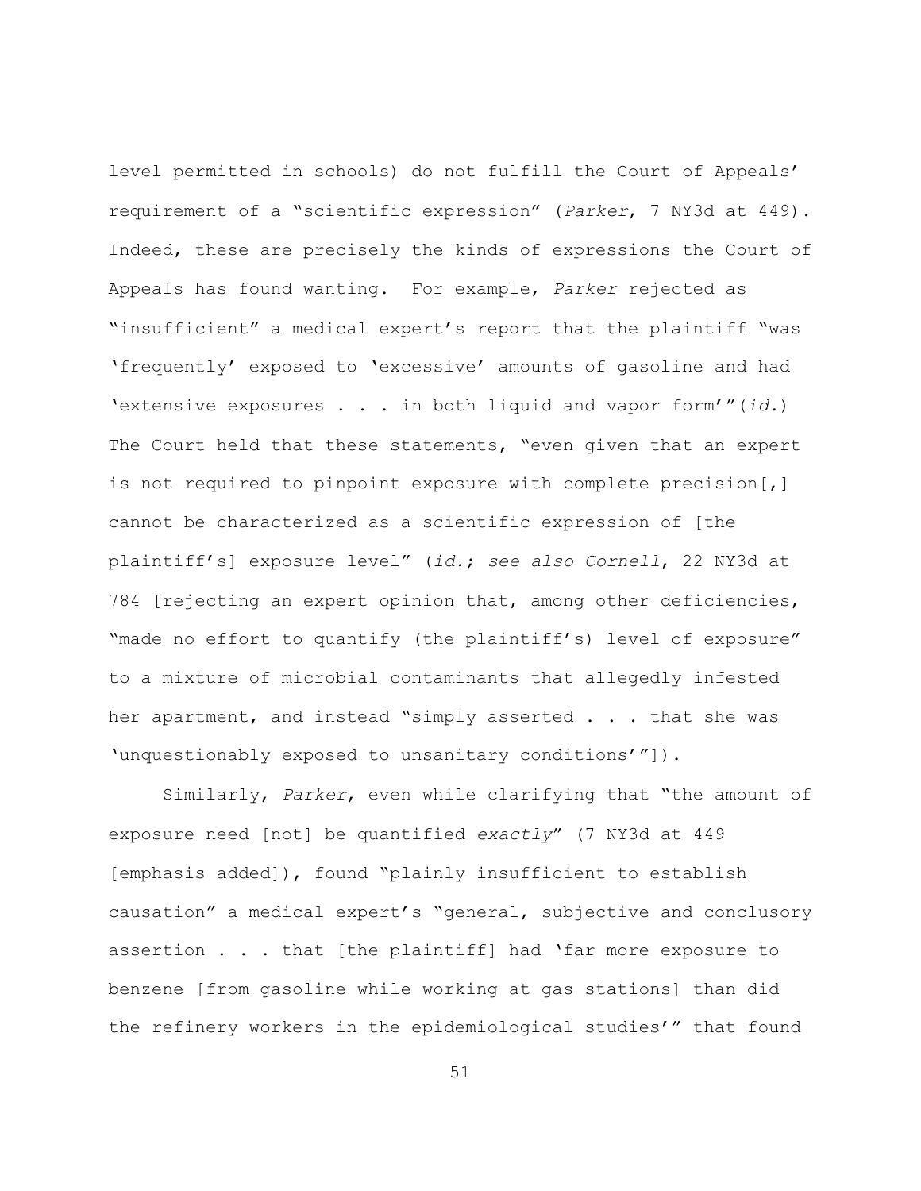level permitted in schools) do not fulfill the Court of Appeals' requirement of a "scientific expression" (*Parker*, 7 NY3d at 449). Indeed, these are precisely the kinds of expressions the Court of Appeals has found wanting. For example, *Parker* rejected as "insufficient" a medical expert's report that the plaintiff "was 'frequently' exposed to 'excessive' amounts of gasoline and had 'extensive exposures . . . in both liquid and vapor form'"(*id.*) The Court held that these statements, "even given that an expert is not required to pinpoint exposure with complete precision[,] cannot be characterized as a scientific expression of [the plaintiff's] exposure level" (*id.*; *see also Cornell*, 22 NY3d at 784 [rejecting an expert opinion that, among other deficiencies, "made no effort to quantify (the plaintiff's) level of exposure" to a mixture of microbial contaminants that allegedly infested her apartment, and instead "simply asserted . . . that she was 'unquestionably exposed to unsanitary conditions'"]).

Similarly, *Parker*, even while clarifying that "the amount of exposure need [not] be quantified *exactly*" (7 NY3d at 449 [emphasis added]), found "plainly insufficient to establish causation" a medical expert's "general, subjective and conclusory assertion . . . that [the plaintiff] had 'far more exposure to benzene [from gasoline while working at gas stations] than did the refinery workers in the epidemiological studies'" that found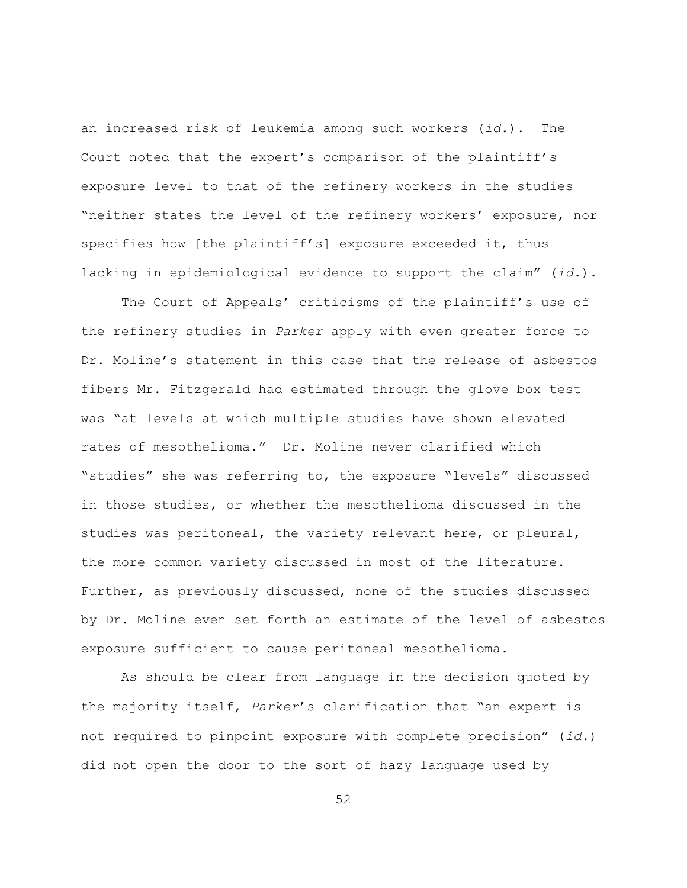an increased risk of leukemia among such workers (*id.*). The Court noted that the expert's comparison of the plaintiff's exposure level to that of the refinery workers in the studies "neither states the level of the refinery workers' exposure, nor specifies how [the plaintiff's] exposure exceeded it, thus lacking in epidemiological evidence to support the claim" (*id.*).

The Court of Appeals' criticisms of the plaintiff's use of the refinery studies in *Parker* apply with even greater force to Dr. Moline's statement in this case that the release of asbestos fibers Mr. Fitzgerald had estimated through the glove box test was "at levels at which multiple studies have shown elevated rates of mesothelioma." Dr. Moline never clarified which "studies" she was referring to, the exposure "levels" discussed in those studies, or whether the mesothelioma discussed in the studies was peritoneal, the variety relevant here, or pleural, the more common variety discussed in most of the literature. Further, as previously discussed, none of the studies discussed by Dr. Moline even set forth an estimate of the level of asbestos exposure sufficient to cause peritoneal mesothelioma.

As should be clear from language in the decision quoted by the majority itself, *Parker*'s clarification that "an expert is not required to pinpoint exposure with complete precision" (*id.*) did not open the door to the sort of hazy language used by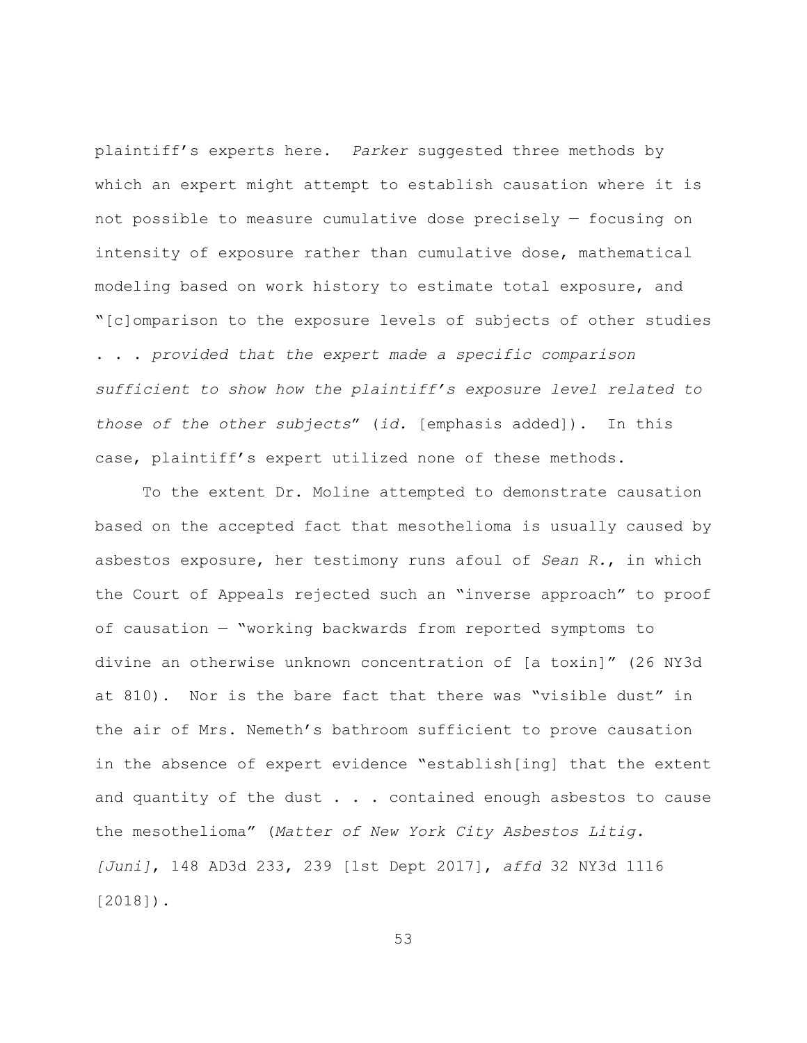plaintiff's experts here. *Parker* suggested three methods by which an expert might attempt to establish causation where it is not possible to measure cumulative dose precisely — focusing on intensity of exposure rather than cumulative dose, mathematical modeling based on work history to estimate total exposure, and "[c]omparison to the exposure levels of subjects of other studies . . . *provided that the expert made a specific comparison sufficient to show how the plaintiff's exposure level related to those of the other subjects*" (*id.* [emphasis added]). In this case, plaintiff's expert utilized none of these methods.

To the extent Dr. Moline attempted to demonstrate causation based on the accepted fact that mesothelioma is usually caused by asbestos exposure, her testimony runs afoul of *Sean R.*, in which the Court of Appeals rejected such an "inverse approach" to proof of causation — "working backwards from reported symptoms to divine an otherwise unknown concentration of [a toxin]" (26 NY3d at 810). Nor is the bare fact that there was "visible dust" in the air of Mrs. Nemeth's bathroom sufficient to prove causation in the absence of expert evidence "establish[ing] that the extent and quantity of the dust . . . contained enough asbestos to cause the mesothelioma" (*Matter of New York City Asbestos Litig. [Juni]*, 148 AD3d 233, 239 [1st Dept 2017], *affd* 32 NY3d 1116 [2018]).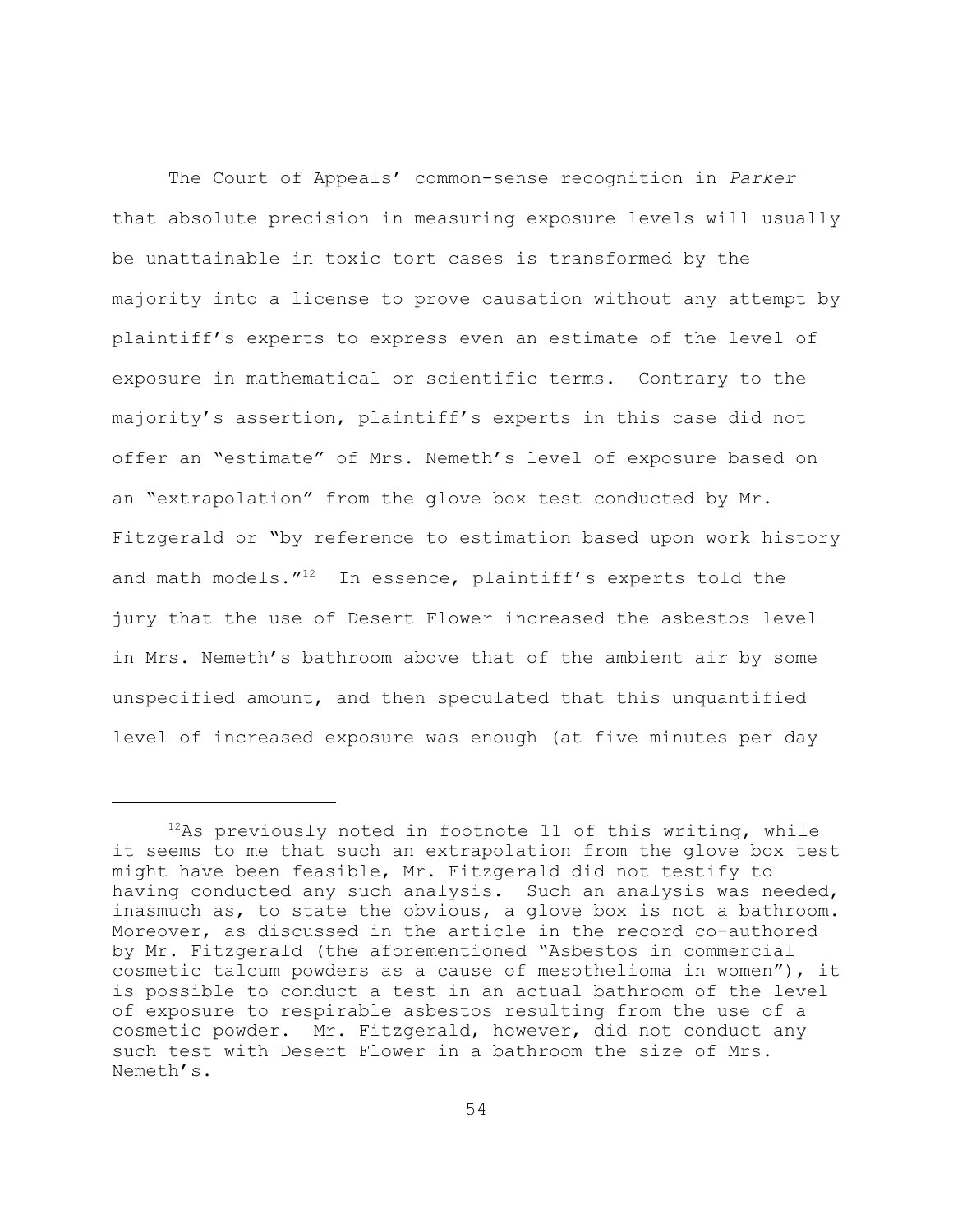The Court of Appeals' common-sense recognition in *Parker* that absolute precision in measuring exposure levels will usually be unattainable in toxic tort cases is transformed by the majority into a license to prove causation without any attempt by plaintiff's experts to express even an estimate of the level of exposure in mathematical or scientific terms. Contrary to the majority's assertion, plaintiff's experts in this case did not offer an "estimate" of Mrs. Nemeth's level of exposure based on an "extrapolation" from the glove box test conducted by Mr. Fitzgerald or "by reference to estimation based upon work history and math models."[12] In essence, plaintiff's experts told the jury that the use of Desert Flower increased the asbestos level in Mrs. Nemeth's bathroom above that of the ambient air by some unspecified amount, and then speculated that this unquantified level of increased exposure was enough (at five minutes per day

---

[12]As previously noted in footnote 11 of this writing, while it seems to me that such an extrapolation from the glove box test might have been feasible, Mr. Fitzgerald did not testify to having conducted any such analysis. Such an analysis was needed, inasmuch as, to state the obvious, a glove box is not a bathroom. Moreover, as discussed in the article in the record co-authored by Mr. Fitzgerald (the aforementioned "Asbestos in commercial cosmetic talcum powders as a cause of mesothelioma in women"), it is possible to conduct a test in an actual bathroom of the level of exposure to respirable asbestos resulting from the use of a cosmetic powder. Mr. Fitzgerald, however, did not conduct any such test with Desert Flower in a bathroom the size of Mrs. Nemeth's.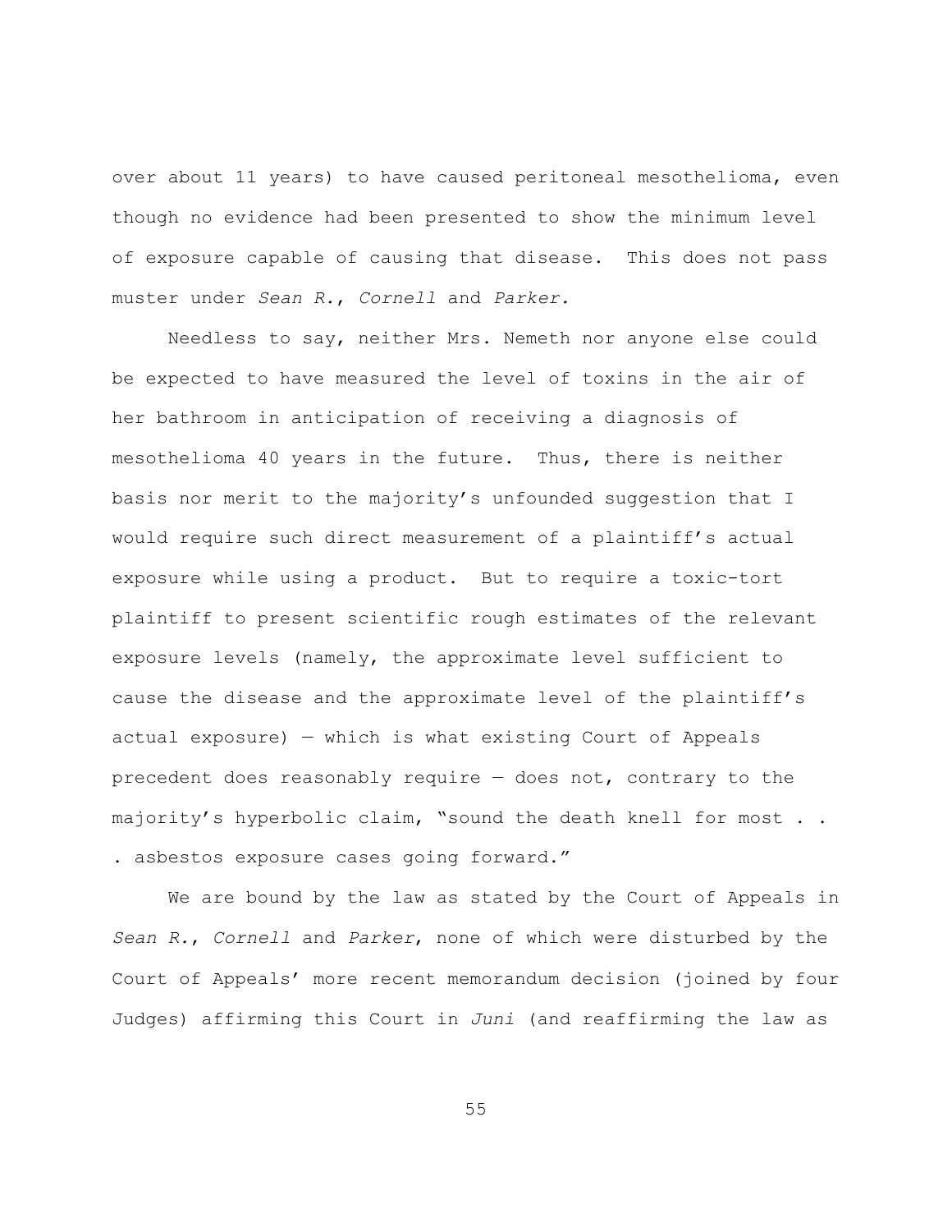over about 11 years) to have caused peritoneal mesothelioma, even though no evidence had been presented to show the minimum level of exposure capable of causing that disease. This does not pass muster under *Sean R.*, *Cornell* and *Parker.*

Needless to say, neither Mrs. Nemeth nor anyone else could be expected to have measured the level of toxins in the air of her bathroom in anticipation of receiving a diagnosis of mesothelioma 40 years in the future. Thus, there is neither basis nor merit to the majority's unfounded suggestion that I would require such direct measurement of a plaintiff's actual exposure while using a product. But to require a toxic-tort plaintiff to present scientific rough estimates of the relevant exposure levels (namely, the approximate level sufficient to cause the disease and the approximate level of the plaintiff's actual exposure) — which is what existing Court of Appeals precedent does reasonably require — does not, contrary to the majority's hyperbolic claim, "sound the death knell for most . . . asbestos exposure cases going forward."

We are bound by the law as stated by the Court of Appeals in *Sean R.*, *Cornell* and *Parker*, none of which were disturbed by the Court of Appeals' more recent memorandum decision (joined by four Judges) affirming this Court in *Juni* (and reaffirming the law as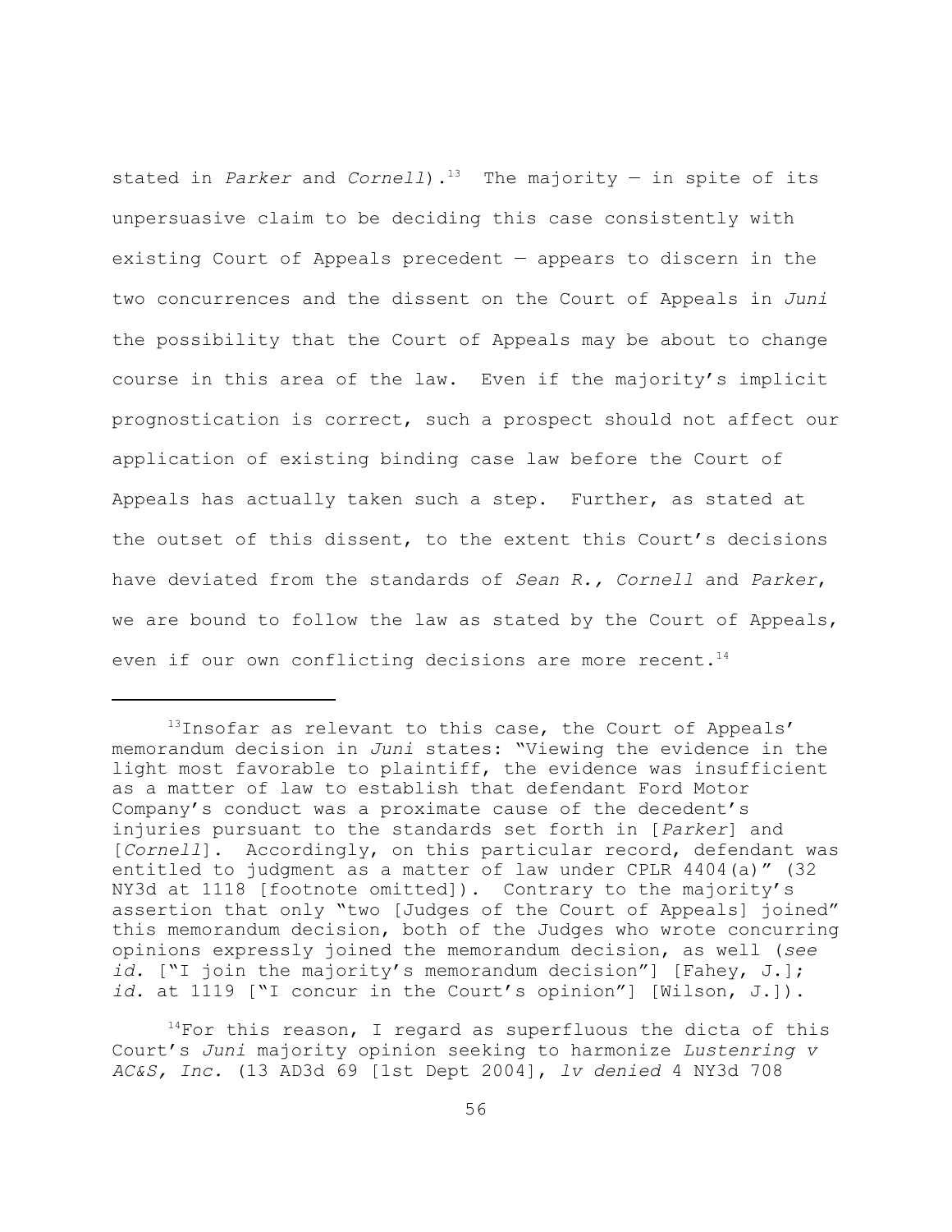stated in *Parker* and *Cornell*).[13] The majority — in spite of its unpersuasive claim to be deciding this case consistently with existing Court of Appeals precedent — appears to discern in the two concurrences and the dissent on the Court of Appeals in *Juni* the possibility that the Court of Appeals may be about to change course in this area of the law. Even if the majority's implicit prognostication is correct, such a prospect should not affect our application of existing binding case law before the Court of Appeals has actually taken such a step. Further, as stated at the outset of this dissent, to the extent this Court's decisions have deviated from the standards of *Sean R., Cornell* and *Parker*, we are bound to follow the law as stated by the Court of Appeals, even if our own conflicting decisions are more recent.[14]

---

[13]Insofar as relevant to this case, the Court of Appeals' memorandum decision in *Juni* states: "Viewing the evidence in the light most favorable to plaintiff, the evidence was insufficient as a matter of law to establish that defendant Ford Motor Company's conduct was a proximate cause of the decedent's injuries pursuant to the standards set forth in [*Parker*] and [*Cornell*]. Accordingly, on this particular record, defendant was entitled to judgment as a matter of law under CPLR 4404(a)" (32 NY3d at 1118 [footnote omitted]). Contrary to the majority's assertion that only "two [Judges of the Court of Appeals] joined" this memorandum decision, both of the Judges who wrote concurring opinions expressly joined the memorandum decision, as well (*see id.* ["I join the majority's memorandum decision"] [Fahey, J.]; *id.* at 1119 ["I concur in the Court's opinion"] [Wilson, J.]).

[14]For this reason, I regard as superfluous the dicta of this Court's *Juni* majority opinion seeking to harmonize *Lustenring v AC&S, Inc.* (13 AD3d 69 [1st Dept 2004], *lv denied* 4 NY3d 708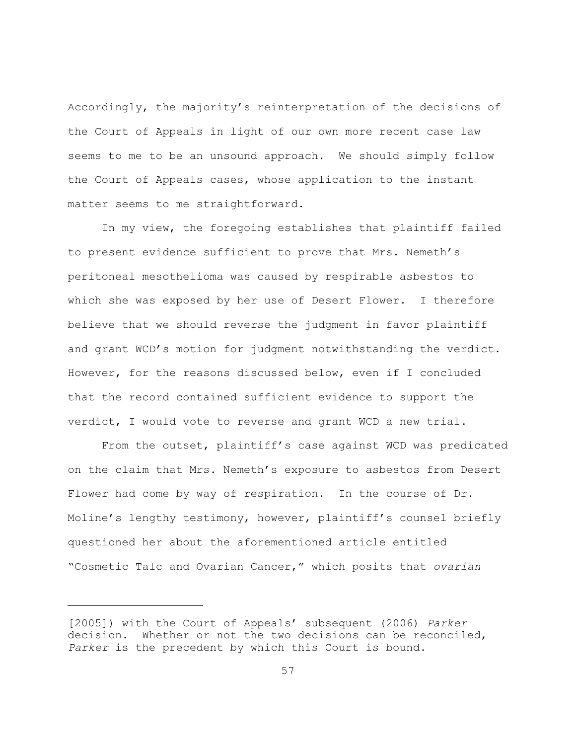Accordingly, the majority's reinterpretation of the decisions of the Court of Appeals in light of our own more recent case law seems to me to be an unsound approach. We should simply follow the Court of Appeals cases, whose application to the instant matter seems to me straightforward.

In my view, the foregoing establishes that plaintiff failed to present evidence sufficient to prove that Mrs. Nemeth's peritoneal mesothelioma was caused by respirable asbestos to which she was exposed by her use of Desert Flower. I therefore believe that we should reverse the judgment in favor plaintiff and grant WCD's motion for judgment notwithstanding the verdict. However, for the reasons discussed below, even if I concluded that the record contained sufficient evidence to support the verdict, I would vote to reverse and grant WCD a new trial.

From the outset, plaintiff's case against WCD was predicated on the claim that Mrs. Nemeth's exposure to asbestos from Desert Flower had come by way of respiration. In the course of Dr. Moline's lengthy testimony, however, plaintiff's counsel briefly questioned her about the aforementioned article entitled "Cosmetic Talc and Ovarian Cancer," which posits that *ovarian*

---

[2005]) with the Court of Appeals' subsequent (2006) *Parker* decision. Whether or not the two decisions can be reconciled, *Parker* is the precedent by which this Court is bound.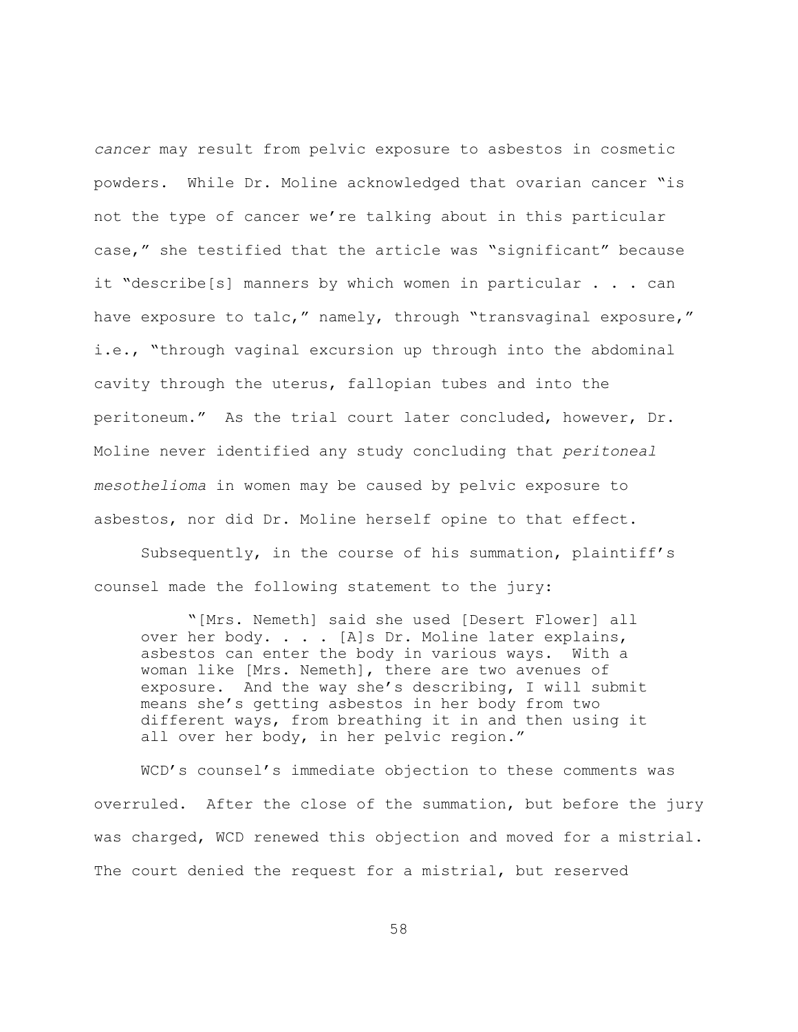*cancer* may result from pelvic exposure to asbestos in cosmetic powders. While Dr. Moline acknowledged that ovarian cancer "is not the type of cancer we're talking about in this particular case," she testified that the article was "significant" because it "describe[s] manners by which women in particular . . . can have exposure to talc," namely, through "transvaginal exposure," i.e., "through vaginal excursion up through into the abdominal cavity through the uterus, fallopian tubes and into the peritoneum." As the trial court later concluded, however, Dr. Moline never identified any study concluding that *peritoneal mesothelioma* in women may be caused by pelvic exposure to asbestos, nor did Dr. Moline herself opine to that effect.

Subsequently, in the course of his summation, plaintiff's counsel made the following statement to the jury:

> "[Mrs. Nemeth] said she used [Desert Flower] all over her body. . . . [A]s Dr. Moline later explains, asbestos can enter the body in various ways. With a woman like [Mrs. Nemeth], there are two avenues of exposure. And the way she's describing, I will submit means she's getting asbestos in her body from two different ways, from breathing it in and then using it all over her body, in her pelvic region."

WCD's counsel's immediate objection to these comments was overruled. After the close of the summation, but before the jury was charged, WCD renewed this objection and moved for a mistrial. The court denied the request for a mistrial, but reserved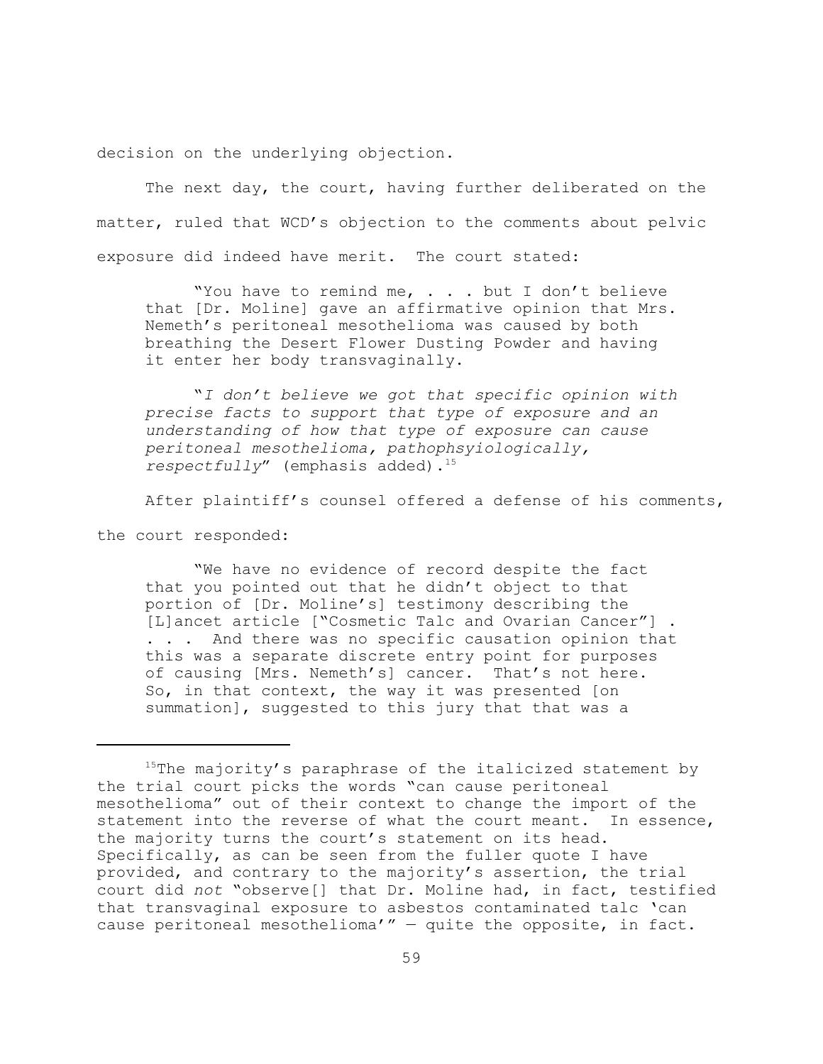decision on the underlying objection.

The next day, the court, having further deliberated on the matter, ruled that WCD's objection to the comments about pelvic exposure did indeed have merit. The court stated:

> "You have to remind me, . . . but I don't believe that [Dr. Moline] gave an affirmative opinion that Mrs. Nemeth's peritoneal mesothelioma was caused by both breathing the Desert Flower Dusting Powder and having it enter her body transvaginally.
>
> "*I don't believe we got that specific opinion with precise facts to support that type of exposure and an understanding of how that type of exposure can cause peritoneal mesothelioma, pathophsyiologically, respectfully*" (emphasis added).[15]

After plaintiff's counsel offered a defense of his comments, the court responded:

> "We have no evidence of record despite the fact that you pointed out that he didn't object to that portion of [Dr. Moline's] testimony describing the [L]ancet article ["Cosmetic Talc and Ovarian Cancer"] . . . . And there was no specific causation opinion that this was a separate discrete entry point for purposes of causing [Mrs. Nemeth's] cancer. That's not here. So, in that context, the way it was presented [on summation], suggested to this jury that that was a

---

[15] The majority's paraphrase of the italicized statement by the trial court picks the words "can cause peritoneal mesothelioma" out of their context to change the import of the statement into the reverse of what the court meant. In essence, the majority turns the court's statement on its head. Specifically, as can be seen from the fuller quote I have provided, and contrary to the majority's assertion, the trial court did *not* "observe[] that Dr. Moline had, in fact, testified that transvaginal exposure to asbestos contaminated talc 'can cause peritoneal mesothelioma'" — quite the opposite, in fact.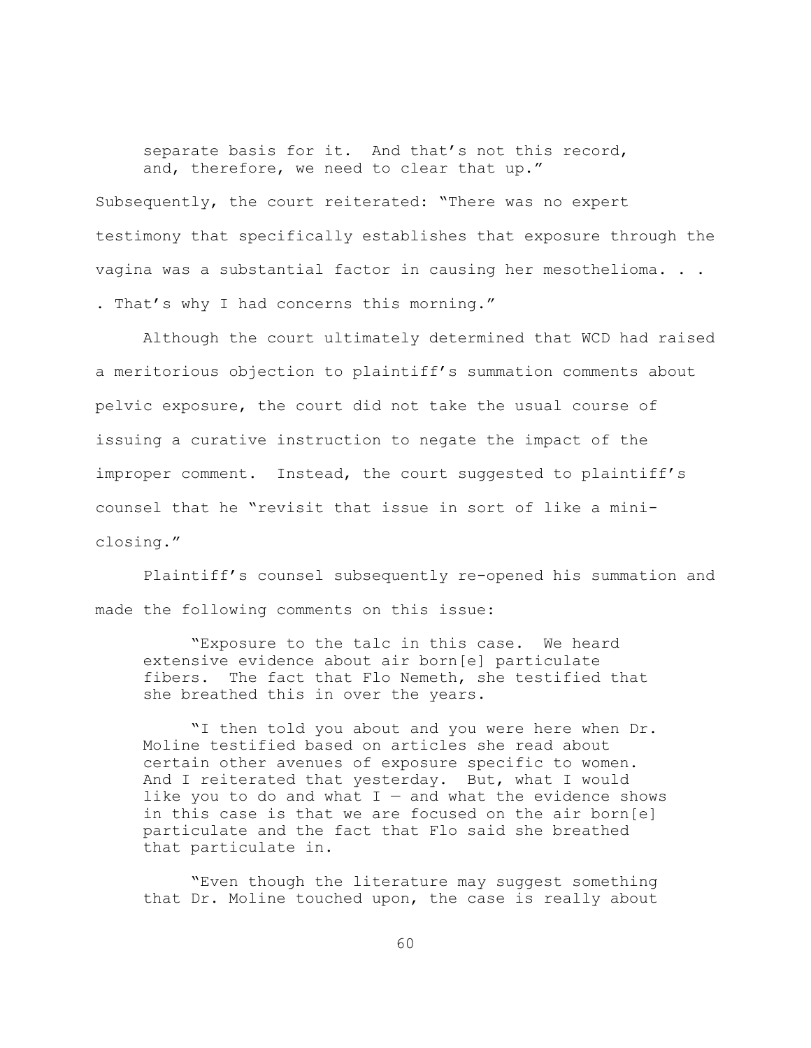> separate basis for it. And that's not this record, and, therefore, we need to clear that up."

Subsequently, the court reiterated: "There was no expert testimony that specifically establishes that exposure through the vagina was a substantial factor in causing her mesothelioma. . . . That's why I had concerns this morning."

Although the court ultimately determined that WCD had raised a meritorious objection to plaintiff's summation comments about pelvic exposure, the court did not take the usual course of issuing a curative instruction to negate the impact of the improper comment. Instead, the court suggested to plaintiff's counsel that he "revisit that issue in sort of like a mini-closing."

Plaintiff's counsel subsequently re-opened his summation and made the following comments on this issue:

> "Exposure to the talc in this case. We heard extensive evidence about air born[e] particulate fibers. The fact that Flo Nemeth, she testified that she breathed this in over the years.
>
> "I then told you about and you were here when Dr. Moline testified based on articles she read about certain other avenues of exposure specific to women. And I reiterated that yesterday. But, what I would like you to do and what I — and what the evidence shows in this case is that we are focused on the air born[e] particulate and the fact that Flo said she breathed that particulate in.
>
> "Even though the literature may suggest something that Dr. Moline touched upon, the case is really about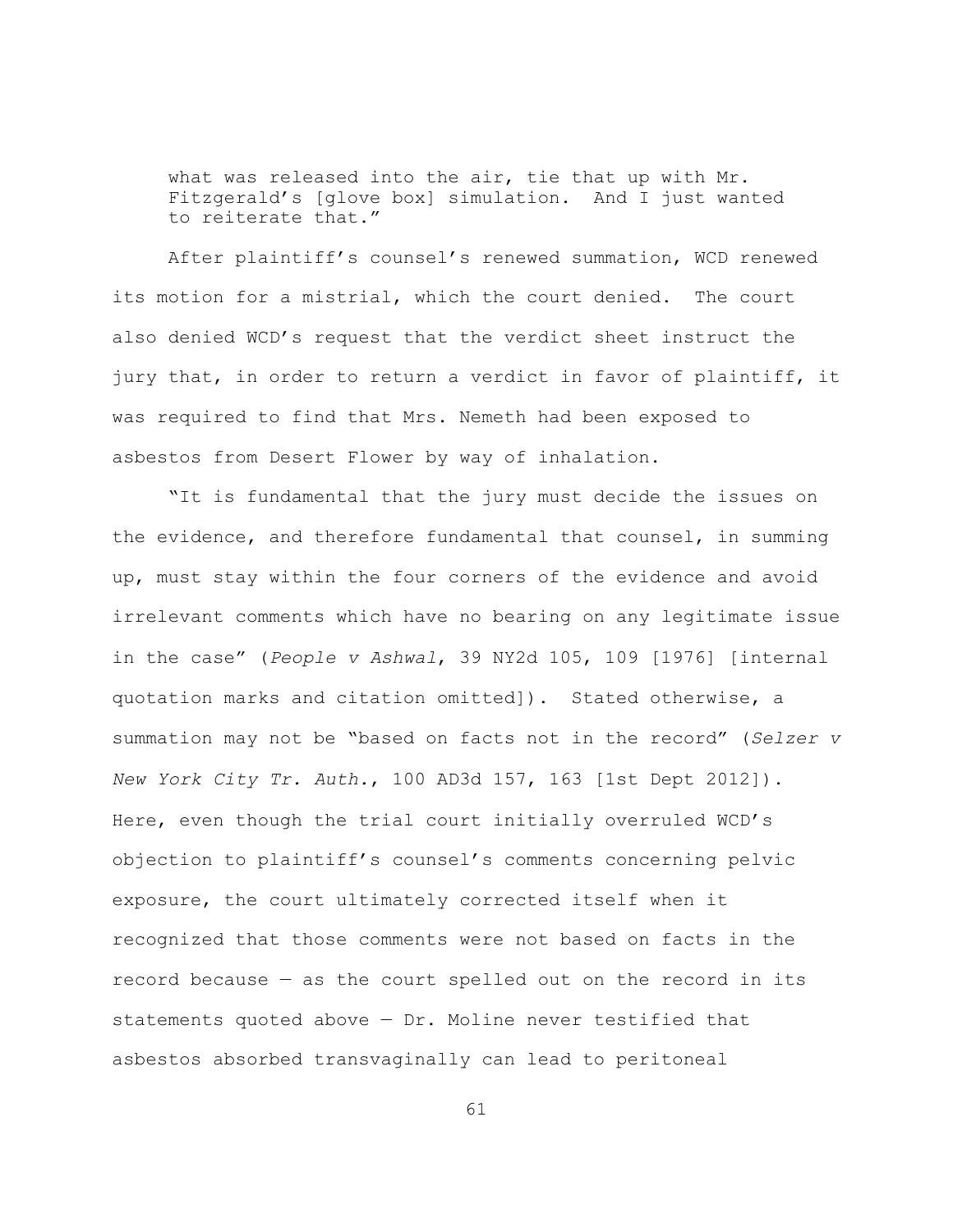> what was released into the air, tie that up with Mr. Fitzgerald's [glove box] simulation. And I just wanted to reiterate that."

After plaintiff's counsel's renewed summation, WCD renewed its motion for a mistrial, which the court denied. The court also denied WCD's request that the verdict sheet instruct the jury that, in order to return a verdict in favor of plaintiff, it was required to find that Mrs. Nemeth had been exposed to asbestos from Desert Flower by way of inhalation.

"It is fundamental that the jury must decide the issues on the evidence, and therefore fundamental that counsel, in summing up, must stay within the four corners of the evidence and avoid irrelevant comments which have no bearing on any legitimate issue in the case" (*People v Ashwal*, 39 NY2d 105, 109 [1976] [internal quotation marks and citation omitted]). Stated otherwise, a summation may not be "based on facts not in the record" (*Selzer v New York City Tr. Auth.*, 100 AD3d 157, 163 [1st Dept 2012]). Here, even though the trial court initially overruled WCD's objection to plaintiff's counsel's comments concerning pelvic exposure, the court ultimately corrected itself when it recognized that those comments were not based on facts in the record because — as the court spelled out on the record in its statements quoted above — Dr. Moline never testified that asbestos absorbed transvaginally can lead to peritoneal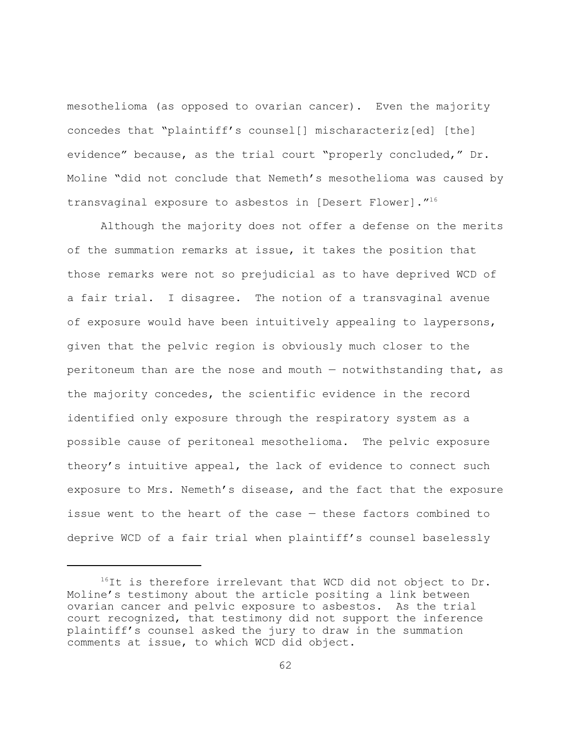mesothelioma (as opposed to ovarian cancer). Even the majority concedes that "plaintiff's counsel[] mischaracteriz[ed] [the] evidence" because, as the trial court "properly concluded," Dr. Moline "did not conclude that Nemeth's mesothelioma was caused by transvaginal exposure to asbestos in [Desert Flower]."[16]

Although the majority does not offer a defense on the merits of the summation remarks at issue, it takes the position that those remarks were not so prejudicial as to have deprived WCD of a fair trial. I disagree. The notion of a transvaginal avenue of exposure would have been intuitively appealing to laypersons, given that the pelvic region is obviously much closer to the peritoneum than are the nose and mouth — notwithstanding that, as the majority concedes, the scientific evidence in the record identified only exposure through the respiratory system as a possible cause of peritoneal mesothelioma. The pelvic exposure theory's intuitive appeal, the lack of evidence to connect such exposure to Mrs. Nemeth's disease, and the fact that the exposure issue went to the heart of the case — these factors combined to deprive WCD of a fair trial when plaintiff's counsel baselessly

---

[16] It is therefore irrelevant that WCD did not object to Dr. Moline's testimony about the article positing a link between ovarian cancer and pelvic exposure to asbestos. As the trial court recognized, that testimony did not support the inference plaintiff's counsel asked the jury to draw in the summation comments at issue, to which WCD did object.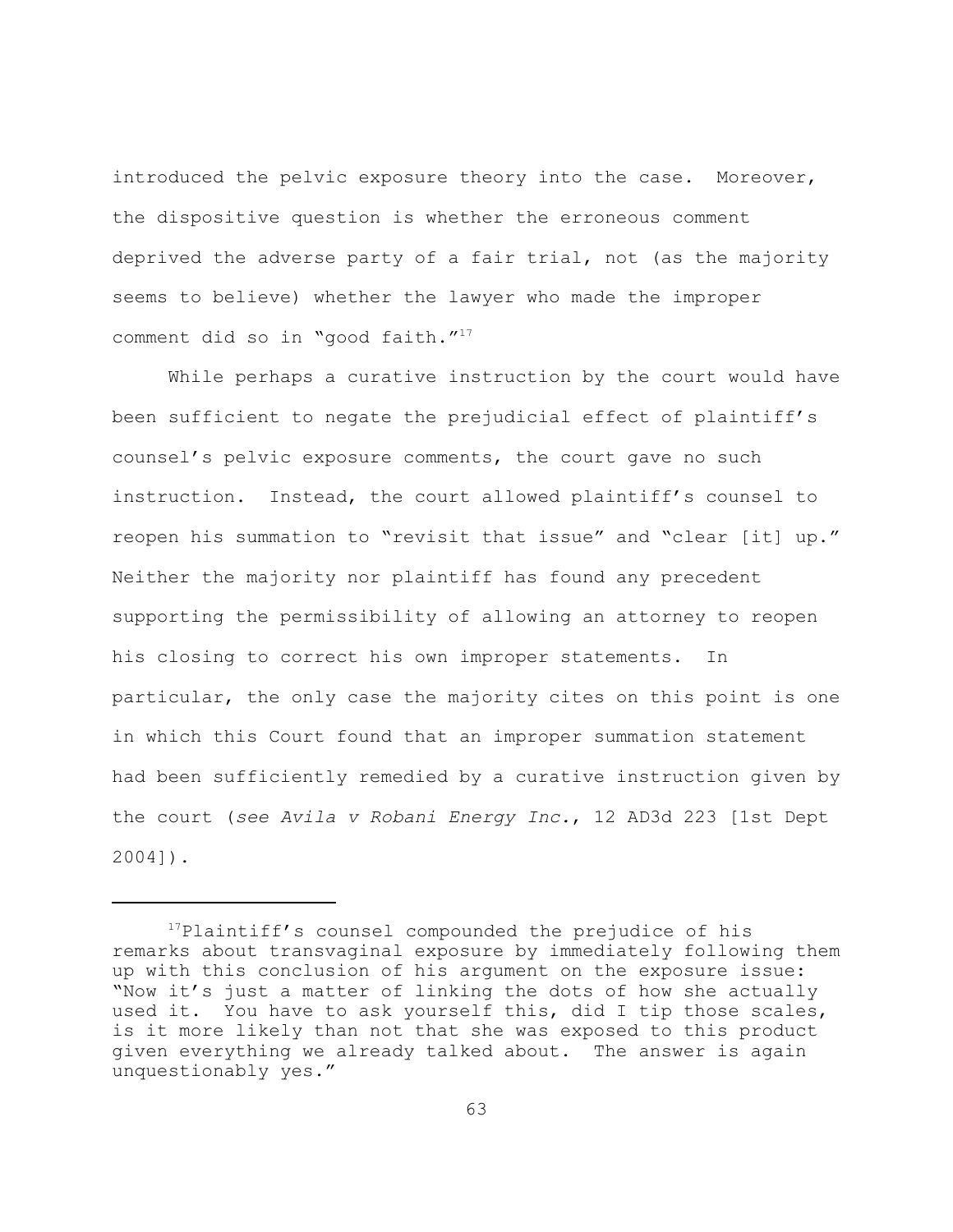introduced the pelvic exposure theory into the case. Moreover, the dispositive question is whether the erroneous comment deprived the adverse party of a fair trial, not (as the majority seems to believe) whether the lawyer who made the improper comment did so in "good faith."[17]

While perhaps a curative instruction by the court would have been sufficient to negate the prejudicial effect of plaintiff's counsel's pelvic exposure comments, the court gave no such instruction. Instead, the court allowed plaintiff's counsel to reopen his summation to "revisit that issue" and "clear [it] up." Neither the majority nor plaintiff has found any precedent supporting the permissibility of allowing an attorney to reopen his closing to correct his own improper statements. In particular, the only case the majority cites on this point is one in which this Court found that an improper summation statement had been sufficiently remedied by a curative instruction given by the court (*see Avila v Robani Energy Inc.*, 12 AD3d 223 [1st Dept 2004]).

---

[17] Plaintiff's counsel compounded the prejudice of his remarks about transvaginal exposure by immediately following them up with this conclusion of his argument on the exposure issue: "Now it's just a matter of linking the dots of how she actually used it. You have to ask yourself this, did I tip those scales, is it more likely than not that she was exposed to this product given everything we already talked about. The answer is again unquestionably yes."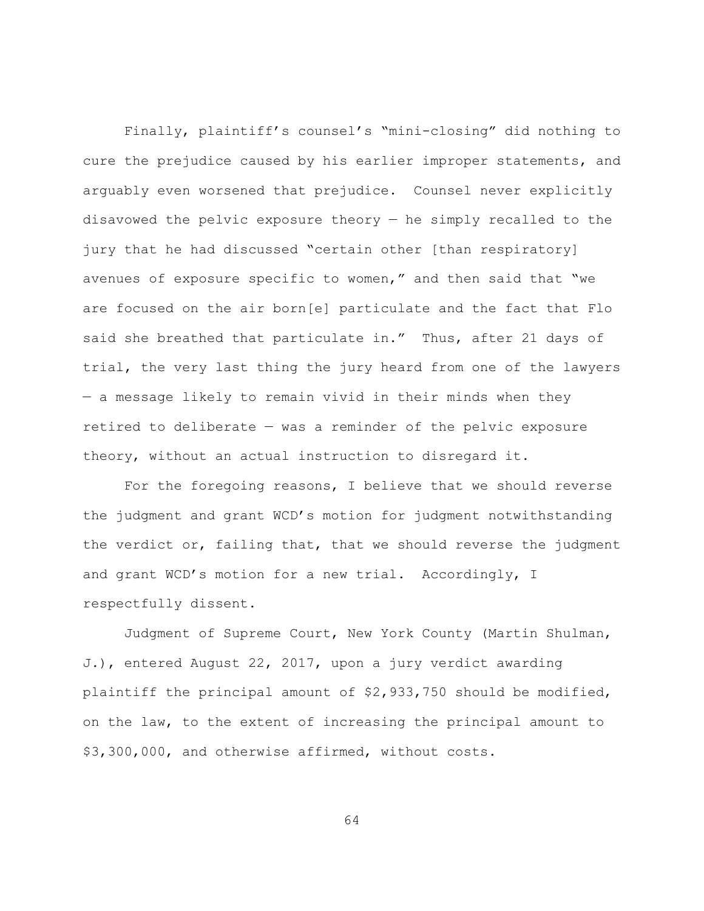Finally, plaintiff's counsel's "mini-closing" did nothing to cure the prejudice caused by his earlier improper statements, and arguably even worsened that prejudice. Counsel never explicitly disavowed the pelvic exposure theory — he simply recalled to the jury that he had discussed "certain other [than respiratory] avenues of exposure specific to women," and then said that "we are focused on the air born[e] particulate and the fact that Flo said she breathed that particulate in." Thus, after 21 days of trial, the very last thing the jury heard from one of the lawyers — a message likely to remain vivid in their minds when they retired to deliberate — was a reminder of the pelvic exposure theory, without an actual instruction to disregard it.

For the foregoing reasons, I believe that we should reverse the judgment and grant WCD's motion for judgment notwithstanding the verdict or, failing that, that we should reverse the judgment and grant WCD's motion for a new trial. Accordingly, I respectfully dissent.

Judgment of Supreme Court, New York County (Martin Shulman, J.), entered August 22, 2017, upon a jury verdict awarding plaintiff the principal amount of $2,933,750 should be modified, on the law, to the extent of increasing the principal amount to $3,300,000, and otherwise affirmed, without costs.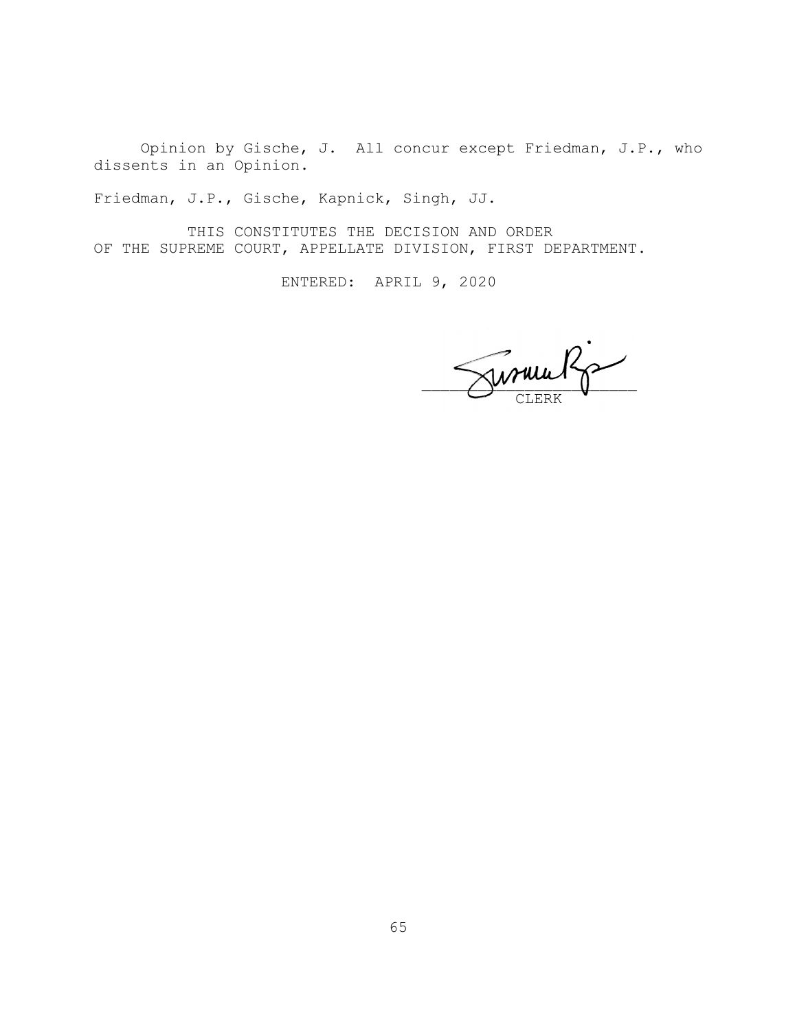Opinion by Gische, J. All concur except Friedman, J.P., who dissents in an Opinion.

Friedman, J.P., Gische, Kapnick, Singh, JJ.

THIS CONSTITUTES THE DECISION AND ORDER OF THE SUPREME COURT, APPELLATE DIVISION, FIRST DEPARTMENT.

ENTERED: APRIL 9, 2020

_______________________
CLERK